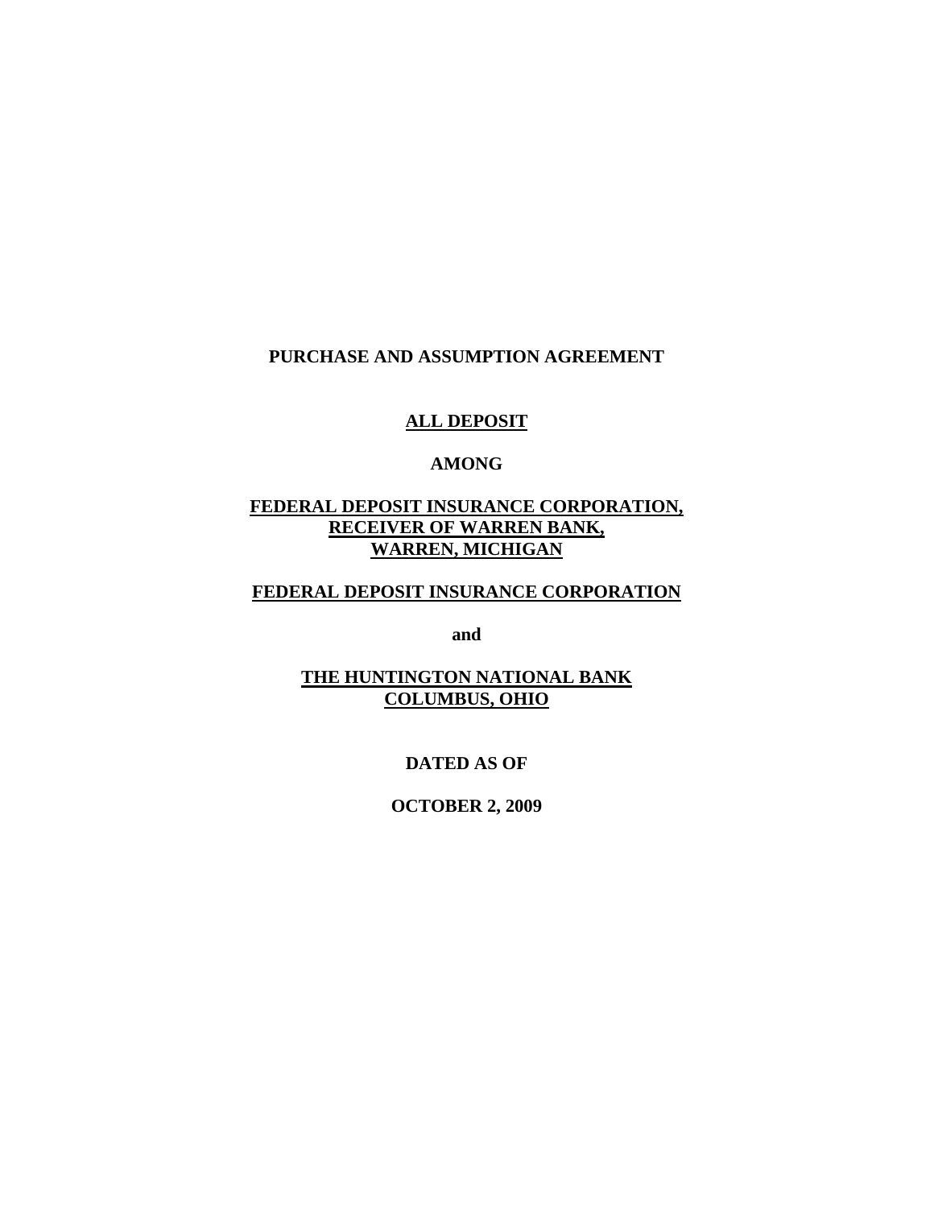**PURCHASE AND ASSUMPTION AGREEMENT**

**ALL DEPOSIT**

**AMONG**

**FEDERAL DEPOSIT INSURANCE CORPORATION,**
**RECEIVER OF WARREN BANK,**
**WARREN, MICHIGAN**

**FEDERAL DEPOSIT INSURANCE CORPORATION**

**and**

**THE HUNTINGTON NATIONAL BANK**
**COLUMBUS, OHIO**

**DATED AS OF**

**OCTOBER 2, 2009**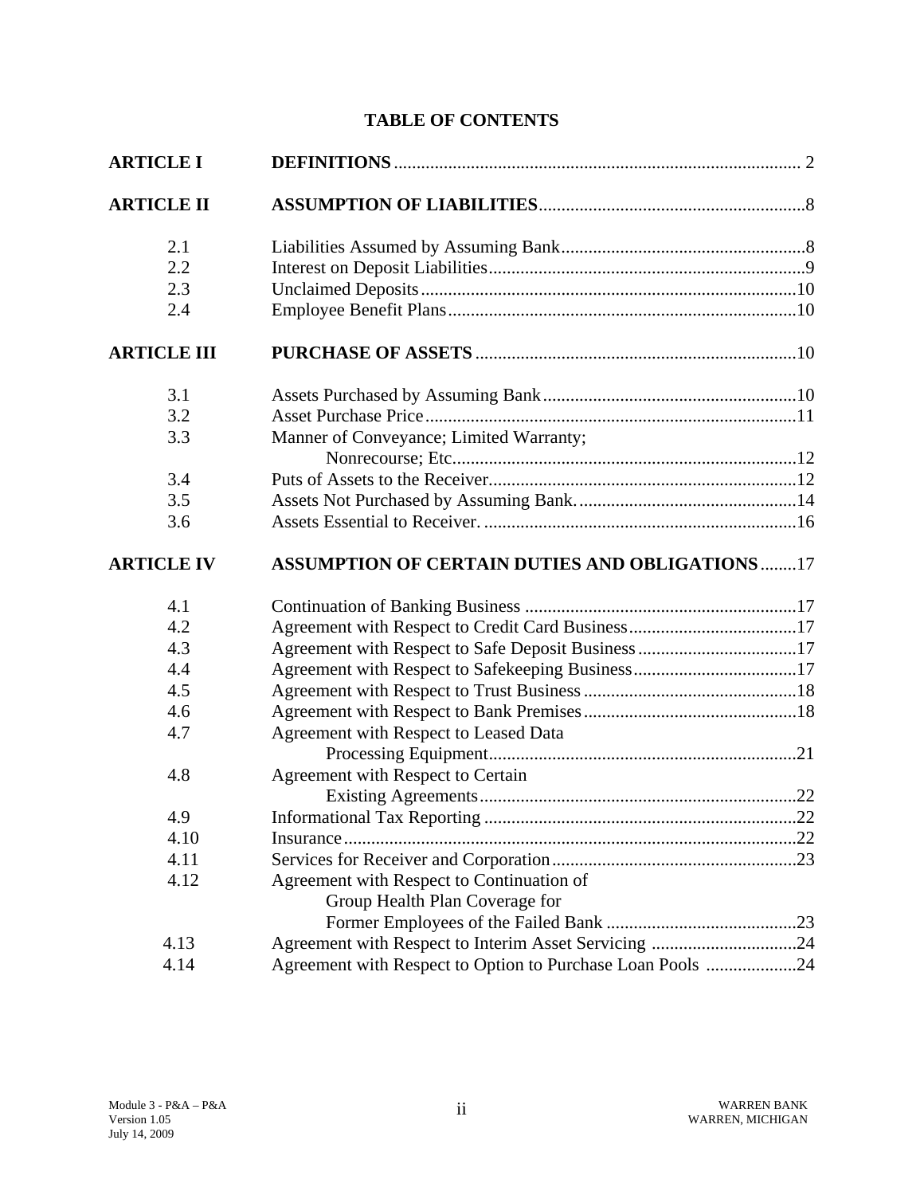# TABLE OF CONTENTS

| | | |
|---|---|---|
| **ARTICLE I** | **DEFINITIONS** | 2 |
| **ARTICLE II** | **ASSUMPTION OF LIABILITIES** | 8 |
| 2.1 | Liabilities Assumed by Assuming Bank | 8 |
| 2.2 | Interest on Deposit Liabilities | 9 |
| 2.3 | Unclaimed Deposits | 10 |
| 2.4 | Employee Benefit Plans | 10 |
| **ARTICLE III** | **PURCHASE OF ASSETS** | 10 |
| 3.1 | Assets Purchased by Assuming Bank | 10 |
| 3.2 | Asset Purchase Price | 11 |
| 3.3 | Manner of Conveyance; Limited Warranty; Nonrecourse; Etc. | 12 |
| 3.4 | Puts of Assets to the Receiver | 12 |
| 3.5 | Assets Not Purchased by Assuming Bank. | 14 |
| 3.6 | Assets Essential to Receiver. | 16 |
| **ARTICLE IV** | **ASSUMPTION OF CERTAIN DUTIES AND OBLIGATIONS** | 17 |
| 4.1 | Continuation of Banking Business | 17 |
| 4.2 | Agreement with Respect to Credit Card Business | 17 |
| 4.3 | Agreement with Respect to Safe Deposit Business | 17 |
| 4.4 | Agreement with Respect to Safekeeping Business | 17 |
| 4.5 | Agreement with Respect to Trust Business | 18 |
| 4.6 | Agreement with Respect to Bank Premises | 18 |
| 4.7 | Agreement with Respect to Leased Data Processing Equipment | 21 |
| 4.8 | Agreement with Respect to Certain Existing Agreements | 22 |
| 4.9 | Informational Tax Reporting | 22 |
| 4.10 | Insurance | 22 |
| 4.11 | Services for Receiver and Corporation | 23 |
| 4.12 | Agreement with Respect to Continuation of Group Health Plan Coverage for Former Employees of the Failed Bank | 23 |
| 4.13 | Agreement with Respect to Interim Asset Servicing | 24 |
| 4.14 | Agreement with Respect to Option to Purchase Loan Pools | 24 |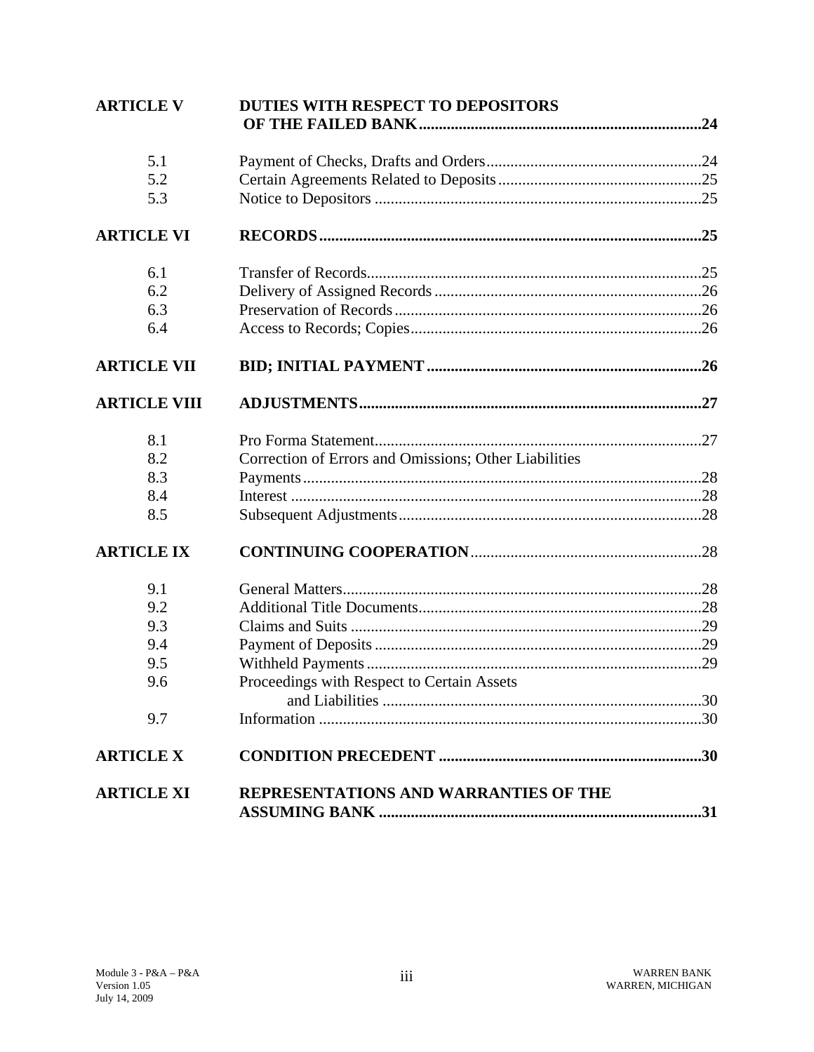| | | |
|---|---|---|
| **ARTICLE V** | **DUTIES WITH RESPECT TO DEPOSITORS OF THE FAILED BANK** | **24** |
| 5.1 | Payment of Checks, Drafts and Orders | 24 |
| 5.2 | Certain Agreements Related to Deposits | 25 |
| 5.3 | Notice to Depositors | 25 |
| **ARTICLE VI** | **RECORDS** | **25** |
| 6.1 | Transfer of Records | 25 |
| 6.2 | Delivery of Assigned Records | 26 |
| 6.3 | Preservation of Records | 26 |
| 6.4 | Access to Records; Copies | 26 |
| **ARTICLE VII** | **BID; INITIAL PAYMENT** | **26** |
| **ARTICLE VIII** | **ADJUSTMENTS** | **27** |
| 8.1 | Pro Forma Statement | 27 |
| 8.2 | Correction of Errors and Omissions; Other Liabilities | |
| 8.3 | Payments | 28 |
| 8.4 | Interest | 28 |
| 8.5 | Subsequent Adjustments | 28 |
| **ARTICLE IX** | **CONTINUING COOPERATION** | 28 |
| 9.1 | General Matters | 28 |
| 9.2 | Additional Title Documents | 28 |
| 9.3 | Claims and Suits | 29 |
| 9.4 | Payment of Deposits | 29 |
| 9.5 | Withheld Payments | 29 |
| 9.6 | Proceedings with Respect to Certain Assets and Liabilities | 30 |
| 9.7 | Information | 30 |
| **ARTICLE X** | **CONDITION PRECEDENT** | **30** |
| **ARTICLE XI** | **REPRESENTATIONS AND WARRANTIES OF THE ASSUMING BANK** | **31** |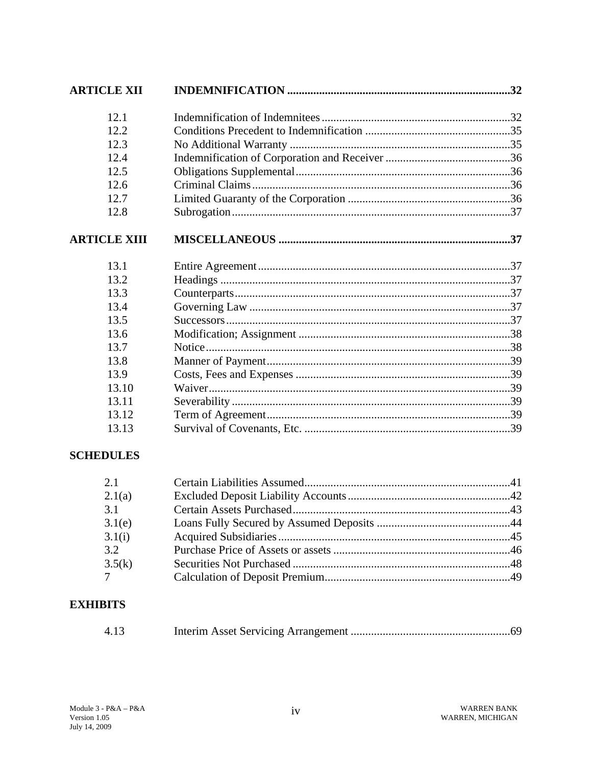| | | |
|---|---|---|
| **ARTICLE XII** | **INDEMNIFICATION** | **32** |
| 12.1 | Indemnification of Indemnitees | 32 |
| 12.2 | Conditions Precedent to Indemnification | 35 |
| 12.3 | No Additional Warranty | 35 |
| 12.4 | Indemnification of Corporation and Receiver | 36 |
| 12.5 | Obligations Supplemental | 36 |
| 12.6 | Criminal Claims | 36 |
| 12.7 | Limited Guaranty of the Corporation | 36 |
| 12.8 | Subrogation | 37 |
| **ARTICLE XIII** | **MISCELLANEOUS** | **37** |
| 13.1 | Entire Agreement | 37 |
| 13.2 | Headings | 37 |
| 13.3 | Counterparts | 37 |
| 13.4 | Governing Law | 37 |
| 13.5 | Successors | 37 |
| 13.6 | Modification; Assignment | 38 |
| 13.7 | Notice | 38 |
| 13.8 | Manner of Payment | 39 |
| 13.9 | Costs, Fees and Expenses | 39 |
| 13.10 | Waiver | 39 |
| 13.11 | Severability | 39 |
| 13.12 | Term of Agreement | 39 |
| 13.13 | Survival of Covenants, Etc. | 39 |

**SCHEDULES**

| | | |
|---|---|---|
| 2.1 | Certain Liabilities Assumed | 41 |
| 2.1(a) | Excluded Deposit Liability Accounts | 42 |
| 3.1 | Certain Assets Purchased | 43 |
| 3.1(e) | Loans Fully Secured by Assumed Deposits | 44 |
| 3.1(i) | Acquired Subsidiaries | 45 |
| 3.2 | Purchase Price of Assets or assets | 46 |
| 3.5(k) | Securities Not Purchased | 48 |
| 7 | Calculation of Deposit Premium | 49 |

**EXHIBITS**

| | | |
|---|---|---|
| 4.13 | Interim Asset Servicing Arrangement | 69 |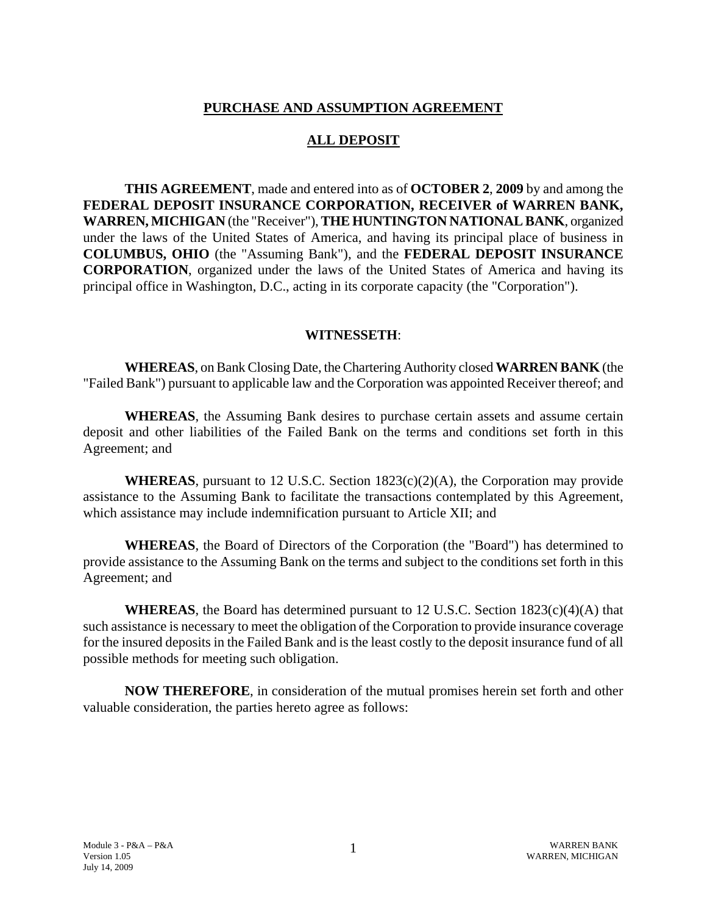## PURCHASE AND ASSUMPTION AGREEMENT

## ALL DEPOSIT

**THIS AGREEMENT**, made and entered into as of **OCTOBER 2**, **2009** by and among the **FEDERAL DEPOSIT INSURANCE CORPORATION, RECEIVER of WARREN BANK, WARREN, MICHIGAN** (the "Receiver"), **THE HUNTINGTON NATIONAL BANK**, organized under the laws of the United States of America, and having its principal place of business in **COLUMBUS, OHIO** (the "Assuming Bank"), and the **FEDERAL DEPOSIT INSURANCE CORPORATION**, organized under the laws of the United States of America and having its principal office in Washington, D.C., acting in its corporate capacity (the "Corporation").

**WITNESSETH**:

**WHEREAS**, on Bank Closing Date, the Chartering Authority closed **WARREN BANK** (the "Failed Bank") pursuant to applicable law and the Corporation was appointed Receiver thereof; and

**WHEREAS**, the Assuming Bank desires to purchase certain assets and assume certain deposit and other liabilities of the Failed Bank on the terms and conditions set forth in this Agreement; and

**WHEREAS**, pursuant to 12 U.S.C. Section 1823(c)(2)(A), the Corporation may provide assistance to the Assuming Bank to facilitate the transactions contemplated by this Agreement, which assistance may include indemnification pursuant to Article XII; and

**WHEREAS**, the Board of Directors of the Corporation (the "Board") has determined to provide assistance to the Assuming Bank on the terms and subject to the conditions set forth in this Agreement; and

**WHEREAS**, the Board has determined pursuant to 12 U.S.C. Section 1823(c)(4)(A) that such assistance is necessary to meet the obligation of the Corporation to provide insurance coverage for the insured deposits in the Failed Bank and is the least costly to the deposit insurance fund of all possible methods for meeting such obligation.

**NOW THEREFORE**, in consideration of the mutual promises herein set forth and other valuable consideration, the parties hereto agree as follows: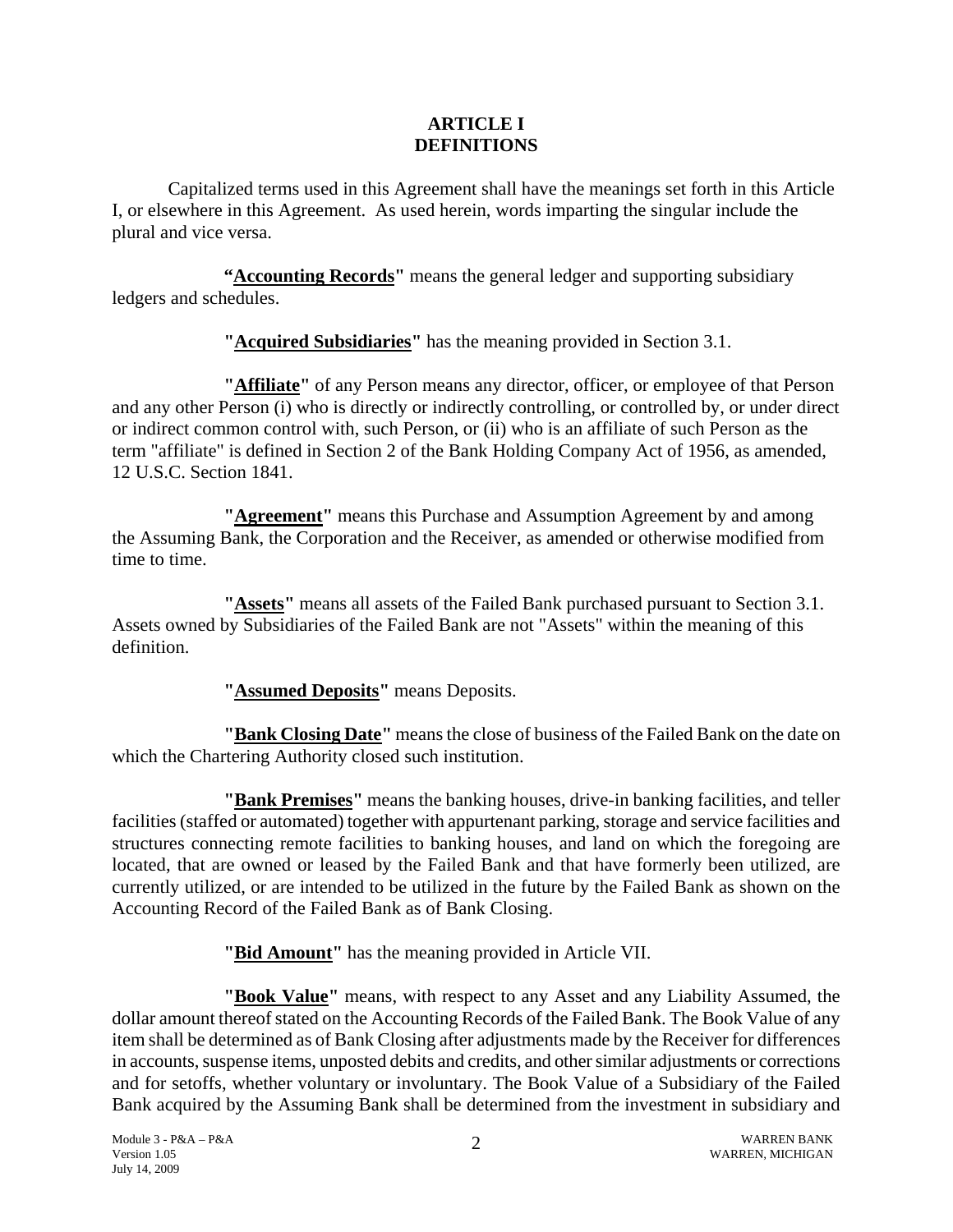# ARTICLE I
# DEFINITIONS

Capitalized terms used in this Agreement shall have the meanings set forth in this Article I, or elsewhere in this Agreement. As used herein, words imparting the singular include the plural and vice versa.

**"Accounting Records"** means the general ledger and supporting subsidiary ledgers and schedules.

**"Acquired Subsidiaries"** has the meaning provided in Section 3.1.

**"Affiliate"** of any Person means any director, officer, or employee of that Person and any other Person (i) who is directly or indirectly controlling, or controlled by, or under direct or indirect common control with, such Person, or (ii) who is an affiliate of such Person as the term "affiliate" is defined in Section 2 of the Bank Holding Company Act of 1956, as amended, 12 U.S.C. Section 1841.

**"Agreement"** means this Purchase and Assumption Agreement by and among the Assuming Bank, the Corporation and the Receiver, as amended or otherwise modified from time to time.

**"Assets"** means all assets of the Failed Bank purchased pursuant to Section 3.1. Assets owned by Subsidiaries of the Failed Bank are not "Assets" within the meaning of this definition.

**"Assumed Deposits"** means Deposits.

**"Bank Closing Date"** means the close of business of the Failed Bank on the date on which the Chartering Authority closed such institution.

**"Bank Premises"** means the banking houses, drive-in banking facilities, and teller facilities (staffed or automated) together with appurtenant parking, storage and service facilities and structures connecting remote facilities to banking houses, and land on which the foregoing are located, that are owned or leased by the Failed Bank and that have formerly been utilized, are currently utilized, or are intended to be utilized in the future by the Failed Bank as shown on the Accounting Record of the Failed Bank as of Bank Closing.

**"Bid Amount"** has the meaning provided in Article VII.

**"Book Value"** means, with respect to any Asset and any Liability Assumed, the dollar amount thereof stated on the Accounting Records of the Failed Bank. The Book Value of any item shall be determined as of Bank Closing after adjustments made by the Receiver for differences in accounts, suspense items, unposted debits and credits, and other similar adjustments or corrections and for setoffs, whether voluntary or involuntary. The Book Value of a Subsidiary of the Failed Bank acquired by the Assuming Bank shall be determined from the investment in subsidiary and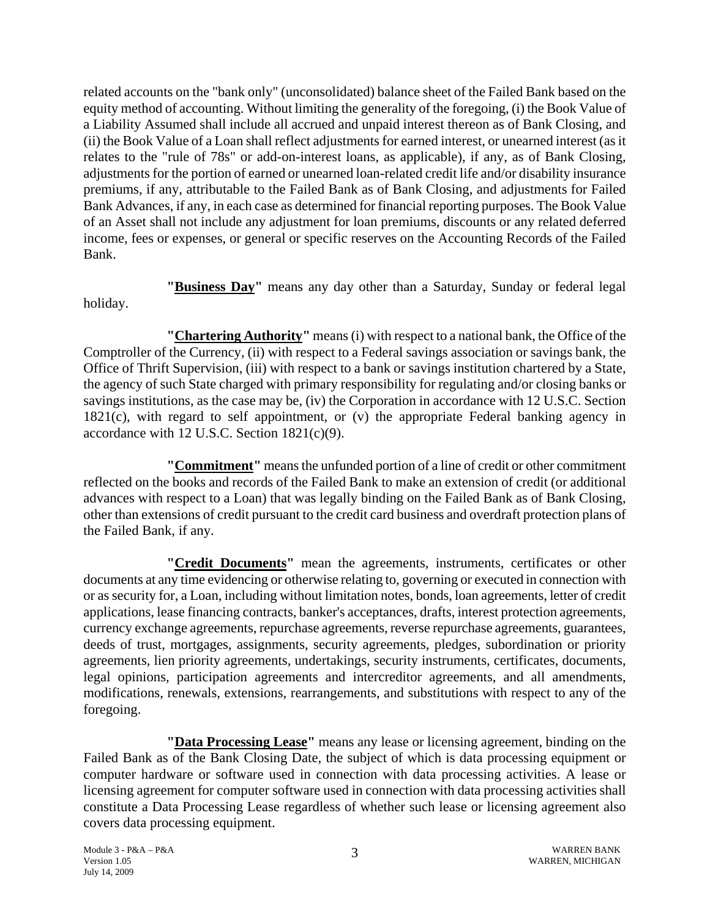related accounts on the "bank only" (unconsolidated) balance sheet of the Failed Bank based on the equity method of accounting. Without limiting the generality of the foregoing, (i) the Book Value of a Liability Assumed shall include all accrued and unpaid interest thereon as of Bank Closing, and (ii) the Book Value of a Loan shall reflect adjustments for earned interest, or unearned interest (as it relates to the "rule of 78s" or add-on-interest loans, as applicable), if any, as of Bank Closing, adjustments for the portion of earned or unearned loan-related credit life and/or disability insurance premiums, if any, attributable to the Failed Bank as of Bank Closing, and adjustments for Failed Bank Advances, if any, in each case as determined for financial reporting purposes. The Book Value of an Asset shall not include any adjustment for loan premiums, discounts or any related deferred income, fees or expenses, or general or specific reserves on the Accounting Records of the Failed Bank.

**"Business Day"** means any day other than a Saturday, Sunday or federal legal holiday.

**"Chartering Authority"** means (i) with respect to a national bank, the Office of the Comptroller of the Currency, (ii) with respect to a Federal savings association or savings bank, the Office of Thrift Supervision, (iii) with respect to a bank or savings institution chartered by a State, the agency of such State charged with primary responsibility for regulating and/or closing banks or savings institutions, as the case may be, (iv) the Corporation in accordance with 12 U.S.C. Section 1821(c), with regard to self appointment, or (v) the appropriate Federal banking agency in accordance with 12 U.S.C. Section 1821(c)(9).

**"Commitment"** means the unfunded portion of a line of credit or other commitment reflected on the books and records of the Failed Bank to make an extension of credit (or additional advances with respect to a Loan) that was legally binding on the Failed Bank as of Bank Closing, other than extensions of credit pursuant to the credit card business and overdraft protection plans of the Failed Bank, if any.

**"Credit Documents"** mean the agreements, instruments, certificates or other documents at any time evidencing or otherwise relating to, governing or executed in connection with or as security for, a Loan, including without limitation notes, bonds, loan agreements, letter of credit applications, lease financing contracts, banker's acceptances, drafts, interest protection agreements, currency exchange agreements, repurchase agreements, reverse repurchase agreements, guarantees, deeds of trust, mortgages, assignments, security agreements, pledges, subordination or priority agreements, lien priority agreements, undertakings, security instruments, certificates, documents, legal opinions, participation agreements and intercreditor agreements, and all amendments, modifications, renewals, extensions, rearrangements, and substitutions with respect to any of the foregoing.

**"Data Processing Lease"** means any lease or licensing agreement, binding on the Failed Bank as of the Bank Closing Date, the subject of which is data processing equipment or computer hardware or software used in connection with data processing activities. A lease or licensing agreement for computer software used in connection with data processing activities shall constitute a Data Processing Lease regardless of whether such lease or licensing agreement also covers data processing equipment.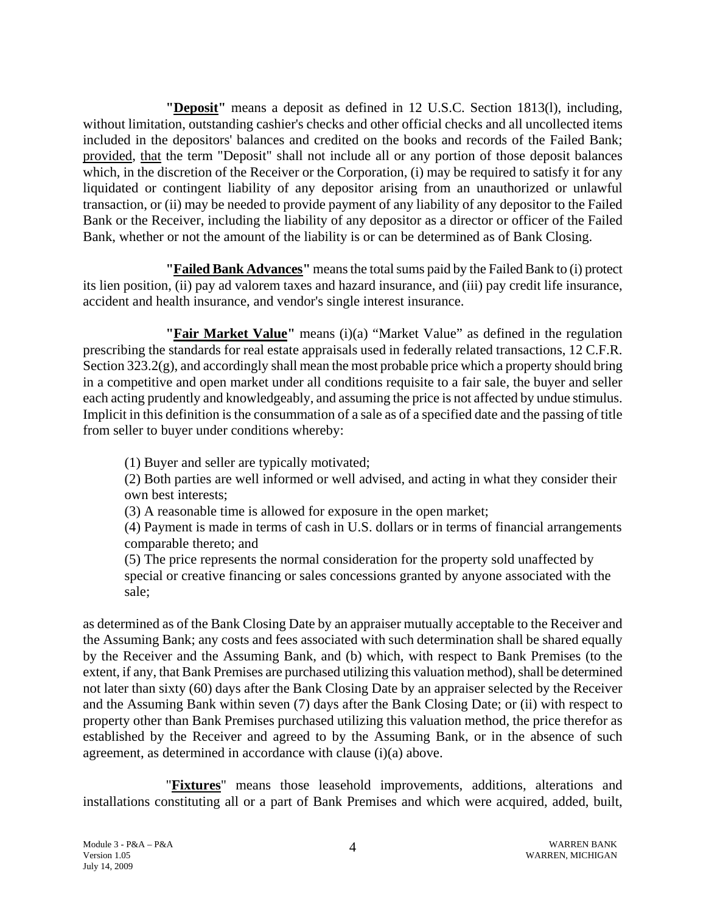**"Deposit"** means a deposit as defined in 12 U.S.C. Section 1813(l), including, without limitation, outstanding cashier's checks and other official checks and all uncollected items included in the depositors' balances and credited on the books and records of the Failed Bank; provided, that the term "Deposit" shall not include all or any portion of those deposit balances which, in the discretion of the Receiver or the Corporation, (i) may be required to satisfy it for any liquidated or contingent liability of any depositor arising from an unauthorized or unlawful transaction, or (ii) may be needed to provide payment of any liability of any depositor to the Failed Bank or the Receiver, including the liability of any depositor as a director or officer of the Failed Bank, whether or not the amount of the liability is or can be determined as of Bank Closing.

**"Failed Bank Advances"** means the total sums paid by the Failed Bank to (i) protect its lien position, (ii) pay ad valorem taxes and hazard insurance, and (iii) pay credit life insurance, accident and health insurance, and vendor's single interest insurance.

**"Fair Market Value"** means (i)(a) "Market Value" as defined in the regulation prescribing the standards for real estate appraisals used in federally related transactions, 12 C.F.R. Section 323.2(g), and accordingly shall mean the most probable price which a property should bring in a competitive and open market under all conditions requisite to a fair sale, the buyer and seller each acting prudently and knowledgeably, and assuming the price is not affected by undue stimulus. Implicit in this definition is the consummation of a sale as of a specified date and the passing of title from seller to buyer under conditions whereby:

(1) Buyer and seller are typically motivated;
(2) Both parties are well informed or well advised, and acting in what they consider their own best interests;
(3) A reasonable time is allowed for exposure in the open market;
(4) Payment is made in terms of cash in U.S. dollars or in terms of financial arrangements comparable thereto; and
(5) The price represents the normal consideration for the property sold unaffected by special or creative financing or sales concessions granted by anyone associated with the sale;

as determined as of the Bank Closing Date by an appraiser mutually acceptable to the Receiver and the Assuming Bank; any costs and fees associated with such determination shall be shared equally by the Receiver and the Assuming Bank, and (b) which, with respect to Bank Premises (to the extent, if any, that Bank Premises are purchased utilizing this valuation method), shall be determined not later than sixty (60) days after the Bank Closing Date by an appraiser selected by the Receiver and the Assuming Bank within seven (7) days after the Bank Closing Date; or (ii) with respect to property other than Bank Premises purchased utilizing this valuation method, the price therefor as established by the Receiver and agreed to by the Assuming Bank, or in the absence of such agreement, as determined in accordance with clause (i)(a) above.

"**Fixtures**" means those leasehold improvements, additions, alterations and installations constituting all or a part of Bank Premises and which were acquired, added, built,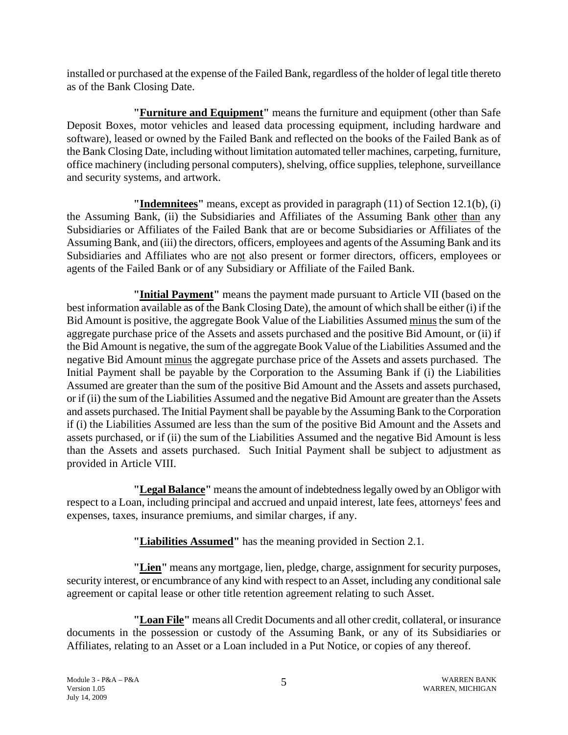installed or purchased at the expense of the Failed Bank, regardless of the holder of legal title thereto as of the Bank Closing Date.

**"Furniture and Equipment"** means the furniture and equipment (other than Safe Deposit Boxes, motor vehicles and leased data processing equipment, including hardware and software), leased or owned by the Failed Bank and reflected on the books of the Failed Bank as of the Bank Closing Date, including without limitation automated teller machines, carpeting, furniture, office machinery (including personal computers), shelving, office supplies, telephone, surveillance and security systems, and artwork.

**"Indemnitees"** means, except as provided in paragraph (11) of Section 12.1(b), (i) the Assuming Bank, (ii) the Subsidiaries and Affiliates of the Assuming Bank other than any Subsidiaries or Affiliates of the Failed Bank that are or become Subsidiaries or Affiliates of the Assuming Bank, and (iii) the directors, officers, employees and agents of the Assuming Bank and its Subsidiaries and Affiliates who are not also present or former directors, officers, employees or agents of the Failed Bank or of any Subsidiary or Affiliate of the Failed Bank.

**"Initial Payment"** means the payment made pursuant to Article VII (based on the best information available as of the Bank Closing Date), the amount of which shall be either (i) if the Bid Amount is positive, the aggregate Book Value of the Liabilities Assumed minus the sum of the aggregate purchase price of the Assets and assets purchased and the positive Bid Amount, or (ii) if the Bid Amount is negative, the sum of the aggregate Book Value of the Liabilities Assumed and the negative Bid Amount minus the aggregate purchase price of the Assets and assets purchased. The Initial Payment shall be payable by the Corporation to the Assuming Bank if (i) the Liabilities Assumed are greater than the sum of the positive Bid Amount and the Assets and assets purchased, or if (ii) the sum of the Liabilities Assumed and the negative Bid Amount are greater than the Assets and assets purchased. The Initial Payment shall be payable by the Assuming Bank to the Corporation if (i) the Liabilities Assumed are less than the sum of the positive Bid Amount and the Assets and assets purchased, or if (ii) the sum of the Liabilities Assumed and the negative Bid Amount is less than the Assets and assets purchased. Such Initial Payment shall be subject to adjustment as provided in Article VIII.

**"Legal Balance"** means the amount of indebtedness legally owed by an Obligor with respect to a Loan, including principal and accrued and unpaid interest, late fees, attorneys' fees and expenses, taxes, insurance premiums, and similar charges, if any.

**"Liabilities Assumed"** has the meaning provided in Section 2.1.

**"Lien"** means any mortgage, lien, pledge, charge, assignment for security purposes, security interest, or encumbrance of any kind with respect to an Asset, including any conditional sale agreement or capital lease or other title retention agreement relating to such Asset.

**"Loan File"** means all Credit Documents and all other credit, collateral, or insurance documents in the possession or custody of the Assuming Bank, or any of its Subsidiaries or Affiliates, relating to an Asset or a Loan included in a Put Notice, or copies of any thereof.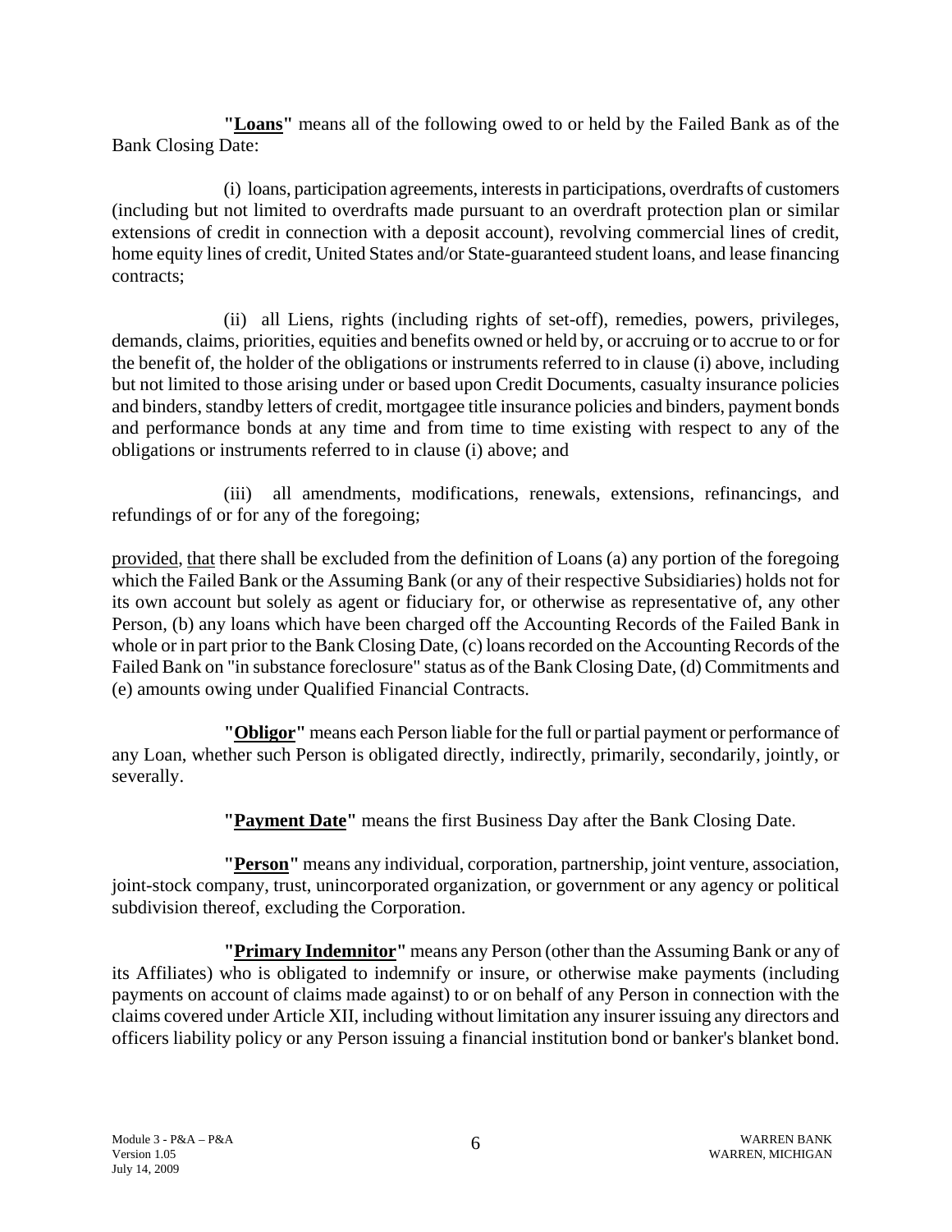**"<u>Loans</u>"** means all of the following owed to or held by the Failed Bank as of the Bank Closing Date:

(i) loans, participation agreements, interests in participations, overdrafts of customers (including but not limited to overdrafts made pursuant to an overdraft protection plan or similar extensions of credit in connection with a deposit account), revolving commercial lines of credit, home equity lines of credit, United States and/or State-guaranteed student loans, and lease financing contracts;

(ii) all Liens, rights (including rights of set-off), remedies, powers, privileges, demands, claims, priorities, equities and benefits owned or held by, or accruing or to accrue to or for the benefit of, the holder of the obligations or instruments referred to in clause (i) above, including but not limited to those arising under or based upon Credit Documents, casualty insurance policies and binders, standby letters of credit, mortgagee title insurance policies and binders, payment bonds and performance bonds at any time and from time to time existing with respect to any of the obligations or instruments referred to in clause (i) above; and

(iii) all amendments, modifications, renewals, extensions, refinancings, and refundings of or for any of the foregoing;

<u>provided</u>, <u>that</u> there shall be excluded from the definition of Loans (a) any portion of the foregoing which the Failed Bank or the Assuming Bank (or any of their respective Subsidiaries) holds not for its own account but solely as agent or fiduciary for, or otherwise as representative of, any other Person, (b) any loans which have been charged off the Accounting Records of the Failed Bank in whole or in part prior to the Bank Closing Date, (c) loans recorded on the Accounting Records of the Failed Bank on "in substance foreclosure" status as of the Bank Closing Date, (d) Commitments and (e) amounts owing under Qualified Financial Contracts.

**"<u>Obligor</u>"** means each Person liable for the full or partial payment or performance of any Loan, whether such Person is obligated directly, indirectly, primarily, secondarily, jointly, or severally.

**"<u>Payment Date</u>"** means the first Business Day after the Bank Closing Date.

**"<u>Person</u>"** means any individual, corporation, partnership, joint venture, association, joint-stock company, trust, unincorporated organization, or government or any agency or political subdivision thereof, excluding the Corporation.

**"<u>Primary Indemnitor</u>"** means any Person (other than the Assuming Bank or any of its Affiliates) who is obligated to indemnify or insure, or otherwise make payments (including payments on account of claims made against) to or on behalf of any Person in connection with the claims covered under Article XII, including without limitation any insurer issuing any directors and officers liability policy or any Person issuing a financial institution bond or banker's blanket bond.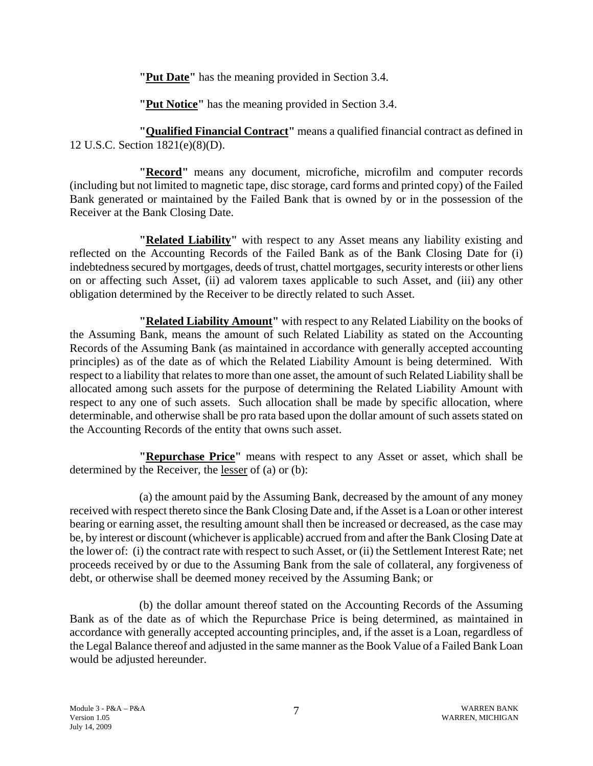**"Put Date"** has the meaning provided in Section 3.4.

**"Put Notice"** has the meaning provided in Section 3.4.

**"Qualified Financial Contract"** means a qualified financial contract as defined in 12 U.S.C. Section 1821(e)(8)(D).

**"Record"** means any document, microfiche, microfilm and computer records (including but not limited to magnetic tape, disc storage, card forms and printed copy) of the Failed Bank generated or maintained by the Failed Bank that is owned by or in the possession of the Receiver at the Bank Closing Date.

**"Related Liability"** with respect to any Asset means any liability existing and reflected on the Accounting Records of the Failed Bank as of the Bank Closing Date for (i) indebtedness secured by mortgages, deeds of trust, chattel mortgages, security interests or other liens on or affecting such Asset, (ii) ad valorem taxes applicable to such Asset, and (iii) any other obligation determined by the Receiver to be directly related to such Asset.

**"Related Liability Amount"** with respect to any Related Liability on the books of the Assuming Bank, means the amount of such Related Liability as stated on the Accounting Records of the Assuming Bank (as maintained in accordance with generally accepted accounting principles) as of the date as of which the Related Liability Amount is being determined. With respect to a liability that relates to more than one asset, the amount of such Related Liability shall be allocated among such assets for the purpose of determining the Related Liability Amount with respect to any one of such assets. Such allocation shall be made by specific allocation, where determinable, and otherwise shall be pro rata based upon the dollar amount of such assets stated on the Accounting Records of the entity that owns such asset.

**"Repurchase Price"** means with respect to any Asset or asset, which shall be determined by the Receiver, the lesser of (a) or (b):

(a) the amount paid by the Assuming Bank, decreased by the amount of any money received with respect thereto since the Bank Closing Date and, if the Asset is a Loan or other interest bearing or earning asset, the resulting amount shall then be increased or decreased, as the case may be, by interest or discount (whichever is applicable) accrued from and after the Bank Closing Date at the lower of: (i) the contract rate with respect to such Asset, or (ii) the Settlement Interest Rate; net proceeds received by or due to the Assuming Bank from the sale of collateral, any forgiveness of debt, or otherwise shall be deemed money received by the Assuming Bank; or

(b) the dollar amount thereof stated on the Accounting Records of the Assuming Bank as of the date as of which the Repurchase Price is being determined, as maintained in accordance with generally accepted accounting principles, and, if the asset is a Loan, regardless of the Legal Balance thereof and adjusted in the same manner as the Book Value of a Failed Bank Loan would be adjusted hereunder.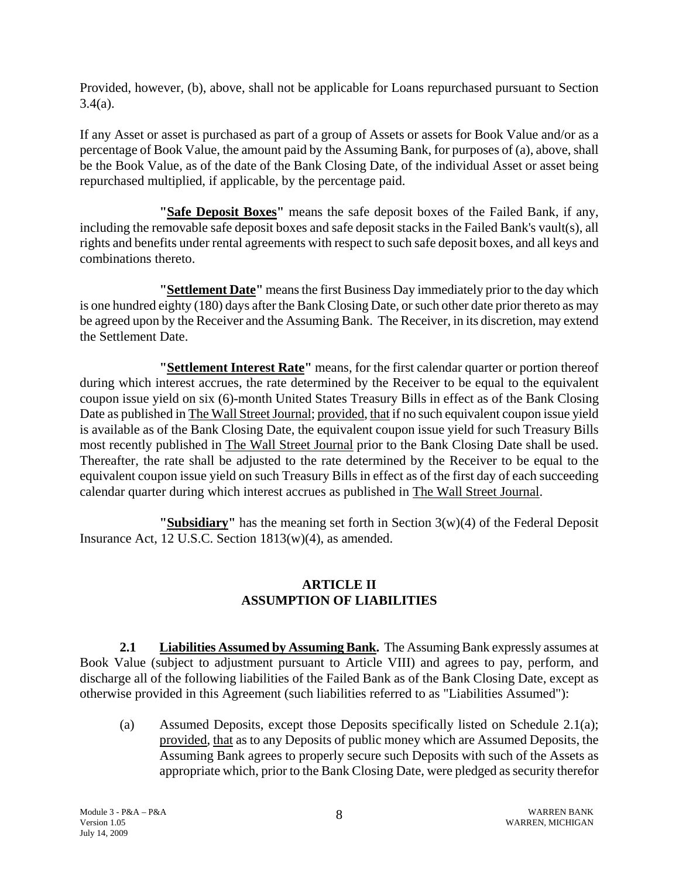Provided, however, (b), above, shall not be applicable for Loans repurchased pursuant to Section 3.4(a).

If any Asset or asset is purchased as part of a group of Assets or assets for Book Value and/or as a percentage of Book Value, the amount paid by the Assuming Bank, for purposes of (a), above, shall be the Book Value, as of the date of the Bank Closing Date, of the individual Asset or asset being repurchased multiplied, if applicable, by the percentage paid.

**"Safe Deposit Boxes"** means the safe deposit boxes of the Failed Bank, if any, including the removable safe deposit boxes and safe deposit stacks in the Failed Bank's vault(s), all rights and benefits under rental agreements with respect to such safe deposit boxes, and all keys and combinations thereto.

**"Settlement Date"** means the first Business Day immediately prior to the day which is one hundred eighty (180) days after the Bank Closing Date, or such other date prior thereto as may be agreed upon by the Receiver and the Assuming Bank. The Receiver, in its discretion, may extend the Settlement Date.

**"Settlement Interest Rate"** means, for the first calendar quarter or portion thereof during which interest accrues, the rate determined by the Receiver to be equal to the equivalent coupon issue yield on six (6)-month United States Treasury Bills in effect as of the Bank Closing Date as published in The Wall Street Journal; provided, that if no such equivalent coupon issue yield is available as of the Bank Closing Date, the equivalent coupon issue yield for such Treasury Bills most recently published in The Wall Street Journal prior to the Bank Closing Date shall be used. Thereafter, the rate shall be adjusted to the rate determined by the Receiver to be equal to the equivalent coupon issue yield on such Treasury Bills in effect as of the first day of each succeeding calendar quarter during which interest accrues as published in The Wall Street Journal.

**"Subsidiary"** has the meaning set forth in Section 3(w)(4) of the Federal Deposit Insurance Act, 12 U.S.C. Section 1813(w)(4), as amended.

## ARTICLE II
## ASSUMPTION OF LIABILITIES

**2.1 Liabilities Assumed by Assuming Bank.** The Assuming Bank expressly assumes at Book Value (subject to adjustment pursuant to Article VIII) and agrees to pay, perform, and discharge all of the following liabilities of the Failed Bank as of the Bank Closing Date, except as otherwise provided in this Agreement (such liabilities referred to as "Liabilities Assumed"):

(a) Assumed Deposits, except those Deposits specifically listed on Schedule 2.1(a); provided, that as to any Deposits of public money which are Assumed Deposits, the Assuming Bank agrees to properly secure such Deposits with such of the Assets as appropriate which, prior to the Bank Closing Date, were pledged as security therefor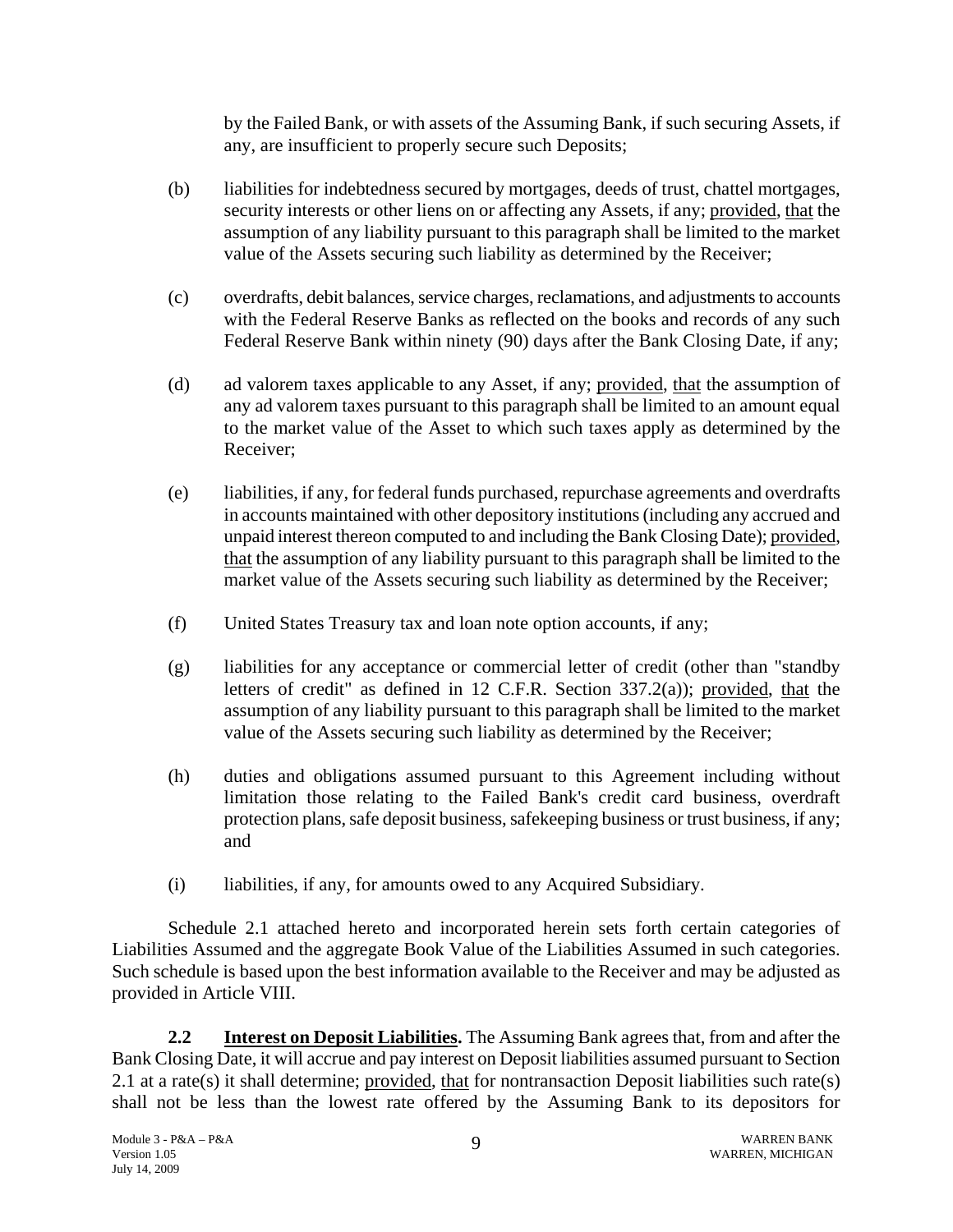by the Failed Bank, or with assets of the Assuming Bank, if such securing Assets, if any, are insufficient to properly secure such Deposits;

(b) liabilities for indebtedness secured by mortgages, deeds of trust, chattel mortgages, security interests or other liens on or affecting any Assets, if any; provided, that the assumption of any liability pursuant to this paragraph shall be limited to the market value of the Assets securing such liability as determined by the Receiver;

(c) overdrafts, debit balances, service charges, reclamations, and adjustments to accounts with the Federal Reserve Banks as reflected on the books and records of any such Federal Reserve Bank within ninety (90) days after the Bank Closing Date, if any;

(d) ad valorem taxes applicable to any Asset, if any; provided, that the assumption of any ad valorem taxes pursuant to this paragraph shall be limited to an amount equal to the market value of the Asset to which such taxes apply as determined by the Receiver;

(e) liabilities, if any, for federal funds purchased, repurchase agreements and overdrafts in accounts maintained with other depository institutions (including any accrued and unpaid interest thereon computed to and including the Bank Closing Date); provided, that the assumption of any liability pursuant to this paragraph shall be limited to the market value of the Assets securing such liability as determined by the Receiver;

(f) United States Treasury tax and loan note option accounts, if any;

(g) liabilities for any acceptance or commercial letter of credit (other than "standby letters of credit" as defined in 12 C.F.R. Section 337.2(a)); provided, that the assumption of any liability pursuant to this paragraph shall be limited to the market value of the Assets securing such liability as determined by the Receiver;

(h) duties and obligations assumed pursuant to this Agreement including without limitation those relating to the Failed Bank's credit card business, overdraft protection plans, safe deposit business, safekeeping business or trust business, if any; and

(i) liabilities, if any, for amounts owed to any Acquired Subsidiary.

Schedule 2.1 attached hereto and incorporated herein sets forth certain categories of Liabilities Assumed and the aggregate Book Value of the Liabilities Assumed in such categories. Such schedule is based upon the best information available to the Receiver and may be adjusted as provided in Article VIII.

**2.2 Interest on Deposit Liabilities.** The Assuming Bank agrees that, from and after the Bank Closing Date, it will accrue and pay interest on Deposit liabilities assumed pursuant to Section 2.1 at a rate(s) it shall determine; provided, that for nontransaction Deposit liabilities such rate(s) shall not be less than the lowest rate offered by the Assuming Bank to its depositors for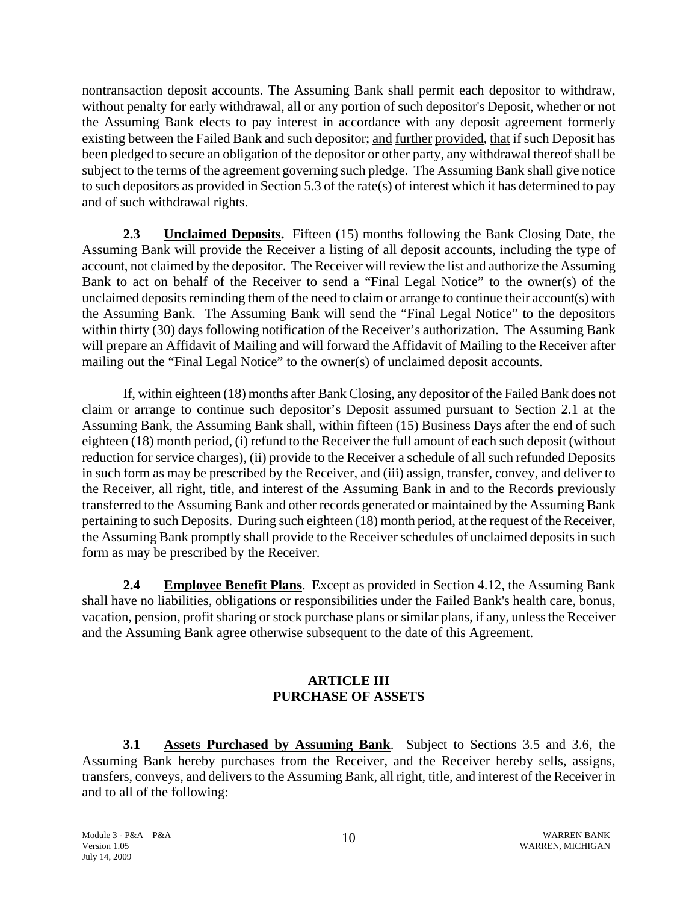nontransaction deposit accounts. The Assuming Bank shall permit each depositor to withdraw, without penalty for early withdrawal, all or any portion of such depositor's Deposit, whether or not the Assuming Bank elects to pay interest in accordance with any deposit agreement formerly existing between the Failed Bank and such depositor; and further provided, that if such Deposit has been pledged to secure an obligation of the depositor or other party, any withdrawal thereof shall be subject to the terms of the agreement governing such pledge. The Assuming Bank shall give notice to such depositors as provided in Section 5.3 of the rate(s) of interest which it has determined to pay and of such withdrawal rights.

**2.3 Unclaimed Deposits.** Fifteen (15) months following the Bank Closing Date, the Assuming Bank will provide the Receiver a listing of all deposit accounts, including the type of account, not claimed by the depositor. The Receiver will review the list and authorize the Assuming Bank to act on behalf of the Receiver to send a "Final Legal Notice" to the owner(s) of the unclaimed deposits reminding them of the need to claim or arrange to continue their account(s) with the Assuming Bank. The Assuming Bank will send the "Final Legal Notice" to the depositors within thirty (30) days following notification of the Receiver's authorization. The Assuming Bank will prepare an Affidavit of Mailing and will forward the Affidavit of Mailing to the Receiver after mailing out the "Final Legal Notice" to the owner(s) of unclaimed deposit accounts.

If, within eighteen (18) months after Bank Closing, any depositor of the Failed Bank does not claim or arrange to continue such depositor's Deposit assumed pursuant to Section 2.1 at the Assuming Bank, the Assuming Bank shall, within fifteen (15) Business Days after the end of such eighteen (18) month period, (i) refund to the Receiver the full amount of each such deposit (without reduction for service charges), (ii) provide to the Receiver a schedule of all such refunded Deposits in such form as may be prescribed by the Receiver, and (iii) assign, transfer, convey, and deliver to the Receiver, all right, title, and interest of the Assuming Bank in and to the Records previously transferred to the Assuming Bank and other records generated or maintained by the Assuming Bank pertaining to such Deposits. During such eighteen (18) month period, at the request of the Receiver, the Assuming Bank promptly shall provide to the Receiver schedules of unclaimed deposits in such form as may be prescribed by the Receiver.

**2.4 Employee Benefit Plans**. Except as provided in Section 4.12, the Assuming Bank shall have no liabilities, obligations or responsibilities under the Failed Bank's health care, bonus, vacation, pension, profit sharing or stock purchase plans or similar plans, if any, unless the Receiver and the Assuming Bank agree otherwise subsequent to the date of this Agreement.

## ARTICLE III
## PURCHASE OF ASSETS

**3.1 Assets Purchased by Assuming Bank**. Subject to Sections 3.5 and 3.6, the Assuming Bank hereby purchases from the Receiver, and the Receiver hereby sells, assigns, transfers, conveys, and delivers to the Assuming Bank, all right, title, and interest of the Receiver in and to all of the following: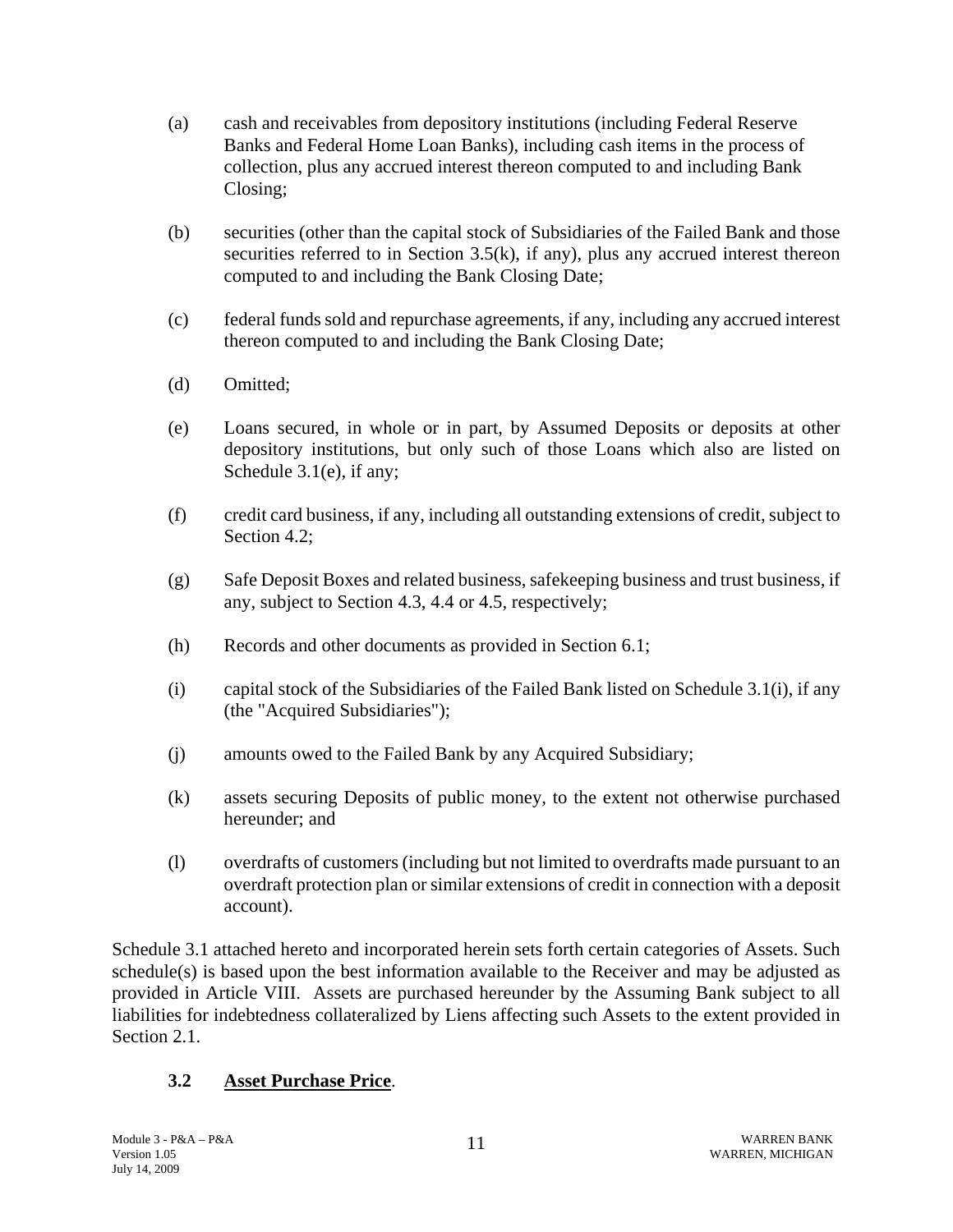(a) cash and receivables from depository institutions (including Federal Reserve Banks and Federal Home Loan Banks), including cash items in the process of collection, plus any accrued interest thereon computed to and including Bank Closing;

(b) securities (other than the capital stock of Subsidiaries of the Failed Bank and those securities referred to in Section 3.5(k), if any), plus any accrued interest thereon computed to and including the Bank Closing Date;

(c) federal funds sold and repurchase agreements, if any, including any accrued interest thereon computed to and including the Bank Closing Date;

(d) Omitted;

(e) Loans secured, in whole or in part, by Assumed Deposits or deposits at other depository institutions, but only such of those Loans which also are listed on Schedule 3.1(e), if any;

(f) credit card business, if any, including all outstanding extensions of credit, subject to Section 4.2;

(g) Safe Deposit Boxes and related business, safekeeping business and trust business, if any, subject to Section 4.3, 4.4 or 4.5, respectively;

(h) Records and other documents as provided in Section 6.1;

(i) capital stock of the Subsidiaries of the Failed Bank listed on Schedule 3.1(i), if any (the "Acquired Subsidiaries");

(j) amounts owed to the Failed Bank by any Acquired Subsidiary;

(k) assets securing Deposits of public money, to the extent not otherwise purchased hereunder; and

(l) overdrafts of customers (including but not limited to overdrafts made pursuant to an overdraft protection plan or similar extensions of credit in connection with a deposit account).

Schedule 3.1 attached hereto and incorporated herein sets forth certain categories of Assets. Such schedule(s) is based upon the best information available to the Receiver and may be adjusted as provided in Article VIII. Assets are purchased hereunder by the Assuming Bank subject to all liabilities for indebtedness collateralized by Liens affecting such Assets to the extent provided in Section 2.1.

### 3.2 Asset Purchase Price.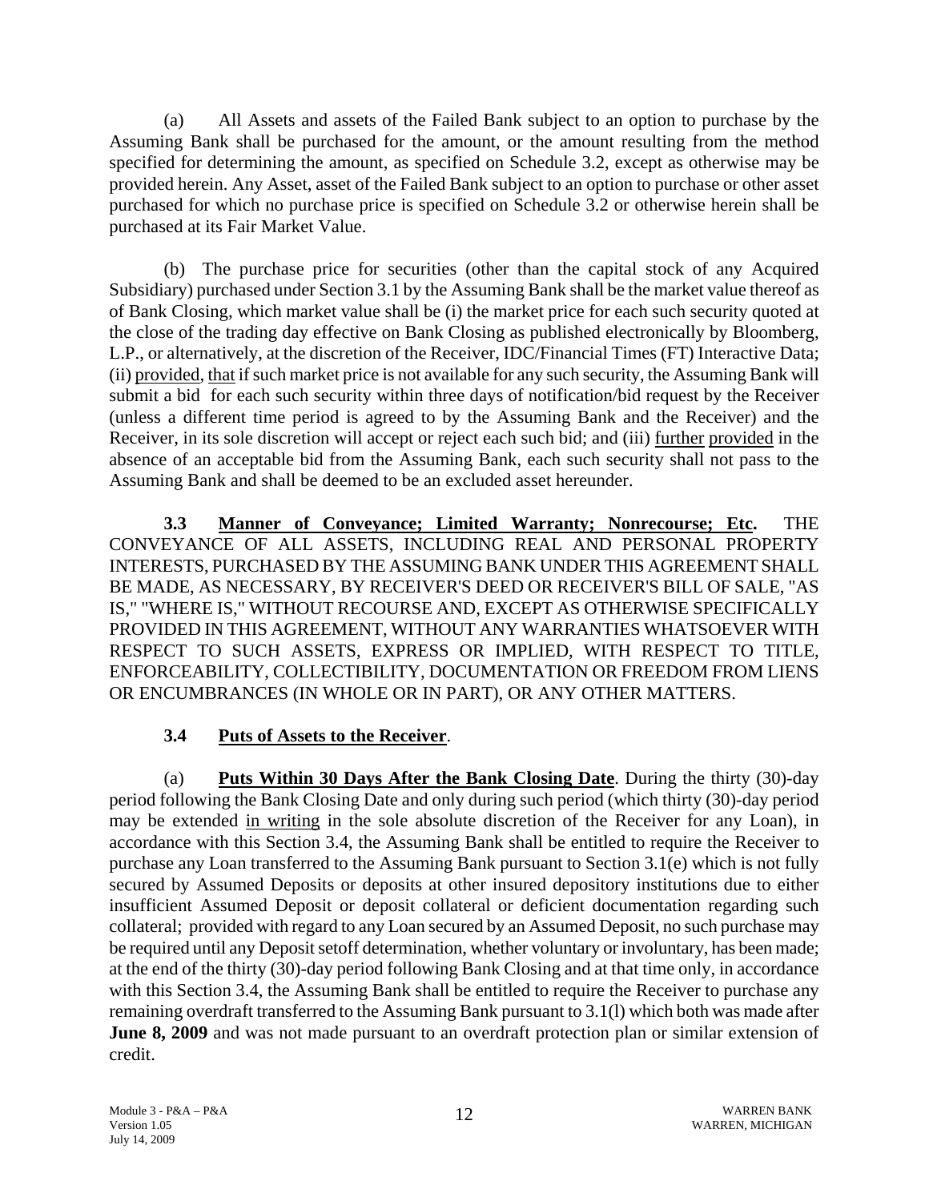(a) All Assets and assets of the Failed Bank subject to an option to purchase by the Assuming Bank shall be purchased for the amount, or the amount resulting from the method specified for determining the amount, as specified on Schedule 3.2, except as otherwise may be provided herein. Any Asset, asset of the Failed Bank subject to an option to purchase or other asset purchased for which no purchase price is specified on Schedule 3.2 or otherwise herein shall be purchased at its Fair Market Value.

(b) The purchase price for securities (other than the capital stock of any Acquired Subsidiary) purchased under Section 3.1 by the Assuming Bank shall be the market value thereof as of Bank Closing, which market value shall be (i) the market price for each such security quoted at the close of the trading day effective on Bank Closing as published electronically by Bloomberg, L.P., or alternatively, at the discretion of the Receiver, IDC/Financial Times (FT) Interactive Data; (ii) provided, that if such market price is not available for any such security, the Assuming Bank will submit a bid for each such security within three days of notification/bid request by the Receiver (unless a different time period is agreed to by the Assuming Bank and the Receiver) and the Receiver, in its sole discretion will accept or reject each such bid; and (iii) further provided in the absence of an acceptable bid from the Assuming Bank, each such security shall not pass to the Assuming Bank and shall be deemed to be an excluded asset hereunder.

**3.3 Manner of Conveyance; Limited Warranty; Nonrecourse; Etc.** THE CONVEYANCE OF ALL ASSETS, INCLUDING REAL AND PERSONAL PROPERTY INTERESTS, PURCHASED BY THE ASSUMING BANK UNDER THIS AGREEMENT SHALL BE MADE, AS NECESSARY, BY RECEIVER'S DEED OR RECEIVER'S BILL OF SALE, "AS IS," "WHERE IS," WITHOUT RECOURSE AND, EXCEPT AS OTHERWISE SPECIFICALLY PROVIDED IN THIS AGREEMENT, WITHOUT ANY WARRANTIES WHATSOEVER WITH RESPECT TO SUCH ASSETS, EXPRESS OR IMPLIED, WITH RESPECT TO TITLE, ENFORCEABILITY, COLLECTIBILITY, DOCUMENTATION OR FREEDOM FROM LIENS OR ENCUMBRANCES (IN WHOLE OR IN PART), OR ANY OTHER MATTERS.

**3.4 Puts of Assets to the Receiver**.

(a) **Puts Within 30 Days After the Bank Closing Date**. During the thirty (30)-day period following the Bank Closing Date and only during such period (which thirty (30)-day period may be extended in writing in the sole absolute discretion of the Receiver for any Loan), in accordance with this Section 3.4, the Assuming Bank shall be entitled to require the Receiver to purchase any Loan transferred to the Assuming Bank pursuant to Section 3.1(e) which is not fully secured by Assumed Deposits or deposits at other insured depository institutions due to either insufficient Assumed Deposit or deposit collateral or deficient documentation regarding such collateral; provided with regard to any Loan secured by an Assumed Deposit, no such purchase may be required until any Deposit setoff determination, whether voluntary or involuntary, has been made; at the end of the thirty (30)-day period following Bank Closing and at that time only, in accordance with this Section 3.4, the Assuming Bank shall be entitled to require the Receiver to purchase any remaining overdraft transferred to the Assuming Bank pursuant to 3.1(l) which both was made after **June 8, 2009** and was not made pursuant to an overdraft protection plan or similar extension of credit.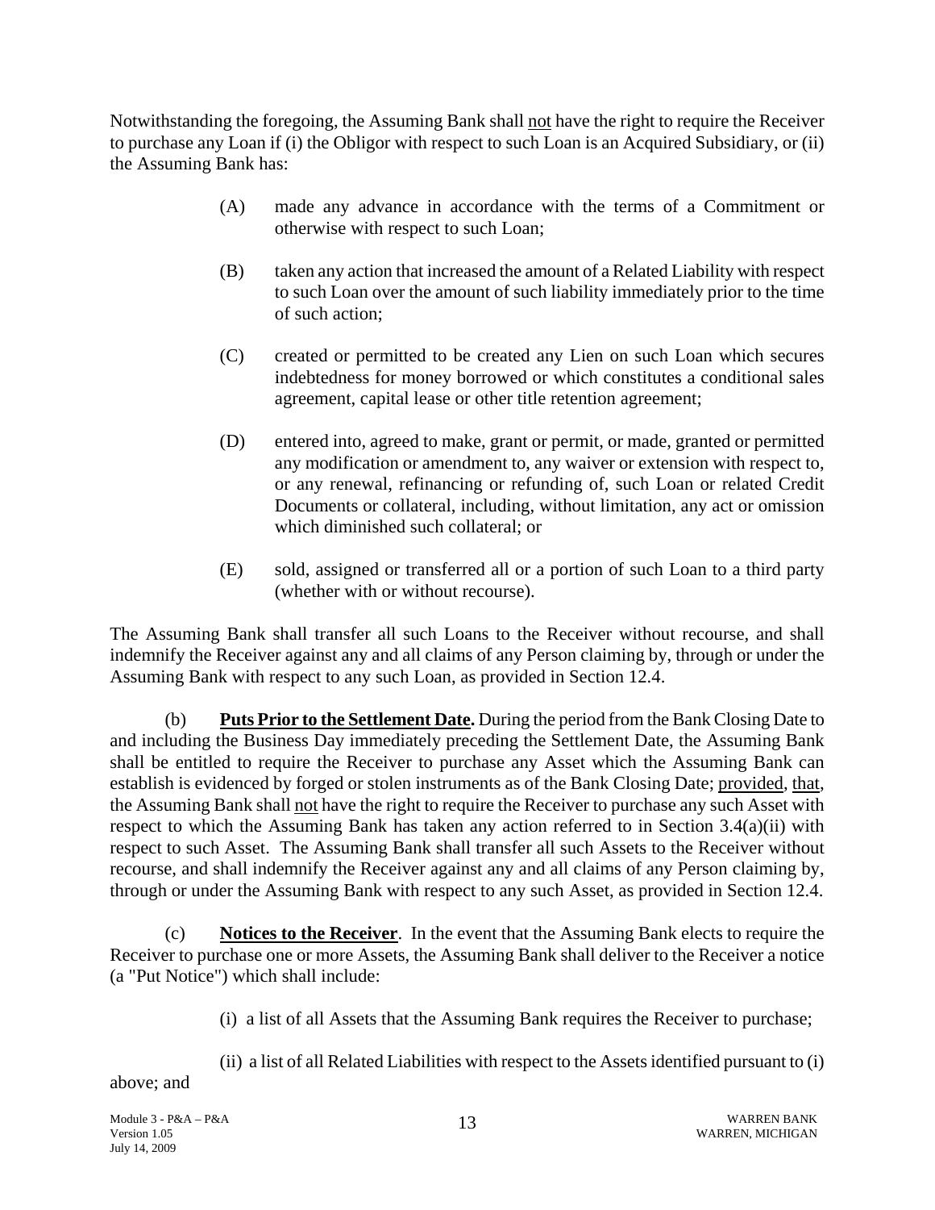Notwithstanding the foregoing, the Assuming Bank shall not have the right to require the Receiver to purchase any Loan if (i) the Obligor with respect to such Loan is an Acquired Subsidiary, or (ii) the Assuming Bank has:

> (A) made any advance in accordance with the terms of a Commitment or otherwise with respect to such Loan;
>
> (B) taken any action that increased the amount of a Related Liability with respect to such Loan over the amount of such liability immediately prior to the time of such action;
>
> (C) created or permitted to be created any Lien on such Loan which secures indebtedness for money borrowed or which constitutes a conditional sales agreement, capital lease or other title retention agreement;
>
> (D) entered into, agreed to make, grant or permit, or made, granted or permitted any modification or amendment to, any waiver or extension with respect to, or any renewal, refinancing or refunding of, such Loan or related Credit Documents or collateral, including, without limitation, any act or omission which diminished such collateral; or
>
> (E) sold, assigned or transferred all or a portion of such Loan to a third party (whether with or without recourse).

The Assuming Bank shall transfer all such Loans to the Receiver without recourse, and shall indemnify the Receiver against any and all claims of any Person claiming by, through or under the Assuming Bank with respect to any such Loan, as provided in Section 12.4.

(b) **Puts Prior to the Settlement Date.** During the period from the Bank Closing Date to and including the Business Day immediately preceding the Settlement Date, the Assuming Bank shall be entitled to require the Receiver to purchase any Asset which the Assuming Bank can establish is evidenced by forged or stolen instruments as of the Bank Closing Date; provided, that, the Assuming Bank shall not have the right to require the Receiver to purchase any such Asset with respect to which the Assuming Bank has taken any action referred to in Section 3.4(a)(ii) with respect to such Asset. The Assuming Bank shall transfer all such Assets to the Receiver without recourse, and shall indemnify the Receiver against any and all claims of any Person claiming by, through or under the Assuming Bank with respect to any such Asset, as provided in Section 12.4.

(c) **Notices to the Receiver**. In the event that the Assuming Bank elects to require the Receiver to purchase one or more Assets, the Assuming Bank shall deliver to the Receiver a notice (a "Put Notice") which shall include:

(i) a list of all Assets that the Assuming Bank requires the Receiver to purchase;

(ii) a list of all Related Liabilities with respect to the Assets identified pursuant to (i) above; and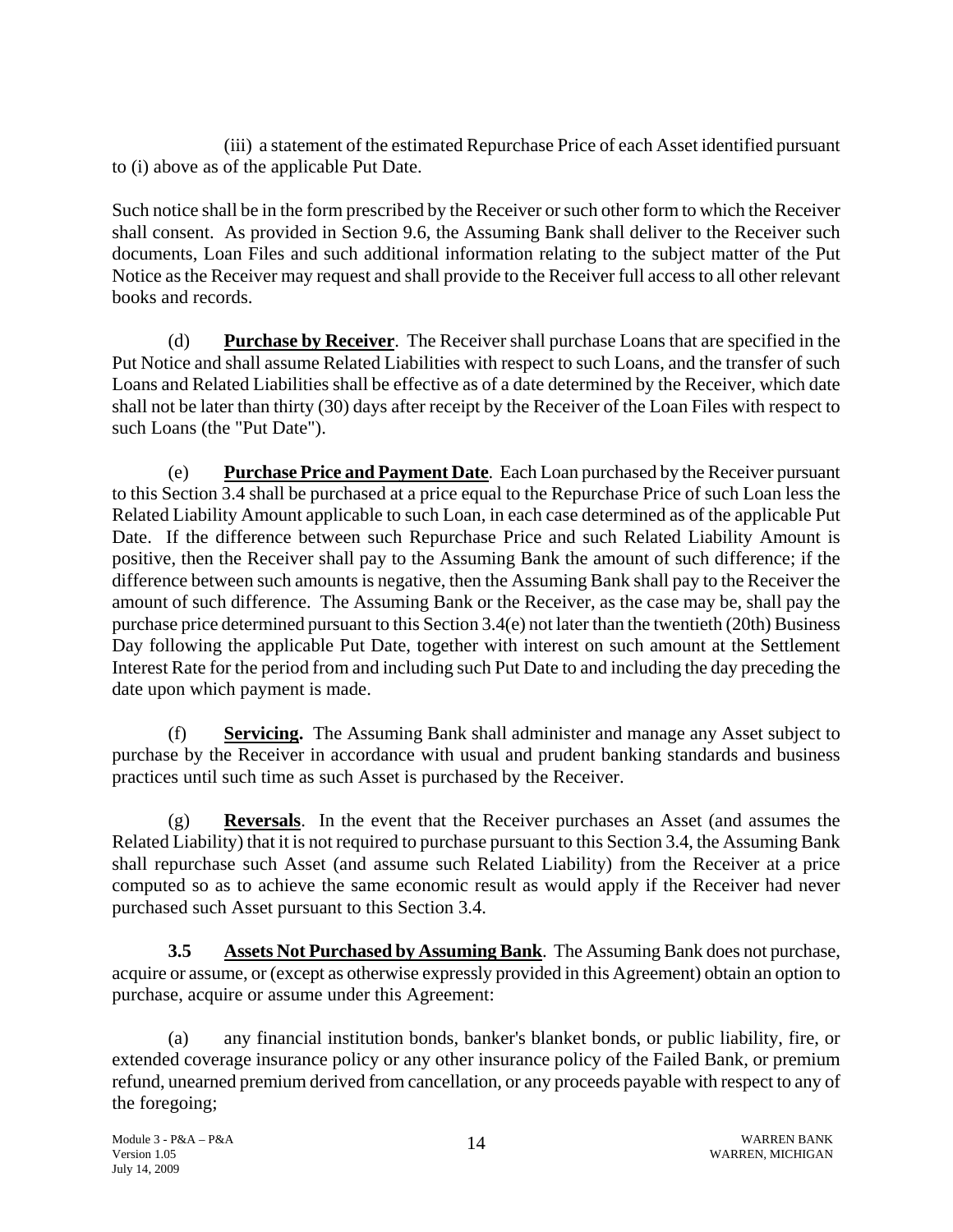(iii) a statement of the estimated Repurchase Price of each Asset identified pursuant to (i) above as of the applicable Put Date.

Such notice shall be in the form prescribed by the Receiver or such other form to which the Receiver shall consent. As provided in Section 9.6, the Assuming Bank shall deliver to the Receiver such documents, Loan Files and such additional information relating to the subject matter of the Put Notice as the Receiver may request and shall provide to the Receiver full access to all other relevant books and records.

(d) **Purchase by Receiver**. The Receiver shall purchase Loans that are specified in the Put Notice and shall assume Related Liabilities with respect to such Loans, and the transfer of such Loans and Related Liabilities shall be effective as of a date determined by the Receiver, which date shall not be later than thirty (30) days after receipt by the Receiver of the Loan Files with respect to such Loans (the "Put Date").

(e) **Purchase Price and Payment Date**. Each Loan purchased by the Receiver pursuant to this Section 3.4 shall be purchased at a price equal to the Repurchase Price of such Loan less the Related Liability Amount applicable to such Loan, in each case determined as of the applicable Put Date. If the difference between such Repurchase Price and such Related Liability Amount is positive, then the Receiver shall pay to the Assuming Bank the amount of such difference; if the difference between such amounts is negative, then the Assuming Bank shall pay to the Receiver the amount of such difference. The Assuming Bank or the Receiver, as the case may be, shall pay the purchase price determined pursuant to this Section 3.4(e) not later than the twentieth (20th) Business Day following the applicable Put Date, together with interest on such amount at the Settlement Interest Rate for the period from and including such Put Date to and including the day preceding the date upon which payment is made.

(f) **Servicing.** The Assuming Bank shall administer and manage any Asset subject to purchase by the Receiver in accordance with usual and prudent banking standards and business practices until such time as such Asset is purchased by the Receiver.

(g) **Reversals**. In the event that the Receiver purchases an Asset (and assumes the Related Liability) that it is not required to purchase pursuant to this Section 3.4, the Assuming Bank shall repurchase such Asset (and assume such Related Liability) from the Receiver at a price computed so as to achieve the same economic result as would apply if the Receiver had never purchased such Asset pursuant to this Section 3.4.

**3.5 Assets Not Purchased by Assuming Bank**. The Assuming Bank does not purchase, acquire or assume, or (except as otherwise expressly provided in this Agreement) obtain an option to purchase, acquire or assume under this Agreement:

(a) any financial institution bonds, banker's blanket bonds, or public liability, fire, or extended coverage insurance policy or any other insurance policy of the Failed Bank, or premium refund, unearned premium derived from cancellation, or any proceeds payable with respect to any of the foregoing;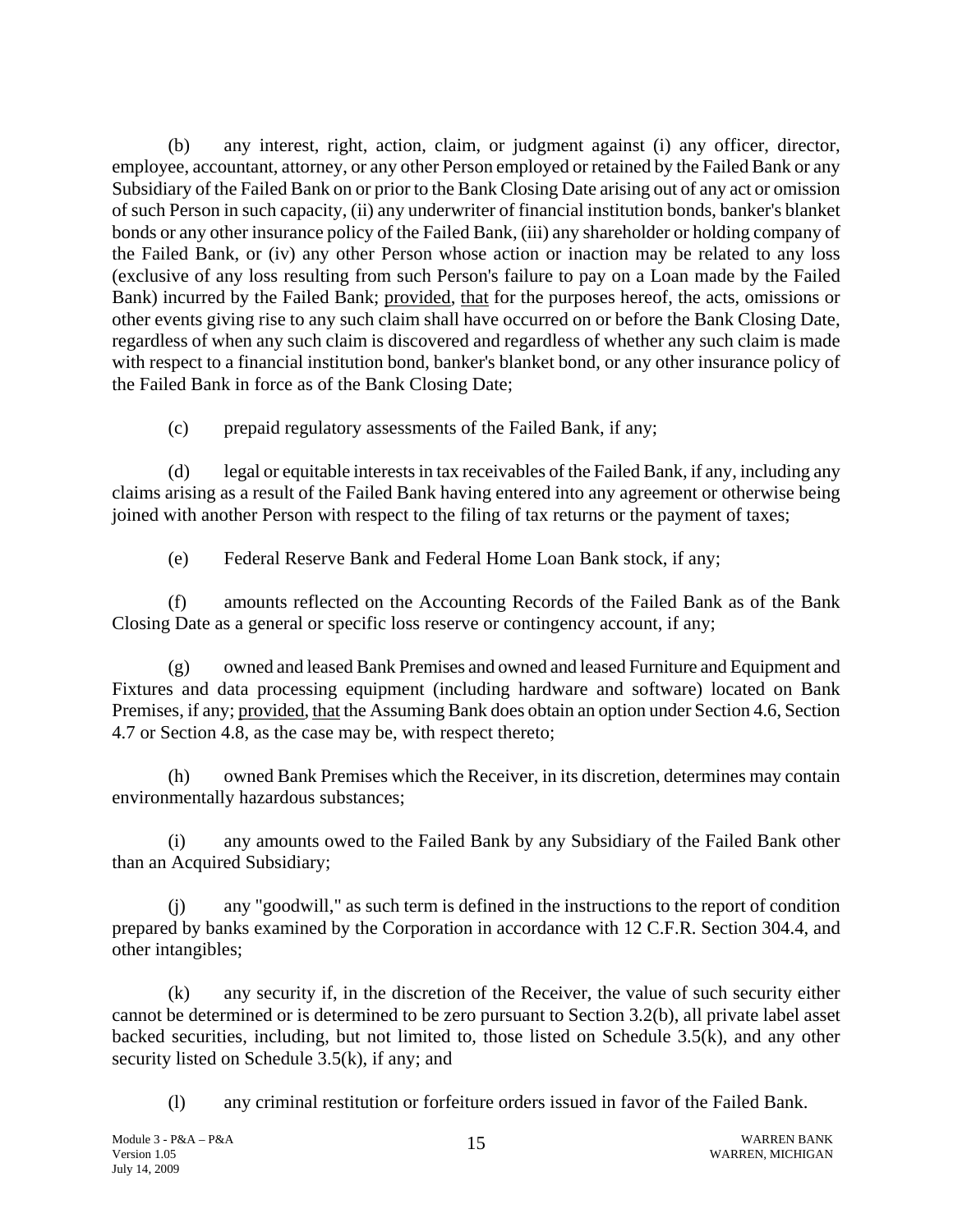(b) any interest, right, action, claim, or judgment against (i) any officer, director, employee, accountant, attorney, or any other Person employed or retained by the Failed Bank or any Subsidiary of the Failed Bank on or prior to the Bank Closing Date arising out of any act or omission of such Person in such capacity, (ii) any underwriter of financial institution bonds, banker's blanket bonds or any other insurance policy of the Failed Bank, (iii) any shareholder or holding company of the Failed Bank, or (iv) any other Person whose action or inaction may be related to any loss (exclusive of any loss resulting from such Person's failure to pay on a Loan made by the Failed Bank) incurred by the Failed Bank; provided, that for the purposes hereof, the acts, omissions or other events giving rise to any such claim shall have occurred on or before the Bank Closing Date, regardless of when any such claim is discovered and regardless of whether any such claim is made with respect to a financial institution bond, banker's blanket bond, or any other insurance policy of the Failed Bank in force as of the Bank Closing Date;

(c) prepaid regulatory assessments of the Failed Bank, if any;

(d) legal or equitable interests in tax receivables of the Failed Bank, if any, including any claims arising as a result of the Failed Bank having entered into any agreement or otherwise being joined with another Person with respect to the filing of tax returns or the payment of taxes;

(e) Federal Reserve Bank and Federal Home Loan Bank stock, if any;

(f) amounts reflected on the Accounting Records of the Failed Bank as of the Bank Closing Date as a general or specific loss reserve or contingency account, if any;

(g) owned and leased Bank Premises and owned and leased Furniture and Equipment and Fixtures and data processing equipment (including hardware and software) located on Bank Premises, if any; provided, that the Assuming Bank does obtain an option under Section 4.6, Section 4.7 or Section 4.8, as the case may be, with respect thereto;

(h) owned Bank Premises which the Receiver, in its discretion, determines may contain environmentally hazardous substances;

(i) any amounts owed to the Failed Bank by any Subsidiary of the Failed Bank other than an Acquired Subsidiary;

(j) any "goodwill," as such term is defined in the instructions to the report of condition prepared by banks examined by the Corporation in accordance with 12 C.F.R. Section 304.4, and other intangibles;

(k) any security if, in the discretion of the Receiver, the value of such security either cannot be determined or is determined to be zero pursuant to Section 3.2(b), all private label asset backed securities, including, but not limited to, those listed on Schedule 3.5(k), and any other security listed on Schedule 3.5(k), if any; and

(l) any criminal restitution or forfeiture orders issued in favor of the Failed Bank.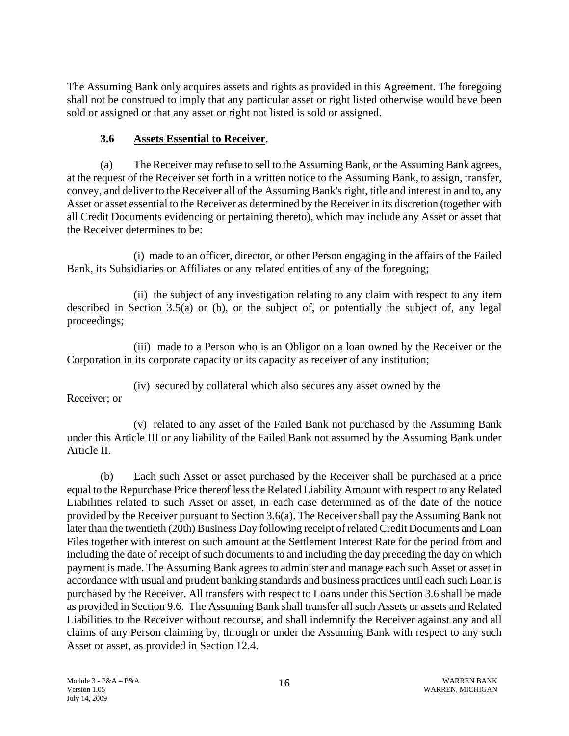The Assuming Bank only acquires assets and rights as provided in this Agreement. The foregoing shall not be construed to imply that any particular asset or right listed otherwise would have been sold or assigned or that any asset or right not listed is sold or assigned.

### 3.6 **Assets Essential to Receiver**.

(a) The Receiver may refuse to sell to the Assuming Bank, or the Assuming Bank agrees, at the request of the Receiver set forth in a written notice to the Assuming Bank, to assign, transfer, convey, and deliver to the Receiver all of the Assuming Bank's right, title and interest in and to, any Asset or asset essential to the Receiver as determined by the Receiver in its discretion (together with all Credit Documents evidencing or pertaining thereto), which may include any Asset or asset that the Receiver determines to be:

(i) made to an officer, director, or other Person engaging in the affairs of the Failed Bank, its Subsidiaries or Affiliates or any related entities of any of the foregoing;

(ii) the subject of any investigation relating to any claim with respect to any item described in Section 3.5(a) or (b), or the subject of, or potentially the subject of, any legal proceedings;

(iii) made to a Person who is an Obligor on a loan owned by the Receiver or the Corporation in its corporate capacity or its capacity as receiver of any institution;

(iv) secured by collateral which also secures any asset owned by the Receiver; or

(v) related to any asset of the Failed Bank not purchased by the Assuming Bank under this Article III or any liability of the Failed Bank not assumed by the Assuming Bank under Article II.

(b) Each such Asset or asset purchased by the Receiver shall be purchased at a price equal to the Repurchase Price thereof less the Related Liability Amount with respect to any Related Liabilities related to such Asset or asset, in each case determined as of the date of the notice provided by the Receiver pursuant to Section 3.6(a). The Receiver shall pay the Assuming Bank not later than the twentieth (20th) Business Day following receipt of related Credit Documents and Loan Files together with interest on such amount at the Settlement Interest Rate for the period from and including the date of receipt of such documents to and including the day preceding the day on which payment is made. The Assuming Bank agrees to administer and manage each such Asset or asset in accordance with usual and prudent banking standards and business practices until each such Loan is purchased by the Receiver. All transfers with respect to Loans under this Section 3.6 shall be made as provided in Section 9.6. The Assuming Bank shall transfer all such Assets or assets and Related Liabilities to the Receiver without recourse, and shall indemnify the Receiver against any and all claims of any Person claiming by, through or under the Assuming Bank with respect to any such Asset or asset, as provided in Section 12.4.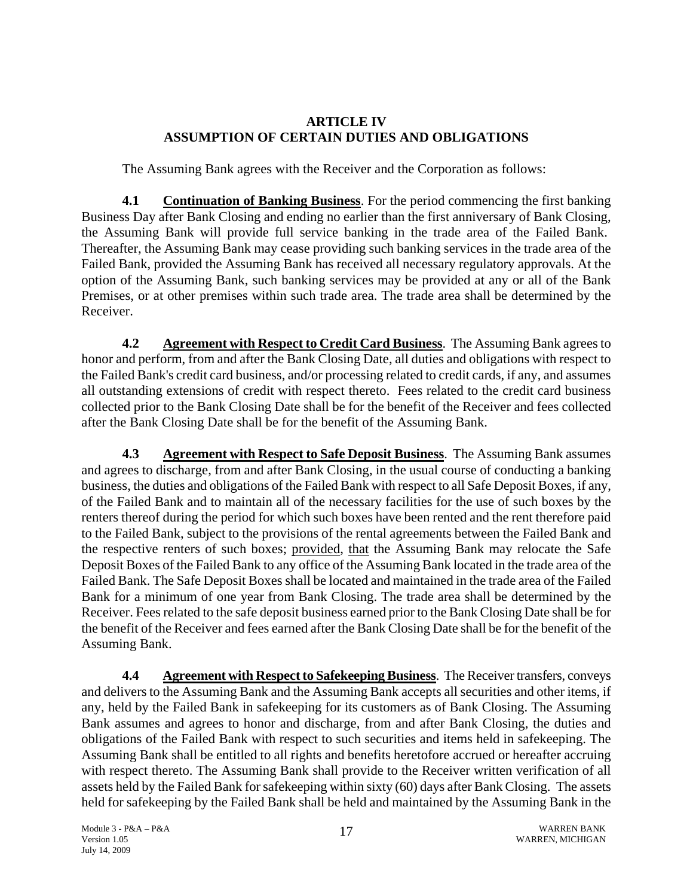## ARTICLE IV
## ASSUMPTION OF CERTAIN DUTIES AND OBLIGATIONS

The Assuming Bank agrees with the Receiver and the Corporation as follows:

**4.1 Continuation of Banking Business**. For the period commencing the first banking Business Day after Bank Closing and ending no earlier than the first anniversary of Bank Closing, the Assuming Bank will provide full service banking in the trade area of the Failed Bank. Thereafter, the Assuming Bank may cease providing such banking services in the trade area of the Failed Bank, provided the Assuming Bank has received all necessary regulatory approvals. At the option of the Assuming Bank, such banking services may be provided at any or all of the Bank Premises, or at other premises within such trade area. The trade area shall be determined by the Receiver.

**4.2 Agreement with Respect to Credit Card Business**. The Assuming Bank agrees to honor and perform, from and after the Bank Closing Date, all duties and obligations with respect to the Failed Bank's credit card business, and/or processing related to credit cards, if any, and assumes all outstanding extensions of credit with respect thereto. Fees related to the credit card business collected prior to the Bank Closing Date shall be for the benefit of the Receiver and fees collected after the Bank Closing Date shall be for the benefit of the Assuming Bank.

**4.3 Agreement with Respect to Safe Deposit Business**. The Assuming Bank assumes and agrees to discharge, from and after Bank Closing, in the usual course of conducting a banking business, the duties and obligations of the Failed Bank with respect to all Safe Deposit Boxes, if any, of the Failed Bank and to maintain all of the necessary facilities for the use of such boxes by the renters thereof during the period for which such boxes have been rented and the rent therefore paid to the Failed Bank, subject to the provisions of the rental agreements between the Failed Bank and the respective renters of such boxes; provided, that the Assuming Bank may relocate the Safe Deposit Boxes of the Failed Bank to any office of the Assuming Bank located in the trade area of the Failed Bank. The Safe Deposit Boxes shall be located and maintained in the trade area of the Failed Bank for a minimum of one year from Bank Closing. The trade area shall be determined by the Receiver. Fees related to the safe deposit business earned prior to the Bank Closing Date shall be for the benefit of the Receiver and fees earned after the Bank Closing Date shall be for the benefit of the Assuming Bank.

**4.4 Agreement with Respect to Safekeeping Business**. The Receiver transfers, conveys and delivers to the Assuming Bank and the Assuming Bank accepts all securities and other items, if any, held by the Failed Bank in safekeeping for its customers as of Bank Closing. The Assuming Bank assumes and agrees to honor and discharge, from and after Bank Closing, the duties and obligations of the Failed Bank with respect to such securities and items held in safekeeping. The Assuming Bank shall be entitled to all rights and benefits heretofore accrued or hereafter accruing with respect thereto. The Assuming Bank shall provide to the Receiver written verification of all assets held by the Failed Bank for safekeeping within sixty (60) days after Bank Closing. The assets held for safekeeping by the Failed Bank shall be held and maintained by the Assuming Bank in the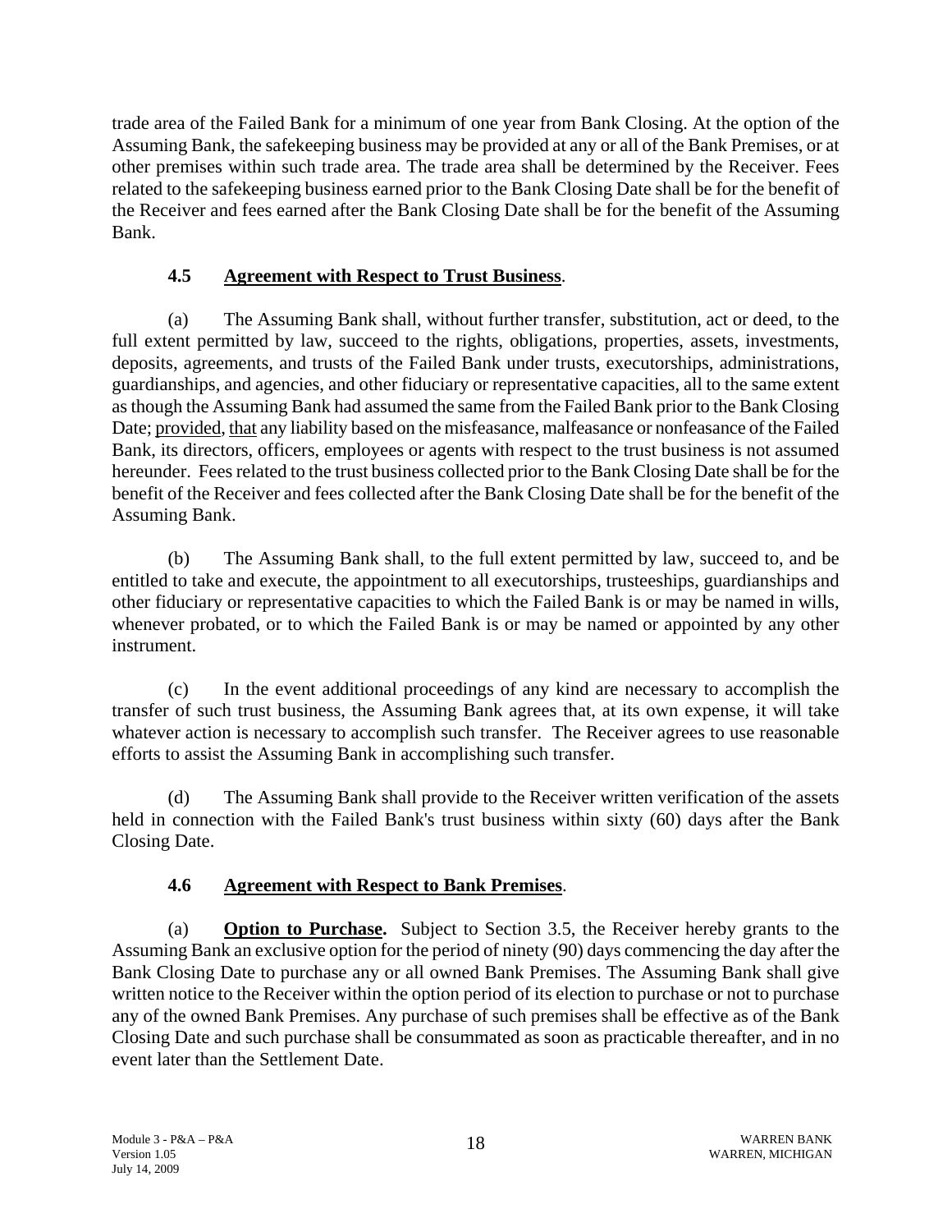trade area of the Failed Bank for a minimum of one year from Bank Closing. At the option of the Assuming Bank, the safekeeping business may be provided at any or all of the Bank Premises, or at other premises within such trade area. The trade area shall be determined by the Receiver. Fees related to the safekeeping business earned prior to the Bank Closing Date shall be for the benefit of the Receiver and fees earned after the Bank Closing Date shall be for the benefit of the Assuming Bank.

### 4.5 Agreement with Respect to Trust Business.

(a) The Assuming Bank shall, without further transfer, substitution, act or deed, to the full extent permitted by law, succeed to the rights, obligations, properties, assets, investments, deposits, agreements, and trusts of the Failed Bank under trusts, executorships, administrations, guardianships, and agencies, and other fiduciary or representative capacities, all to the same extent as though the Assuming Bank had assumed the same from the Failed Bank prior to the Bank Closing Date; provided, that any liability based on the misfeasance, malfeasance or nonfeasance of the Failed Bank, its directors, officers, employees or agents with respect to the trust business is not assumed hereunder. Fees related to the trust business collected prior to the Bank Closing Date shall be for the benefit of the Receiver and fees collected after the Bank Closing Date shall be for the benefit of the Assuming Bank.

(b) The Assuming Bank shall, to the full extent permitted by law, succeed to, and be entitled to take and execute, the appointment to all executorships, trusteeships, guardianships and other fiduciary or representative capacities to which the Failed Bank is or may be named in wills, whenever probated, or to which the Failed Bank is or may be named or appointed by any other instrument.

(c) In the event additional proceedings of any kind are necessary to accomplish the transfer of such trust business, the Assuming Bank agrees that, at its own expense, it will take whatever action is necessary to accomplish such transfer. The Receiver agrees to use reasonable efforts to assist the Assuming Bank in accomplishing such transfer.

(d) The Assuming Bank shall provide to the Receiver written verification of the assets held in connection with the Failed Bank's trust business within sixty (60) days after the Bank Closing Date.

### 4.6 Agreement with Respect to Bank Premises.

(a) **Option to Purchase.** Subject to Section 3.5, the Receiver hereby grants to the Assuming Bank an exclusive option for the period of ninety (90) days commencing the day after the Bank Closing Date to purchase any or all owned Bank Premises. The Assuming Bank shall give written notice to the Receiver within the option period of its election to purchase or not to purchase any of the owned Bank Premises. Any purchase of such premises shall be effective as of the Bank Closing Date and such purchase shall be consummated as soon as practicable thereafter, and in no event later than the Settlement Date.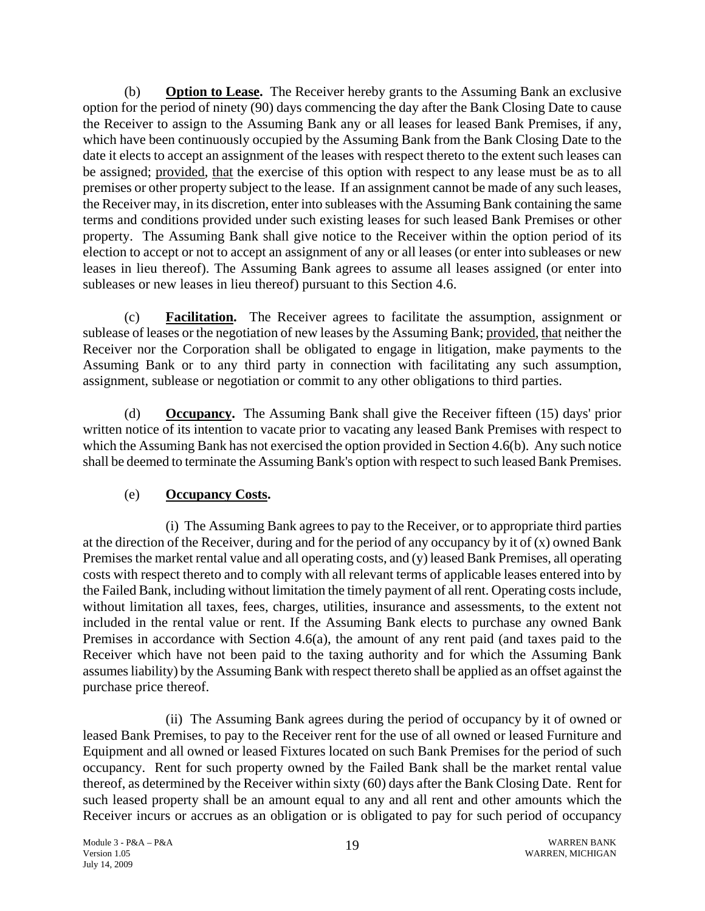(b) **Option to Lease.** The Receiver hereby grants to the Assuming Bank an exclusive option for the period of ninety (90) days commencing the day after the Bank Closing Date to cause the Receiver to assign to the Assuming Bank any or all leases for leased Bank Premises, if any, which have been continuously occupied by the Assuming Bank from the Bank Closing Date to the date it elects to accept an assignment of the leases with respect thereto to the extent such leases can be assigned; provided, that the exercise of this option with respect to any lease must be as to all premises or other property subject to the lease. If an assignment cannot be made of any such leases, the Receiver may, in its discretion, enter into subleases with the Assuming Bank containing the same terms and conditions provided under such existing leases for such leased Bank Premises or other property. The Assuming Bank shall give notice to the Receiver within the option period of its election to accept or not to accept an assignment of any or all leases (or enter into subleases or new leases in lieu thereof). The Assuming Bank agrees to assume all leases assigned (or enter into subleases or new leases in lieu thereof) pursuant to this Section 4.6.

(c) **Facilitation.** The Receiver agrees to facilitate the assumption, assignment or sublease of leases or the negotiation of new leases by the Assuming Bank; provided, that neither the Receiver nor the Corporation shall be obligated to engage in litigation, make payments to the Assuming Bank or to any third party in connection with facilitating any such assumption, assignment, sublease or negotiation or commit to any other obligations to third parties.

(d) **Occupancy.** The Assuming Bank shall give the Receiver fifteen (15) days' prior written notice of its intention to vacate prior to vacating any leased Bank Premises with respect to which the Assuming Bank has not exercised the option provided in Section 4.6(b). Any such notice shall be deemed to terminate the Assuming Bank's option with respect to such leased Bank Premises.

(e) **Occupancy Costs.**

(i) The Assuming Bank agrees to pay to the Receiver, or to appropriate third parties at the direction of the Receiver, during and for the period of any occupancy by it of (x) owned Bank Premises the market rental value and all operating costs, and (y) leased Bank Premises, all operating costs with respect thereto and to comply with all relevant terms of applicable leases entered into by the Failed Bank, including without limitation the timely payment of all rent. Operating costs include, without limitation all taxes, fees, charges, utilities, insurance and assessments, to the extent not included in the rental value or rent. If the Assuming Bank elects to purchase any owned Bank Premises in accordance with Section 4.6(a), the amount of any rent paid (and taxes paid to the Receiver which have not been paid to the taxing authority and for which the Assuming Bank assumes liability) by the Assuming Bank with respect thereto shall be applied as an offset against the purchase price thereof.

(ii) The Assuming Bank agrees during the period of occupancy by it of owned or leased Bank Premises, to pay to the Receiver rent for the use of all owned or leased Furniture and Equipment and all owned or leased Fixtures located on such Bank Premises for the period of such occupancy. Rent for such property owned by the Failed Bank shall be the market rental value thereof, as determined by the Receiver within sixty (60) days after the Bank Closing Date. Rent for such leased property shall be an amount equal to any and all rent and other amounts which the Receiver incurs or accrues as an obligation or is obligated to pay for such period of occupancy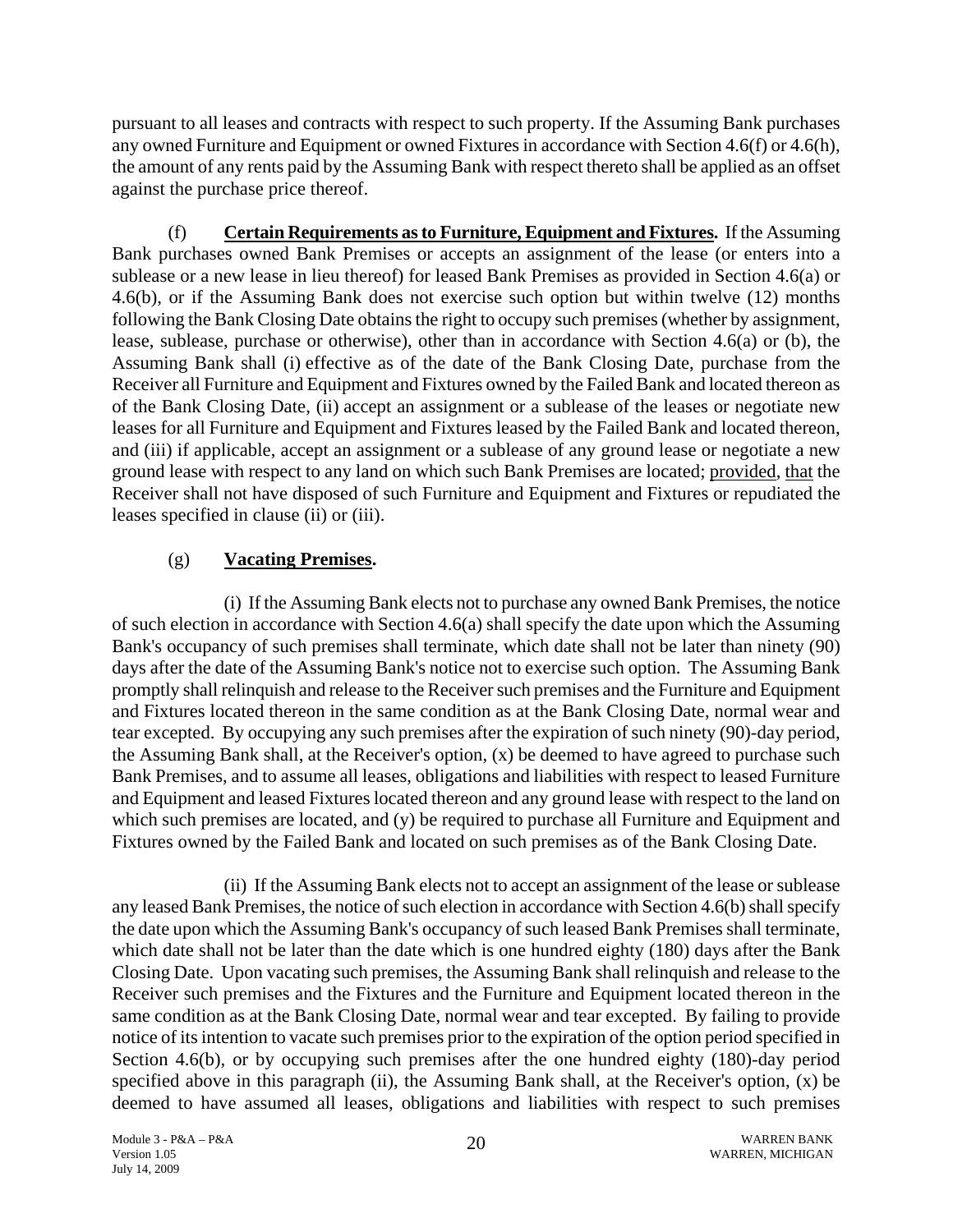pursuant to all leases and contracts with respect to such property. If the Assuming Bank purchases any owned Furniture and Equipment or owned Fixtures in accordance with Section 4.6(f) or 4.6(h), the amount of any rents paid by the Assuming Bank with respect thereto shall be applied as an offset against the purchase price thereof.

(f) **Certain Requirements as to Furniture, Equipment and Fixtures.** If the Assuming Bank purchases owned Bank Premises or accepts an assignment of the lease (or enters into a sublease or a new lease in lieu thereof) for leased Bank Premises as provided in Section 4.6(a) or 4.6(b), or if the Assuming Bank does not exercise such option but within twelve (12) months following the Bank Closing Date obtains the right to occupy such premises (whether by assignment, lease, sublease, purchase or otherwise), other than in accordance with Section 4.6(a) or (b), the Assuming Bank shall (i) effective as of the date of the Bank Closing Date, purchase from the Receiver all Furniture and Equipment and Fixtures owned by the Failed Bank and located thereon as of the Bank Closing Date, (ii) accept an assignment or a sublease of the leases or negotiate new leases for all Furniture and Equipment and Fixtures leased by the Failed Bank and located thereon, and (iii) if applicable, accept an assignment or a sublease of any ground lease or negotiate a new ground lease with respect to any land on which such Bank Premises are located; provided, that the Receiver shall not have disposed of such Furniture and Equipment and Fixtures or repudiated the leases specified in clause (ii) or (iii).

(g) **Vacating Premises.**

(i) If the Assuming Bank elects not to purchase any owned Bank Premises, the notice of such election in accordance with Section 4.6(a) shall specify the date upon which the Assuming Bank's occupancy of such premises shall terminate, which date shall not be later than ninety (90) days after the date of the Assuming Bank's notice not to exercise such option. The Assuming Bank promptly shall relinquish and release to the Receiver such premises and the Furniture and Equipment and Fixtures located thereon in the same condition as at the Bank Closing Date, normal wear and tear excepted. By occupying any such premises after the expiration of such ninety (90)-day period, the Assuming Bank shall, at the Receiver's option, (x) be deemed to have agreed to purchase such Bank Premises, and to assume all leases, obligations and liabilities with respect to leased Furniture and Equipment and leased Fixtures located thereon and any ground lease with respect to the land on which such premises are located, and (y) be required to purchase all Furniture and Equipment and Fixtures owned by the Failed Bank and located on such premises as of the Bank Closing Date.

(ii) If the Assuming Bank elects not to accept an assignment of the lease or sublease any leased Bank Premises, the notice of such election in accordance with Section 4.6(b) shall specify the date upon which the Assuming Bank's occupancy of such leased Bank Premises shall terminate, which date shall not be later than the date which is one hundred eighty (180) days after the Bank Closing Date. Upon vacating such premises, the Assuming Bank shall relinquish and release to the Receiver such premises and the Fixtures and the Furniture and Equipment located thereon in the same condition as at the Bank Closing Date, normal wear and tear excepted. By failing to provide notice of its intention to vacate such premises prior to the expiration of the option period specified in Section 4.6(b), or by occupying such premises after the one hundred eighty (180)-day period specified above in this paragraph (ii), the Assuming Bank shall, at the Receiver's option, (x) be deemed to have assumed all leases, obligations and liabilities with respect to such premises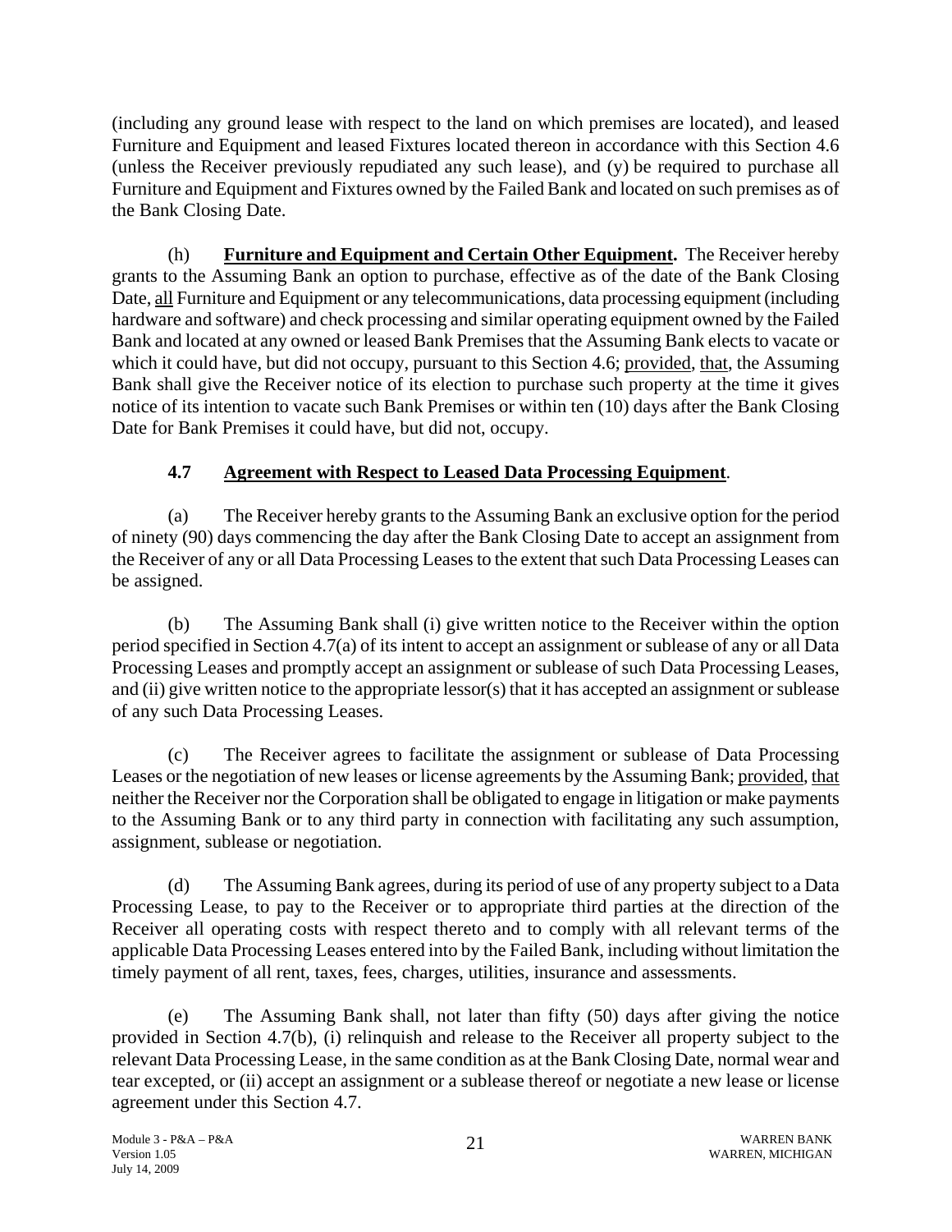(including any ground lease with respect to the land on which premises are located), and leased Furniture and Equipment and leased Fixtures located thereon in accordance with this Section 4.6 (unless the Receiver previously repudiated any such lease), and (y) be required to purchase all Furniture and Equipment and Fixtures owned by the Failed Bank and located on such premises as of the Bank Closing Date.

(h) **Furniture and Equipment and Certain Other Equipment.** The Receiver hereby grants to the Assuming Bank an option to purchase, effective as of the date of the Bank Closing Date, all Furniture and Equipment or any telecommunications, data processing equipment (including hardware and software) and check processing and similar operating equipment owned by the Failed Bank and located at any owned or leased Bank Premises that the Assuming Bank elects to vacate or which it could have, but did not occupy, pursuant to this Section 4.6; provided, that, the Assuming Bank shall give the Receiver notice of its election to purchase such property at the time it gives notice of its intention to vacate such Bank Premises or within ten (10) days after the Bank Closing Date for Bank Premises it could have, but did not, occupy.

### 4.7 Agreement with Respect to Leased Data Processing Equipment.

(a) The Receiver hereby grants to the Assuming Bank an exclusive option for the period of ninety (90) days commencing the day after the Bank Closing Date to accept an assignment from the Receiver of any or all Data Processing Leases to the extent that such Data Processing Leases can be assigned.

(b) The Assuming Bank shall (i) give written notice to the Receiver within the option period specified in Section 4.7(a) of its intent to accept an assignment or sublease of any or all Data Processing Leases and promptly accept an assignment or sublease of such Data Processing Leases, and (ii) give written notice to the appropriate lessor(s) that it has accepted an assignment or sublease of any such Data Processing Leases.

(c) The Receiver agrees to facilitate the assignment or sublease of Data Processing Leases or the negotiation of new leases or license agreements by the Assuming Bank; provided, that neither the Receiver nor the Corporation shall be obligated to engage in litigation or make payments to the Assuming Bank or to any third party in connection with facilitating any such assumption, assignment, sublease or negotiation.

(d) The Assuming Bank agrees, during its period of use of any property subject to a Data Processing Lease, to pay to the Receiver or to appropriate third parties at the direction of the Receiver all operating costs with respect thereto and to comply with all relevant terms of the applicable Data Processing Leases entered into by the Failed Bank, including without limitation the timely payment of all rent, taxes, fees, charges, utilities, insurance and assessments.

(e) The Assuming Bank shall, not later than fifty (50) days after giving the notice provided in Section 4.7(b), (i) relinquish and release to the Receiver all property subject to the relevant Data Processing Lease, in the same condition as at the Bank Closing Date, normal wear and tear excepted, or (ii) accept an assignment or a sublease thereof or negotiate a new lease or license agreement under this Section 4.7.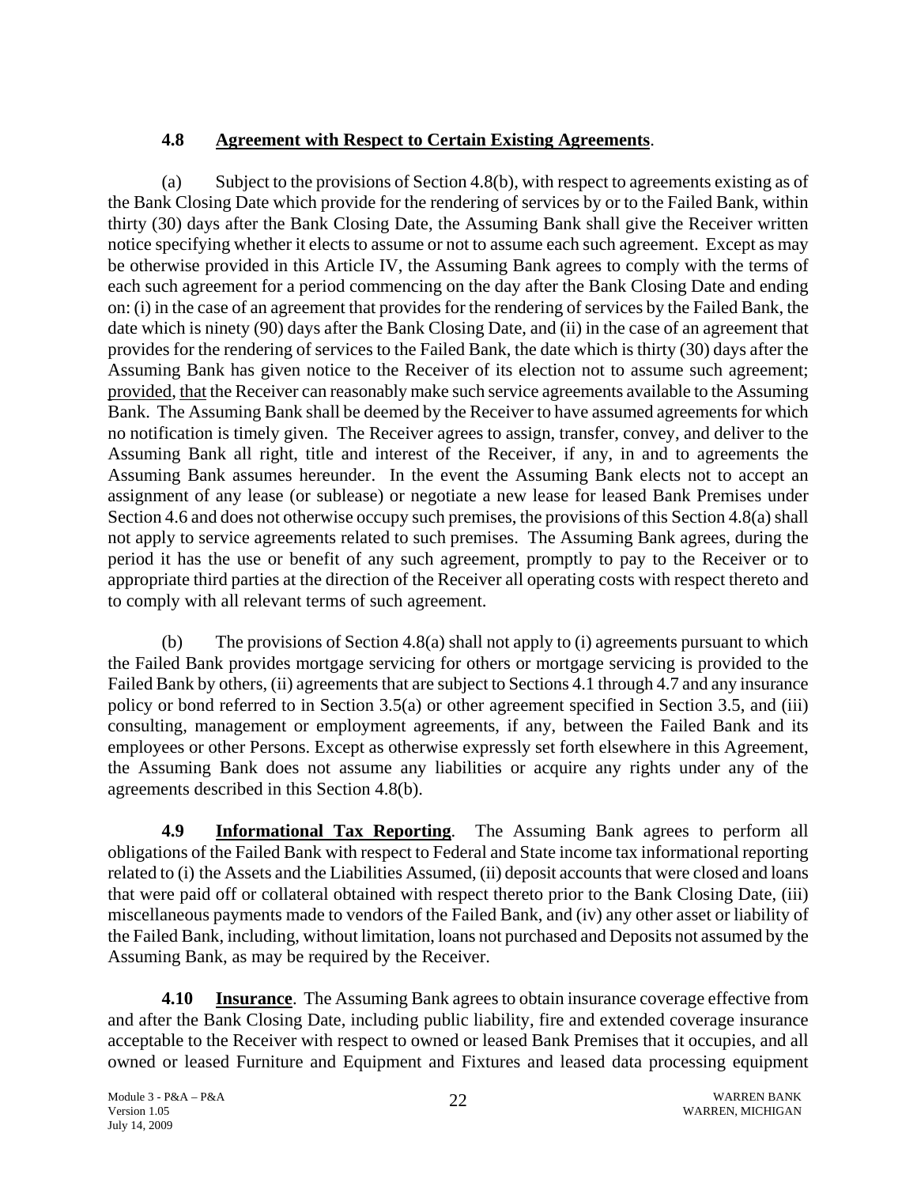**4.8 Agreement with Respect to Certain Existing Agreements**.

(a) Subject to the provisions of Section 4.8(b), with respect to agreements existing as of the Bank Closing Date which provide for the rendering of services by or to the Failed Bank, within thirty (30) days after the Bank Closing Date, the Assuming Bank shall give the Receiver written notice specifying whether it elects to assume or not to assume each such agreement. Except as may be otherwise provided in this Article IV, the Assuming Bank agrees to comply with the terms of each such agreement for a period commencing on the day after the Bank Closing Date and ending on: (i) in the case of an agreement that provides for the rendering of services by the Failed Bank, the date which is ninety (90) days after the Bank Closing Date, and (ii) in the case of an agreement that provides for the rendering of services to the Failed Bank, the date which is thirty (30) days after the Assuming Bank has given notice to the Receiver of its election not to assume such agreement; provided, that the Receiver can reasonably make such service agreements available to the Assuming Bank. The Assuming Bank shall be deemed by the Receiver to have assumed agreements for which no notification is timely given. The Receiver agrees to assign, transfer, convey, and deliver to the Assuming Bank all right, title and interest of the Receiver, if any, in and to agreements the Assuming Bank assumes hereunder. In the event the Assuming Bank elects not to accept an assignment of any lease (or sublease) or negotiate a new lease for leased Bank Premises under Section 4.6 and does not otherwise occupy such premises, the provisions of this Section 4.8(a) shall not apply to service agreements related to such premises. The Assuming Bank agrees, during the period it has the use or benefit of any such agreement, promptly to pay to the Receiver or to appropriate third parties at the direction of the Receiver all operating costs with respect thereto and to comply with all relevant terms of such agreement.

(b) The provisions of Section 4.8(a) shall not apply to (i) agreements pursuant to which the Failed Bank provides mortgage servicing for others or mortgage servicing is provided to the Failed Bank by others, (ii) agreements that are subject to Sections 4.1 through 4.7 and any insurance policy or bond referred to in Section 3.5(a) or other agreement specified in Section 3.5, and (iii) consulting, management or employment agreements, if any, between the Failed Bank and its employees or other Persons. Except as otherwise expressly set forth elsewhere in this Agreement, the Assuming Bank does not assume any liabilities or acquire any rights under any of the agreements described in this Section 4.8(b).

**4.9 Informational Tax Reporting**. The Assuming Bank agrees to perform all obligations of the Failed Bank with respect to Federal and State income tax informational reporting related to (i) the Assets and the Liabilities Assumed, (ii) deposit accounts that were closed and loans that were paid off or collateral obtained with respect thereto prior to the Bank Closing Date, (iii) miscellaneous payments made to vendors of the Failed Bank, and (iv) any other asset or liability of the Failed Bank, including, without limitation, loans not purchased and Deposits not assumed by the Assuming Bank, as may be required by the Receiver.

**4.10 Insurance**. The Assuming Bank agrees to obtain insurance coverage effective from and after the Bank Closing Date, including public liability, fire and extended coverage insurance acceptable to the Receiver with respect to owned or leased Bank Premises that it occupies, and all owned or leased Furniture and Equipment and Fixtures and leased data processing equipment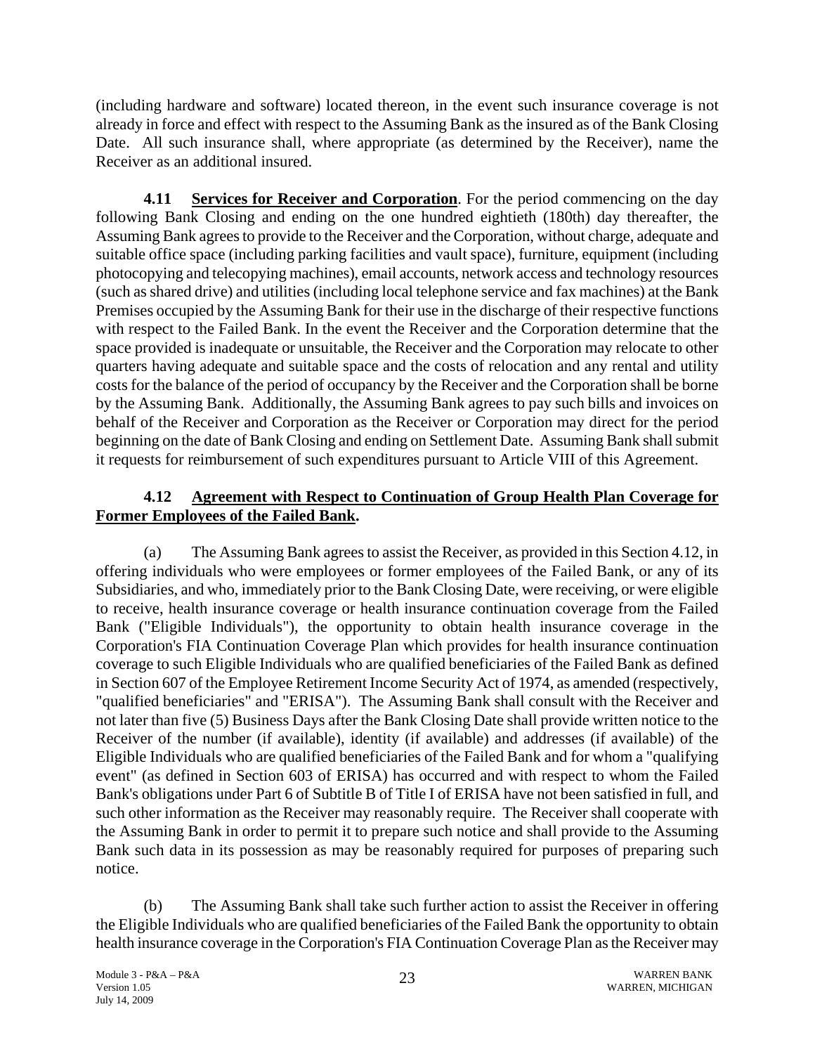(including hardware and software) located thereon, in the event such insurance coverage is not already in force and effect with respect to the Assuming Bank as the insured as of the Bank Closing Date. All such insurance shall, where appropriate (as determined by the Receiver), name the Receiver as an additional insured.

**4.11 Services for Receiver and Corporation**. For the period commencing on the day following Bank Closing and ending on the one hundred eightieth (180th) day thereafter, the Assuming Bank agrees to provide to the Receiver and the Corporation, without charge, adequate and suitable office space (including parking facilities and vault space), furniture, equipment (including photocopying and telecopying machines), email accounts, network access and technology resources (such as shared drive) and utilities (including local telephone service and fax machines) at the Bank Premises occupied by the Assuming Bank for their use in the discharge of their respective functions with respect to the Failed Bank. In the event the Receiver and the Corporation determine that the space provided is inadequate or unsuitable, the Receiver and the Corporation may relocate to other quarters having adequate and suitable space and the costs of relocation and any rental and utility costs for the balance of the period of occupancy by the Receiver and the Corporation shall be borne by the Assuming Bank. Additionally, the Assuming Bank agrees to pay such bills and invoices on behalf of the Receiver and Corporation as the Receiver or Corporation may direct for the period beginning on the date of Bank Closing and ending on Settlement Date. Assuming Bank shall submit it requests for reimbursement of such expenditures pursuant to Article VIII of this Agreement.

**4.12 Agreement with Respect to Continuation of Group Health Plan Coverage for Former Employees of the Failed Bank.**

(a) The Assuming Bank agrees to assist the Receiver, as provided in this Section 4.12, in offering individuals who were employees or former employees of the Failed Bank, or any of its Subsidiaries, and who, immediately prior to the Bank Closing Date, were receiving, or were eligible to receive, health insurance coverage or health insurance continuation coverage from the Failed Bank ("Eligible Individuals"), the opportunity to obtain health insurance coverage in the Corporation's FIA Continuation Coverage Plan which provides for health insurance continuation coverage to such Eligible Individuals who are qualified beneficiaries of the Failed Bank as defined in Section 607 of the Employee Retirement Income Security Act of 1974, as amended (respectively, "qualified beneficiaries" and "ERISA"). The Assuming Bank shall consult with the Receiver and not later than five (5) Business Days after the Bank Closing Date shall provide written notice to the Receiver of the number (if available), identity (if available) and addresses (if available) of the Eligible Individuals who are qualified beneficiaries of the Failed Bank and for whom a "qualifying event" (as defined in Section 603 of ERISA) has occurred and with respect to whom the Failed Bank's obligations under Part 6 of Subtitle B of Title I of ERISA have not been satisfied in full, and such other information as the Receiver may reasonably require. The Receiver shall cooperate with the Assuming Bank in order to permit it to prepare such notice and shall provide to the Assuming Bank such data in its possession as may be reasonably required for purposes of preparing such notice.

(b) The Assuming Bank shall take such further action to assist the Receiver in offering the Eligible Individuals who are qualified beneficiaries of the Failed Bank the opportunity to obtain health insurance coverage in the Corporation's FIA Continuation Coverage Plan as the Receiver may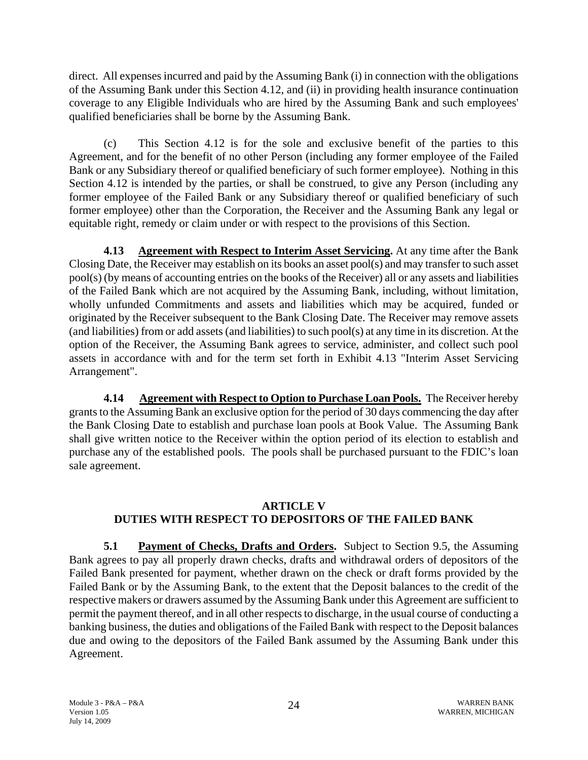direct. All expenses incurred and paid by the Assuming Bank (i) in connection with the obligations of the Assuming Bank under this Section 4.12, and (ii) in providing health insurance continuation coverage to any Eligible Individuals who are hired by the Assuming Bank and such employees' qualified beneficiaries shall be borne by the Assuming Bank.

(c) This Section 4.12 is for the sole and exclusive benefit of the parties to this Agreement, and for the benefit of no other Person (including any former employee of the Failed Bank or any Subsidiary thereof or qualified beneficiary of such former employee). Nothing in this Section 4.12 is intended by the parties, or shall be construed, to give any Person (including any former employee of the Failed Bank or any Subsidiary thereof or qualified beneficiary of such former employee) other than the Corporation, the Receiver and the Assuming Bank any legal or equitable right, remedy or claim under or with respect to the provisions of this Section.

**4.13 Agreement with Respect to Interim Asset Servicing.** At any time after the Bank Closing Date, the Receiver may establish on its books an asset pool(s) and may transfer to such asset pool(s) (by means of accounting entries on the books of the Receiver) all or any assets and liabilities of the Failed Bank which are not acquired by the Assuming Bank, including, without limitation, wholly unfunded Commitments and assets and liabilities which may be acquired, funded or originated by the Receiver subsequent to the Bank Closing Date. The Receiver may remove assets (and liabilities) from or add assets (and liabilities) to such pool(s) at any time in its discretion. At the option of the Receiver, the Assuming Bank agrees to service, administer, and collect such pool assets in accordance with and for the term set forth in Exhibit 4.13 "Interim Asset Servicing Arrangement".

**4.14 Agreement with Respect to Option to Purchase Loan Pools.** The Receiver hereby grants to the Assuming Bank an exclusive option for the period of 30 days commencing the day after the Bank Closing Date to establish and purchase loan pools at Book Value. The Assuming Bank shall give written notice to the Receiver within the option period of its election to establish and purchase any of the established pools. The pools shall be purchased pursuant to the FDIC's loan sale agreement.

## ARTICLE V
## DUTIES WITH RESPECT TO DEPOSITORS OF THE FAILED BANK

**5.1 Payment of Checks, Drafts and Orders.** Subject to Section 9.5, the Assuming Bank agrees to pay all properly drawn checks, drafts and withdrawal orders of depositors of the Failed Bank presented for payment, whether drawn on the check or draft forms provided by the Failed Bank or by the Assuming Bank, to the extent that the Deposit balances to the credit of the respective makers or drawers assumed by the Assuming Bank under this Agreement are sufficient to permit the payment thereof, and in all other respects to discharge, in the usual course of conducting a banking business, the duties and obligations of the Failed Bank with respect to the Deposit balances due and owing to the depositors of the Failed Bank assumed by the Assuming Bank under this Agreement.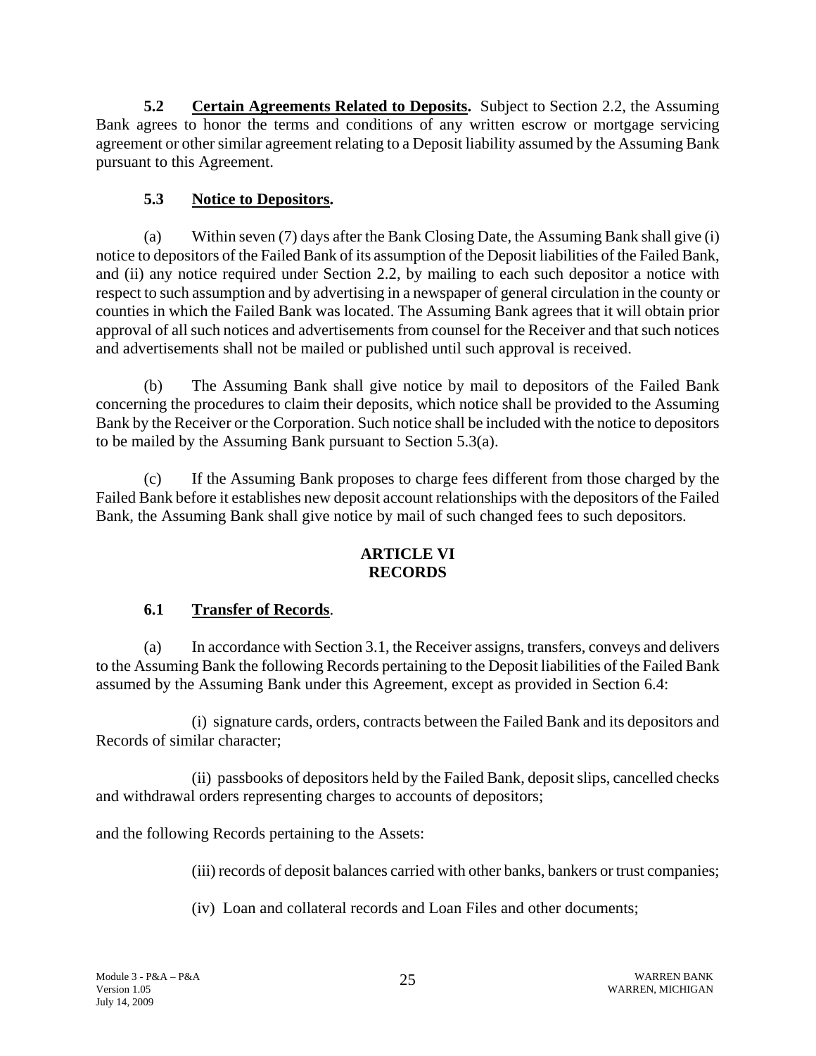**5.2 Certain Agreements Related to Deposits.** Subject to Section 2.2, the Assuming Bank agrees to honor the terms and conditions of any written escrow or mortgage servicing agreement or other similar agreement relating to a Deposit liability assumed by the Assuming Bank pursuant to this Agreement.

**5.3 Notice to Depositors.**

(a) Within seven (7) days after the Bank Closing Date, the Assuming Bank shall give (i) notice to depositors of the Failed Bank of its assumption of the Deposit liabilities of the Failed Bank, and (ii) any notice required under Section 2.2, by mailing to each such depositor a notice with respect to such assumption and by advertising in a newspaper of general circulation in the county or counties in which the Failed Bank was located. The Assuming Bank agrees that it will obtain prior approval of all such notices and advertisements from counsel for the Receiver and that such notices and advertisements shall not be mailed or published until such approval is received.

(b) The Assuming Bank shall give notice by mail to depositors of the Failed Bank concerning the procedures to claim their deposits, which notice shall be provided to the Assuming Bank by the Receiver or the Corporation. Such notice shall be included with the notice to depositors to be mailed by the Assuming Bank pursuant to Section 5.3(a).

(c) If the Assuming Bank proposes to charge fees different from those charged by the Failed Bank before it establishes new deposit account relationships with the depositors of the Failed Bank, the Assuming Bank shall give notice by mail of such changed fees to such depositors.

## ARTICLE VI RECORDS

**6.1 Transfer of Records.**

(a) In accordance with Section 3.1, the Receiver assigns, transfers, conveys and delivers to the Assuming Bank the following Records pertaining to the Deposit liabilities of the Failed Bank assumed by the Assuming Bank under this Agreement, except as provided in Section 6.4:

(i) signature cards, orders, contracts between the Failed Bank and its depositors and Records of similar character;

(ii) passbooks of depositors held by the Failed Bank, deposit slips, cancelled checks and withdrawal orders representing charges to accounts of depositors;

and the following Records pertaining to the Assets:

(iii) records of deposit balances carried with other banks, bankers or trust companies;

(iv) Loan and collateral records and Loan Files and other documents;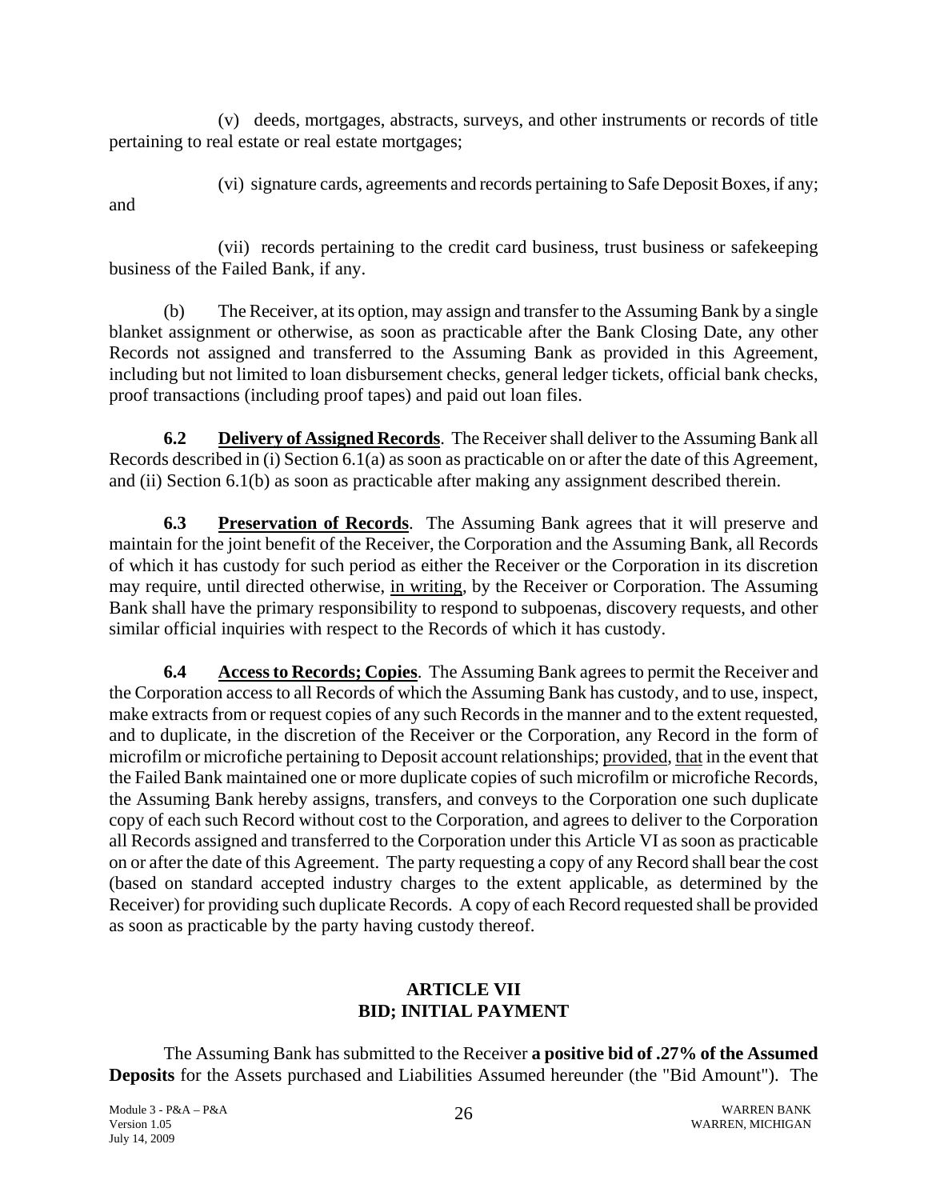(v) deeds, mortgages, abstracts, surveys, and other instruments or records of title pertaining to real estate or real estate mortgages;

(vi) signature cards, agreements and records pertaining to Safe Deposit Boxes, if any; and

(vii) records pertaining to the credit card business, trust business or safekeeping business of the Failed Bank, if any.

(b) The Receiver, at its option, may assign and transfer to the Assuming Bank by a single blanket assignment or otherwise, as soon as practicable after the Bank Closing Date, any other Records not assigned and transferred to the Assuming Bank as provided in this Agreement, including but not limited to loan disbursement checks, general ledger tickets, official bank checks, proof transactions (including proof tapes) and paid out loan files.

**6.2 Delivery of Assigned Records**. The Receiver shall deliver to the Assuming Bank all Records described in (i) Section 6.1(a) as soon as practicable on or after the date of this Agreement, and (ii) Section 6.1(b) as soon as practicable after making any assignment described therein.

**6.3 Preservation of Records**. The Assuming Bank agrees that it will preserve and maintain for the joint benefit of the Receiver, the Corporation and the Assuming Bank, all Records of which it has custody for such period as either the Receiver or the Corporation in its discretion may require, until directed otherwise, in writing, by the Receiver or Corporation. The Assuming Bank shall have the primary responsibility to respond to subpoenas, discovery requests, and other similar official inquiries with respect to the Records of which it has custody.

**6.4 Access to Records; Copies**. The Assuming Bank agrees to permit the Receiver and the Corporation access to all Records of which the Assuming Bank has custody, and to use, inspect, make extracts from or request copies of any such Records in the manner and to the extent requested, and to duplicate, in the discretion of the Receiver or the Corporation, any Record in the form of microfilm or microfiche pertaining to Deposit account relationships; provided, that in the event that the Failed Bank maintained one or more duplicate copies of such microfilm or microfiche Records, the Assuming Bank hereby assigns, transfers, and conveys to the Corporation one such duplicate copy of each such Record without cost to the Corporation, and agrees to deliver to the Corporation all Records assigned and transferred to the Corporation under this Article VI as soon as practicable on or after the date of this Agreement. The party requesting a copy of any Record shall bear the cost (based on standard accepted industry charges to the extent applicable, as determined by the Receiver) for providing such duplicate Records. A copy of each Record requested shall be provided as soon as practicable by the party having custody thereof.

## ARTICLE VII
## BID; INITIAL PAYMENT

The Assuming Bank has submitted to the Receiver **a positive bid of .27% of the Assumed Deposits** for the Assets purchased and Liabilities Assumed hereunder (the "Bid Amount"). The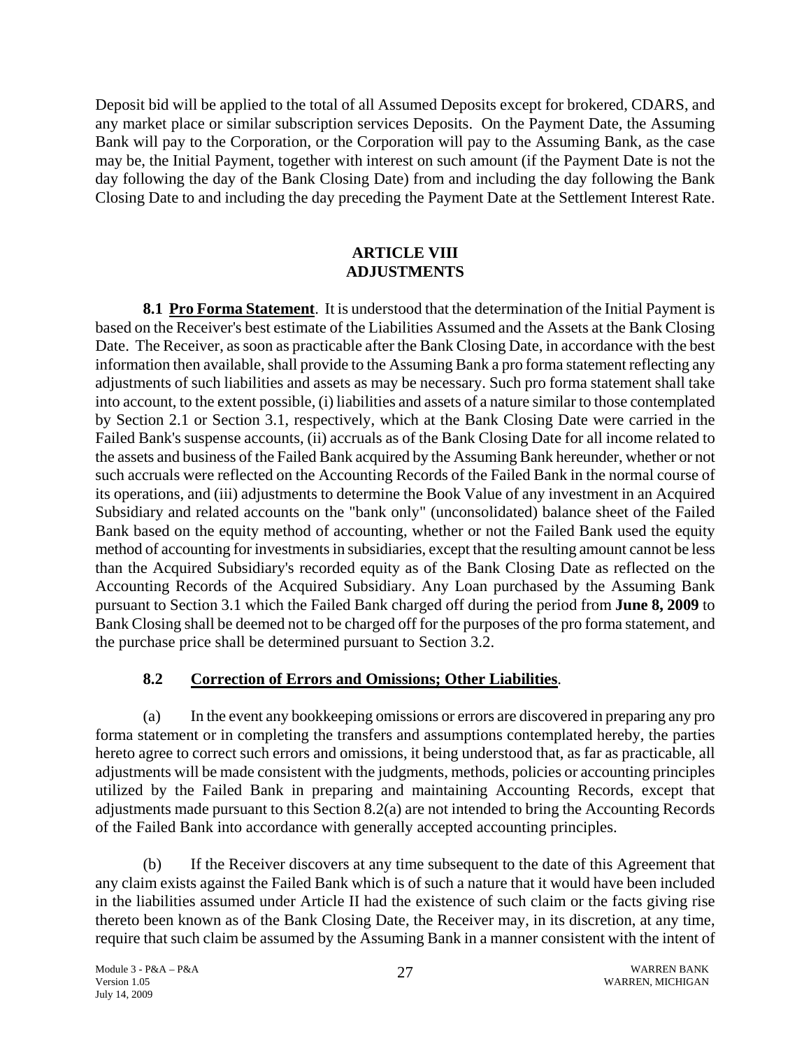Deposit bid will be applied to the total of all Assumed Deposits except for brokered, CDARS, and any market place or similar subscription services Deposits. On the Payment Date, the Assuming Bank will pay to the Corporation, or the Corporation will pay to the Assuming Bank, as the case may be, the Initial Payment, together with interest on such amount (if the Payment Date is not the day following the day of the Bank Closing Date) from and including the day following the Bank Closing Date to and including the day preceding the Payment Date at the Settlement Interest Rate.

## ARTICLE VIII
## ADJUSTMENTS

**8.1 Pro Forma Statement**. It is understood that the determination of the Initial Payment is based on the Receiver's best estimate of the Liabilities Assumed and the Assets at the Bank Closing Date. The Receiver, as soon as practicable after the Bank Closing Date, in accordance with the best information then available, shall provide to the Assuming Bank a pro forma statement reflecting any adjustments of such liabilities and assets as may be necessary. Such pro forma statement shall take into account, to the extent possible, (i) liabilities and assets of a nature similar to those contemplated by Section 2.1 or Section 3.1, respectively, which at the Bank Closing Date were carried in the Failed Bank's suspense accounts, (ii) accruals as of the Bank Closing Date for all income related to the assets and business of the Failed Bank acquired by the Assuming Bank hereunder, whether or not such accruals were reflected on the Accounting Records of the Failed Bank in the normal course of its operations, and (iii) adjustments to determine the Book Value of any investment in an Acquired Subsidiary and related accounts on the "bank only" (unconsolidated) balance sheet of the Failed Bank based on the equity method of accounting, whether or not the Failed Bank used the equity method of accounting for investments in subsidiaries, except that the resulting amount cannot be less than the Acquired Subsidiary's recorded equity as of the Bank Closing Date as reflected on the Accounting Records of the Acquired Subsidiary. Any Loan purchased by the Assuming Bank pursuant to Section 3.1 which the Failed Bank charged off during the period from **June 8, 2009** to Bank Closing shall be deemed not to be charged off for the purposes of the pro forma statement, and the purchase price shall be determined pursuant to Section 3.2.

### 8.2 Correction of Errors and Omissions; Other Liabilities.

(a) In the event any bookkeeping omissions or errors are discovered in preparing any pro forma statement or in completing the transfers and assumptions contemplated hereby, the parties hereto agree to correct such errors and omissions, it being understood that, as far as practicable, all adjustments will be made consistent with the judgments, methods, policies or accounting principles utilized by the Failed Bank in preparing and maintaining Accounting Records, except that adjustments made pursuant to this Section 8.2(a) are not intended to bring the Accounting Records of the Failed Bank into accordance with generally accepted accounting principles.

(b) If the Receiver discovers at any time subsequent to the date of this Agreement that any claim exists against the Failed Bank which is of such a nature that it would have been included in the liabilities assumed under Article II had the existence of such claim or the facts giving rise thereto been known as of the Bank Closing Date, the Receiver may, in its discretion, at any time, require that such claim be assumed by the Assuming Bank in a manner consistent with the intent of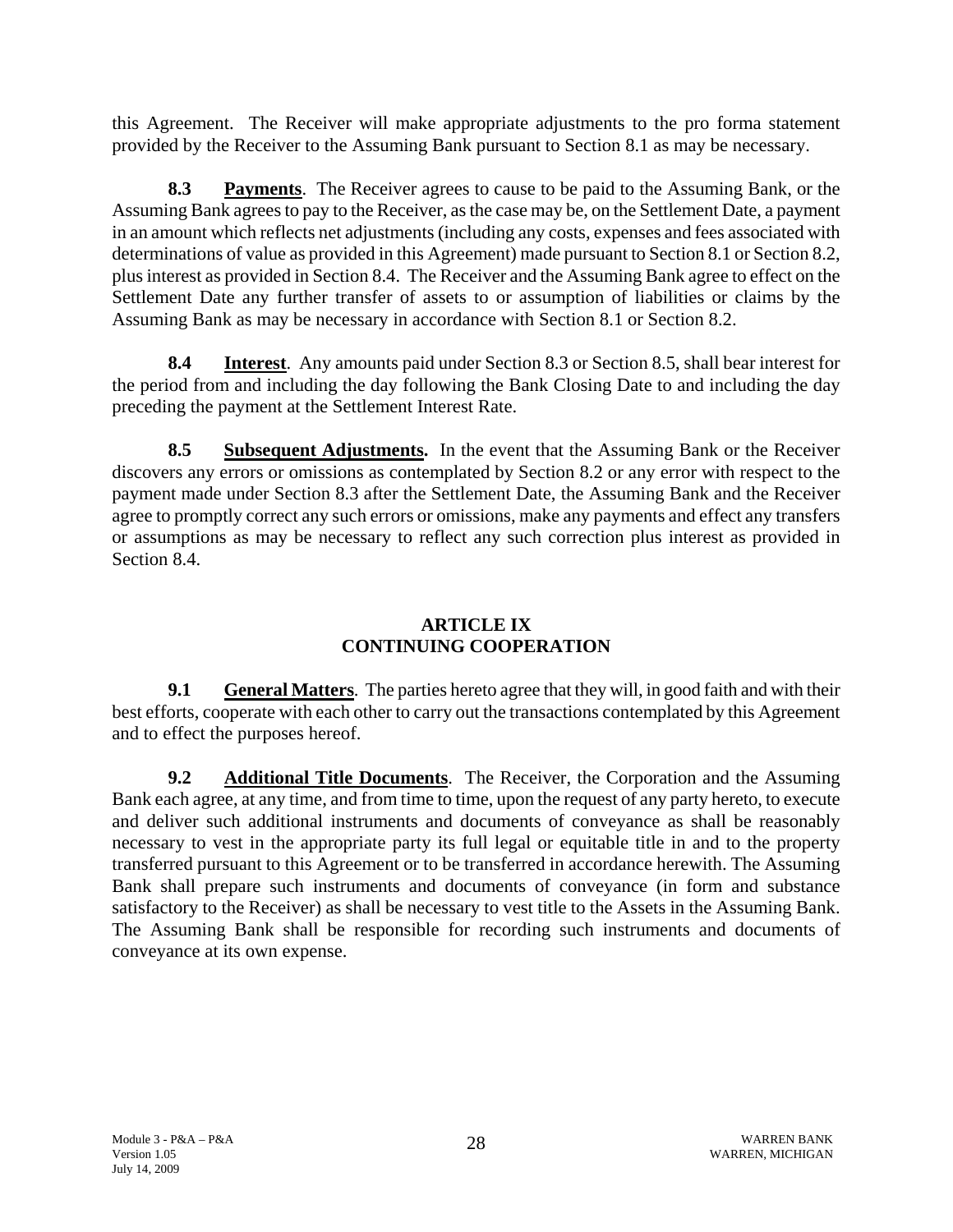this Agreement. The Receiver will make appropriate adjustments to the pro forma statement provided by the Receiver to the Assuming Bank pursuant to Section 8.1 as may be necessary.

**8.3 Payments**. The Receiver agrees to cause to be paid to the Assuming Bank, or the Assuming Bank agrees to pay to the Receiver, as the case may be, on the Settlement Date, a payment in an amount which reflects net adjustments (including any costs, expenses and fees associated with determinations of value as provided in this Agreement) made pursuant to Section 8.1 or Section 8.2, plus interest as provided in Section 8.4. The Receiver and the Assuming Bank agree to effect on the Settlement Date any further transfer of assets to or assumption of liabilities or claims by the Assuming Bank as may be necessary in accordance with Section 8.1 or Section 8.2.

**8.4 Interest**. Any amounts paid under Section 8.3 or Section 8.5, shall bear interest for the period from and including the day following the Bank Closing Date to and including the day preceding the payment at the Settlement Interest Rate.

**8.5 Subsequent Adjustments.** In the event that the Assuming Bank or the Receiver discovers any errors or omissions as contemplated by Section 8.2 or any error with respect to the payment made under Section 8.3 after the Settlement Date, the Assuming Bank and the Receiver agree to promptly correct any such errors or omissions, make any payments and effect any transfers or assumptions as may be necessary to reflect any such correction plus interest as provided in Section 8.4.

## ARTICLE IX
## CONTINUING COOPERATION

**9.1 General Matters**. The parties hereto agree that they will, in good faith and with their best efforts, cooperate with each other to carry out the transactions contemplated by this Agreement and to effect the purposes hereof.

**9.2 Additional Title Documents**. The Receiver, the Corporation and the Assuming Bank each agree, at any time, and from time to time, upon the request of any party hereto, to execute and deliver such additional instruments and documents of conveyance as shall be reasonably necessary to vest in the appropriate party its full legal or equitable title in and to the property transferred pursuant to this Agreement or to be transferred in accordance herewith. The Assuming Bank shall prepare such instruments and documents of conveyance (in form and substance satisfactory to the Receiver) as shall be necessary to vest title to the Assets in the Assuming Bank. The Assuming Bank shall be responsible for recording such instruments and documents of conveyance at its own expense.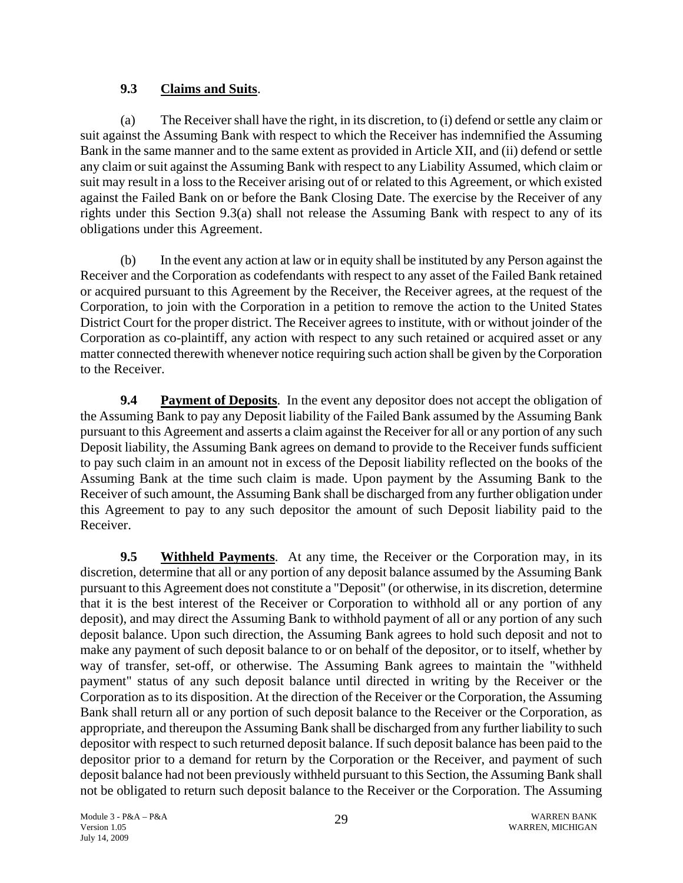### 9.3 Claims and Suits.

(a) The Receiver shall have the right, in its discretion, to (i) defend or settle any claim or suit against the Assuming Bank with respect to which the Receiver has indemnified the Assuming Bank in the same manner and to the same extent as provided in Article XII, and (ii) defend or settle any claim or suit against the Assuming Bank with respect to any Liability Assumed, which claim or suit may result in a loss to the Receiver arising out of or related to this Agreement, or which existed against the Failed Bank on or before the Bank Closing Date. The exercise by the Receiver of any rights under this Section 9.3(a) shall not release the Assuming Bank with respect to any of its obligations under this Agreement.

(b) In the event any action at law or in equity shall be instituted by any Person against the Receiver and the Corporation as codefendants with respect to any asset of the Failed Bank retained or acquired pursuant to this Agreement by the Receiver, the Receiver agrees, at the request of the Corporation, to join with the Corporation in a petition to remove the action to the United States District Court for the proper district. The Receiver agrees to institute, with or without joinder of the Corporation as co-plaintiff, any action with respect to any such retained or acquired asset or any matter connected therewith whenever notice requiring such action shall be given by the Corporation to the Receiver.

**9.4 Payment of Deposits**. In the event any depositor does not accept the obligation of the Assuming Bank to pay any Deposit liability of the Failed Bank assumed by the Assuming Bank pursuant to this Agreement and asserts a claim against the Receiver for all or any portion of any such Deposit liability, the Assuming Bank agrees on demand to provide to the Receiver funds sufficient to pay such claim in an amount not in excess of the Deposit liability reflected on the books of the Assuming Bank at the time such claim is made. Upon payment by the Assuming Bank to the Receiver of such amount, the Assuming Bank shall be discharged from any further obligation under this Agreement to pay to any such depositor the amount of such Deposit liability paid to the Receiver.

**9.5 Withheld Payments**. At any time, the Receiver or the Corporation may, in its discretion, determine that all or any portion of any deposit balance assumed by the Assuming Bank pursuant to this Agreement does not constitute a "Deposit" (or otherwise, in its discretion, determine that it is the best interest of the Receiver or Corporation to withhold all or any portion of any deposit), and may direct the Assuming Bank to withhold payment of all or any portion of any such deposit balance. Upon such direction, the Assuming Bank agrees to hold such deposit and not to make any payment of such deposit balance to or on behalf of the depositor, or to itself, whether by way of transfer, set-off, or otherwise. The Assuming Bank agrees to maintain the "withheld payment" status of any such deposit balance until directed in writing by the Receiver or the Corporation as to its disposition. At the direction of the Receiver or the Corporation, the Assuming Bank shall return all or any portion of such deposit balance to the Receiver or the Corporation, as appropriate, and thereupon the Assuming Bank shall be discharged from any further liability to such depositor with respect to such returned deposit balance. If such deposit balance has been paid to the depositor prior to a demand for return by the Corporation or the Receiver, and payment of such deposit balance had not been previously withheld pursuant to this Section, the Assuming Bank shall not be obligated to return such deposit balance to the Receiver or the Corporation. The Assuming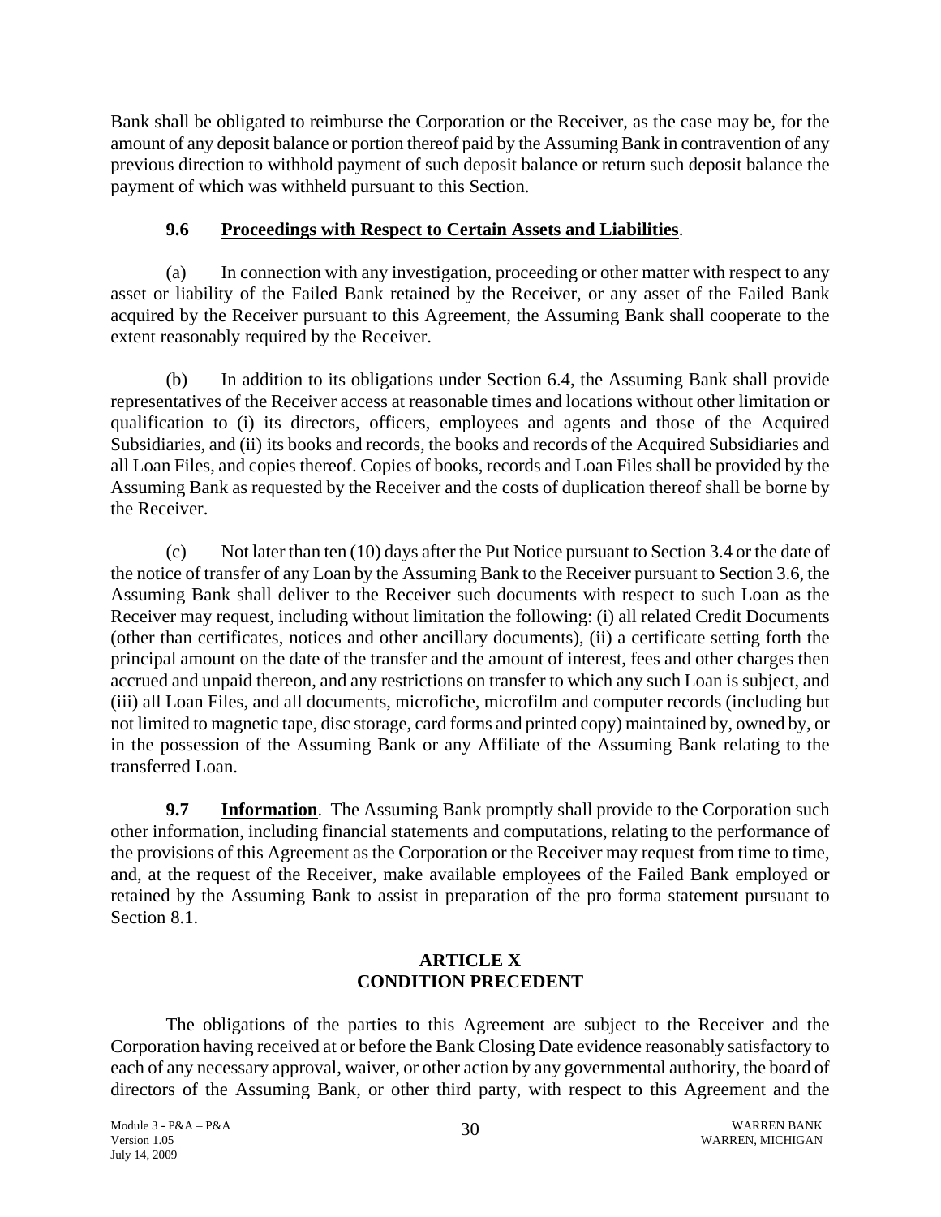Bank shall be obligated to reimburse the Corporation or the Receiver, as the case may be, for the amount of any deposit balance or portion thereof paid by the Assuming Bank in contravention of any previous direction to withhold payment of such deposit balance or return such deposit balance the payment of which was withheld pursuant to this Section.

**9.6 Proceedings with Respect to Certain Assets and Liabilities**.

(a) In connection with any investigation, proceeding or other matter with respect to any asset or liability of the Failed Bank retained by the Receiver, or any asset of the Failed Bank acquired by the Receiver pursuant to this Agreement, the Assuming Bank shall cooperate to the extent reasonably required by the Receiver.

(b) In addition to its obligations under Section 6.4, the Assuming Bank shall provide representatives of the Receiver access at reasonable times and locations without other limitation or qualification to (i) its directors, officers, employees and agents and those of the Acquired Subsidiaries, and (ii) its books and records, the books and records of the Acquired Subsidiaries and all Loan Files, and copies thereof. Copies of books, records and Loan Files shall be provided by the Assuming Bank as requested by the Receiver and the costs of duplication thereof shall be borne by the Receiver.

(c) Not later than ten (10) days after the Put Notice pursuant to Section 3.4 or the date of the notice of transfer of any Loan by the Assuming Bank to the Receiver pursuant to Section 3.6, the Assuming Bank shall deliver to the Receiver such documents with respect to such Loan as the Receiver may request, including without limitation the following: (i) all related Credit Documents (other than certificates, notices and other ancillary documents), (ii) a certificate setting forth the principal amount on the date of the transfer and the amount of interest, fees and other charges then accrued and unpaid thereon, and any restrictions on transfer to which any such Loan is subject, and (iii) all Loan Files, and all documents, microfiche, microfilm and computer records (including but not limited to magnetic tape, disc storage, card forms and printed copy) maintained by, owned by, or in the possession of the Assuming Bank or any Affiliate of the Assuming Bank relating to the transferred Loan.

**9.7 Information**. The Assuming Bank promptly shall provide to the Corporation such other information, including financial statements and computations, relating to the performance of the provisions of this Agreement as the Corporation or the Receiver may request from time to time, and, at the request of the Receiver, make available employees of the Failed Bank employed or retained by the Assuming Bank to assist in preparation of the pro forma statement pursuant to Section 8.1.

## ARTICLE X
## CONDITION PRECEDENT

The obligations of the parties to this Agreement are subject to the Receiver and the Corporation having received at or before the Bank Closing Date evidence reasonably satisfactory to each of any necessary approval, waiver, or other action by any governmental authority, the board of directors of the Assuming Bank, or other third party, with respect to this Agreement and the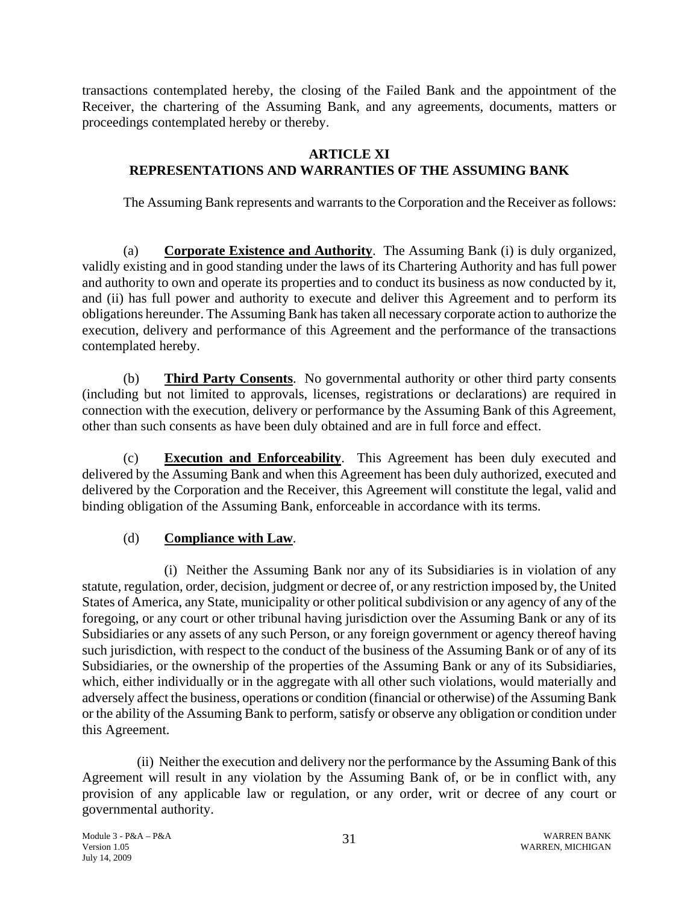transactions contemplated hereby, the closing of the Failed Bank and the appointment of the Receiver, the chartering of the Assuming Bank, and any agreements, documents, matters or proceedings contemplated hereby or thereby.

## ARTICLE XI
## REPRESENTATIONS AND WARRANTIES OF THE ASSUMING BANK

The Assuming Bank represents and warrants to the Corporation and the Receiver as follows:

(a) **Corporate Existence and Authority**. The Assuming Bank (i) is duly organized, validly existing and in good standing under the laws of its Chartering Authority and has full power and authority to own and operate its properties and to conduct its business as now conducted by it, and (ii) has full power and authority to execute and deliver this Agreement and to perform its obligations hereunder. The Assuming Bank has taken all necessary corporate action to authorize the execution, delivery and performance of this Agreement and the performance of the transactions contemplated hereby.

(b) **Third Party Consents**. No governmental authority or other third party consents (including but not limited to approvals, licenses, registrations or declarations) are required in connection with the execution, delivery or performance by the Assuming Bank of this Agreement, other than such consents as have been duly obtained and are in full force and effect.

(c) **Execution and Enforceability**. This Agreement has been duly executed and delivered by the Assuming Bank and when this Agreement has been duly authorized, executed and delivered by the Corporation and the Receiver, this Agreement will constitute the legal, valid and binding obligation of the Assuming Bank, enforceable in accordance with its terms.

(d) **Compliance with Law**.

(i) Neither the Assuming Bank nor any of its Subsidiaries is in violation of any statute, regulation, order, decision, judgment or decree of, or any restriction imposed by, the United States of America, any State, municipality or other political subdivision or any agency of any of the foregoing, or any court or other tribunal having jurisdiction over the Assuming Bank or any of its Subsidiaries or any assets of any such Person, or any foreign government or agency thereof having such jurisdiction, with respect to the conduct of the business of the Assuming Bank or of any of its Subsidiaries, or the ownership of the properties of the Assuming Bank or any of its Subsidiaries, which, either individually or in the aggregate with all other such violations, would materially and adversely affect the business, operations or condition (financial or otherwise) of the Assuming Bank or the ability of the Assuming Bank to perform, satisfy or observe any obligation or condition under this Agreement.

(ii) Neither the execution and delivery nor the performance by the Assuming Bank of this Agreement will result in any violation by the Assuming Bank of, or be in conflict with, any provision of any applicable law or regulation, or any order, writ or decree of any court or governmental authority.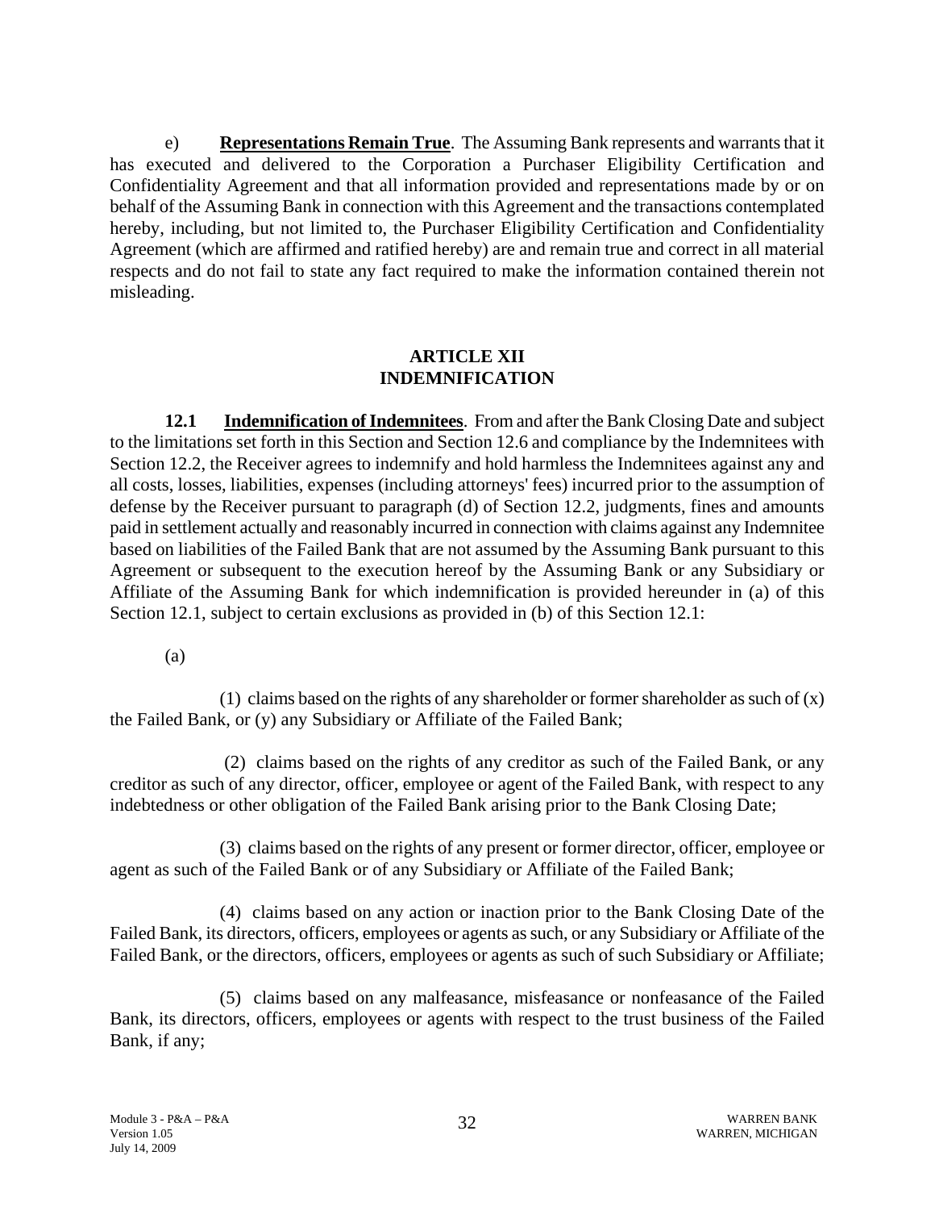e) **Representations Remain True**. The Assuming Bank represents and warrants that it has executed and delivered to the Corporation a Purchaser Eligibility Certification and Confidentiality Agreement and that all information provided and representations made by or on behalf of the Assuming Bank in connection with this Agreement and the transactions contemplated hereby, including, but not limited to, the Purchaser Eligibility Certification and Confidentiality Agreement (which are affirmed and ratified hereby) are and remain true and correct in all material respects and do not fail to state any fact required to make the information contained therein not misleading.

## ARTICLE XII
## INDEMNIFICATION

**12.1 Indemnification of Indemnitees**. From and after the Bank Closing Date and subject to the limitations set forth in this Section and Section 12.6 and compliance by the Indemnitees with Section 12.2, the Receiver agrees to indemnify and hold harmless the Indemnitees against any and all costs, losses, liabilities, expenses (including attorneys' fees) incurred prior to the assumption of defense by the Receiver pursuant to paragraph (d) of Section 12.2, judgments, fines and amounts paid in settlement actually and reasonably incurred in connection with claims against any Indemnitee based on liabilities of the Failed Bank that are not assumed by the Assuming Bank pursuant to this Agreement or subsequent to the execution hereof by the Assuming Bank or any Subsidiary or Affiliate of the Assuming Bank for which indemnification is provided hereunder in (a) of this Section 12.1, subject to certain exclusions as provided in (b) of this Section 12.1:

(a)

(1) claims based on the rights of any shareholder or former shareholder as such of (x) the Failed Bank, or (y) any Subsidiary or Affiliate of the Failed Bank;

(2) claims based on the rights of any creditor as such of the Failed Bank, or any creditor as such of any director, officer, employee or agent of the Failed Bank, with respect to any indebtedness or other obligation of the Failed Bank arising prior to the Bank Closing Date;

(3) claims based on the rights of any present or former director, officer, employee or agent as such of the Failed Bank or of any Subsidiary or Affiliate of the Failed Bank;

(4) claims based on any action or inaction prior to the Bank Closing Date of the Failed Bank, its directors, officers, employees or agents as such, or any Subsidiary or Affiliate of the Failed Bank, or the directors, officers, employees or agents as such of such Subsidiary or Affiliate;

(5) claims based on any malfeasance, misfeasance or nonfeasance of the Failed Bank, its directors, officers, employees or agents with respect to the trust business of the Failed Bank, if any;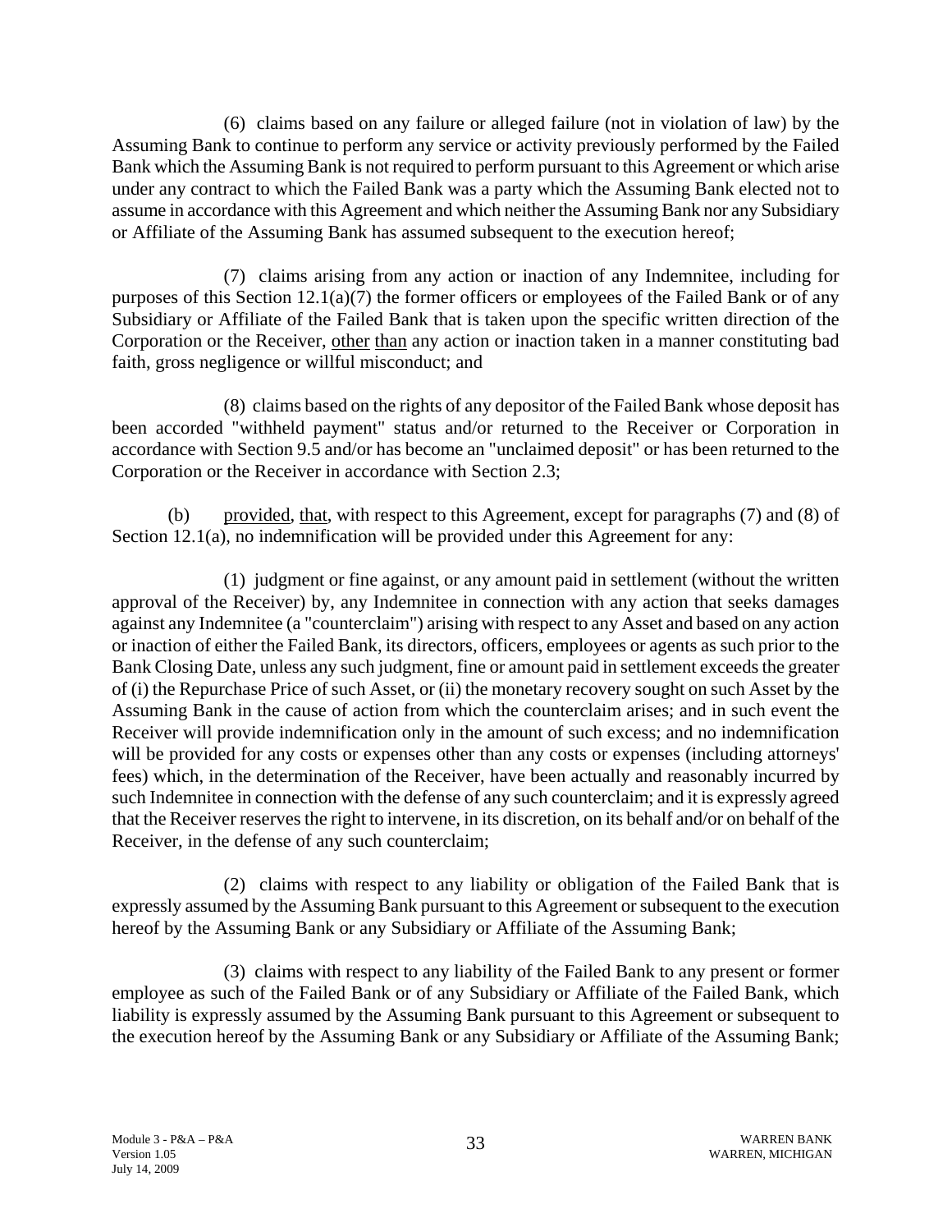(6) claims based on any failure or alleged failure (not in violation of law) by the Assuming Bank to continue to perform any service or activity previously performed by the Failed Bank which the Assuming Bank is not required to perform pursuant to this Agreement or which arise under any contract to which the Failed Bank was a party which the Assuming Bank elected not to assume in accordance with this Agreement and which neither the Assuming Bank nor any Subsidiary or Affiliate of the Assuming Bank has assumed subsequent to the execution hereof;

(7) claims arising from any action or inaction of any Indemnitee, including for purposes of this Section 12.1(a)(7) the former officers or employees of the Failed Bank or of any Subsidiary or Affiliate of the Failed Bank that is taken upon the specific written direction of the Corporation or the Receiver, other than any action or inaction taken in a manner constituting bad faith, gross negligence or willful misconduct; and

(8) claims based on the rights of any depositor of the Failed Bank whose deposit has been accorded "withheld payment" status and/or returned to the Receiver or Corporation in accordance with Section 9.5 and/or has become an "unclaimed deposit" or has been returned to the Corporation or the Receiver in accordance with Section 2.3;

(b) provided, that, with respect to this Agreement, except for paragraphs (7) and (8) of Section 12.1(a), no indemnification will be provided under this Agreement for any:

(1) judgment or fine against, or any amount paid in settlement (without the written approval of the Receiver) by, any Indemnitee in connection with any action that seeks damages against any Indemnitee (a "counterclaim") arising with respect to any Asset and based on any action or inaction of either the Failed Bank, its directors, officers, employees or agents as such prior to the Bank Closing Date, unless any such judgment, fine or amount paid in settlement exceeds the greater of (i) the Repurchase Price of such Asset, or (ii) the monetary recovery sought on such Asset by the Assuming Bank in the cause of action from which the counterclaim arises; and in such event the Receiver will provide indemnification only in the amount of such excess; and no indemnification will be provided for any costs or expenses other than any costs or expenses (including attorneys' fees) which, in the determination of the Receiver, have been actually and reasonably incurred by such Indemnitee in connection with the defense of any such counterclaim; and it is expressly agreed that the Receiver reserves the right to intervene, in its discretion, on its behalf and/or on behalf of the Receiver, in the defense of any such counterclaim;

(2) claims with respect to any liability or obligation of the Failed Bank that is expressly assumed by the Assuming Bank pursuant to this Agreement or subsequent to the execution hereof by the Assuming Bank or any Subsidiary or Affiliate of the Assuming Bank;

(3) claims with respect to any liability of the Failed Bank to any present or former employee as such of the Failed Bank or of any Subsidiary or Affiliate of the Failed Bank, which liability is expressly assumed by the Assuming Bank pursuant to this Agreement or subsequent to the execution hereof by the Assuming Bank or any Subsidiary or Affiliate of the Assuming Bank;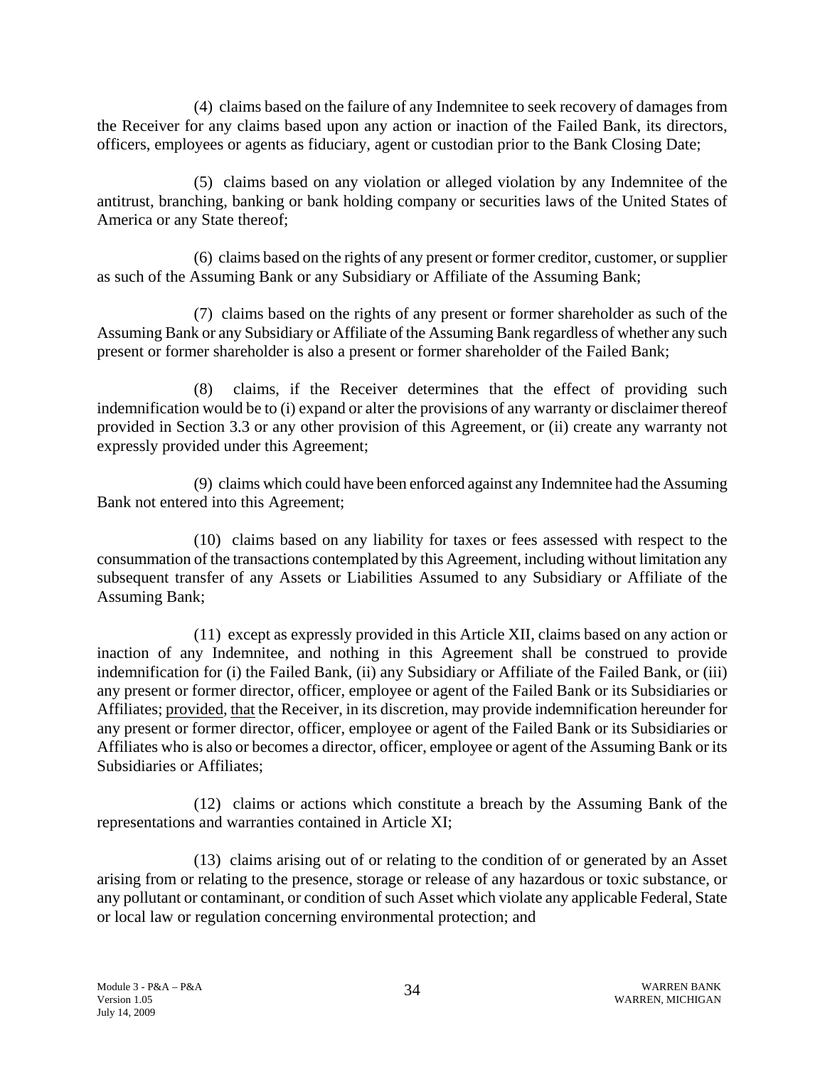(4) claims based on the failure of any Indemnitee to seek recovery of damages from the Receiver for any claims based upon any action or inaction of the Failed Bank, its directors, officers, employees or agents as fiduciary, agent or custodian prior to the Bank Closing Date;

(5) claims based on any violation or alleged violation by any Indemnitee of the antitrust, branching, banking or bank holding company or securities laws of the United States of America or any State thereof;

(6) claims based on the rights of any present or former creditor, customer, or supplier as such of the Assuming Bank or any Subsidiary or Affiliate of the Assuming Bank;

(7) claims based on the rights of any present or former shareholder as such of the Assuming Bank or any Subsidiary or Affiliate of the Assuming Bank regardless of whether any such present or former shareholder is also a present or former shareholder of the Failed Bank;

(8) claims, if the Receiver determines that the effect of providing such indemnification would be to (i) expand or alter the provisions of any warranty or disclaimer thereof provided in Section 3.3 or any other provision of this Agreement, or (ii) create any warranty not expressly provided under this Agreement;

(9) claims which could have been enforced against any Indemnitee had the Assuming Bank not entered into this Agreement;

(10) claims based on any liability for taxes or fees assessed with respect to the consummation of the transactions contemplated by this Agreement, including without limitation any subsequent transfer of any Assets or Liabilities Assumed to any Subsidiary or Affiliate of the Assuming Bank;

(11) except as expressly provided in this Article XII, claims based on any action or inaction of any Indemnitee, and nothing in this Agreement shall be construed to provide indemnification for (i) the Failed Bank, (ii) any Subsidiary or Affiliate of the Failed Bank, or (iii) any present or former director, officer, employee or agent of the Failed Bank or its Subsidiaries or Affiliates; provided, that the Receiver, in its discretion, may provide indemnification hereunder for any present or former director, officer, employee or agent of the Failed Bank or its Subsidiaries or Affiliates who is also or becomes a director, officer, employee or agent of the Assuming Bank or its Subsidiaries or Affiliates;

(12) claims or actions which constitute a breach by the Assuming Bank of the representations and warranties contained in Article XI;

(13) claims arising out of or relating to the condition of or generated by an Asset arising from or relating to the presence, storage or release of any hazardous or toxic substance, or any pollutant or contaminant, or condition of such Asset which violate any applicable Federal, State or local law or regulation concerning environmental protection; and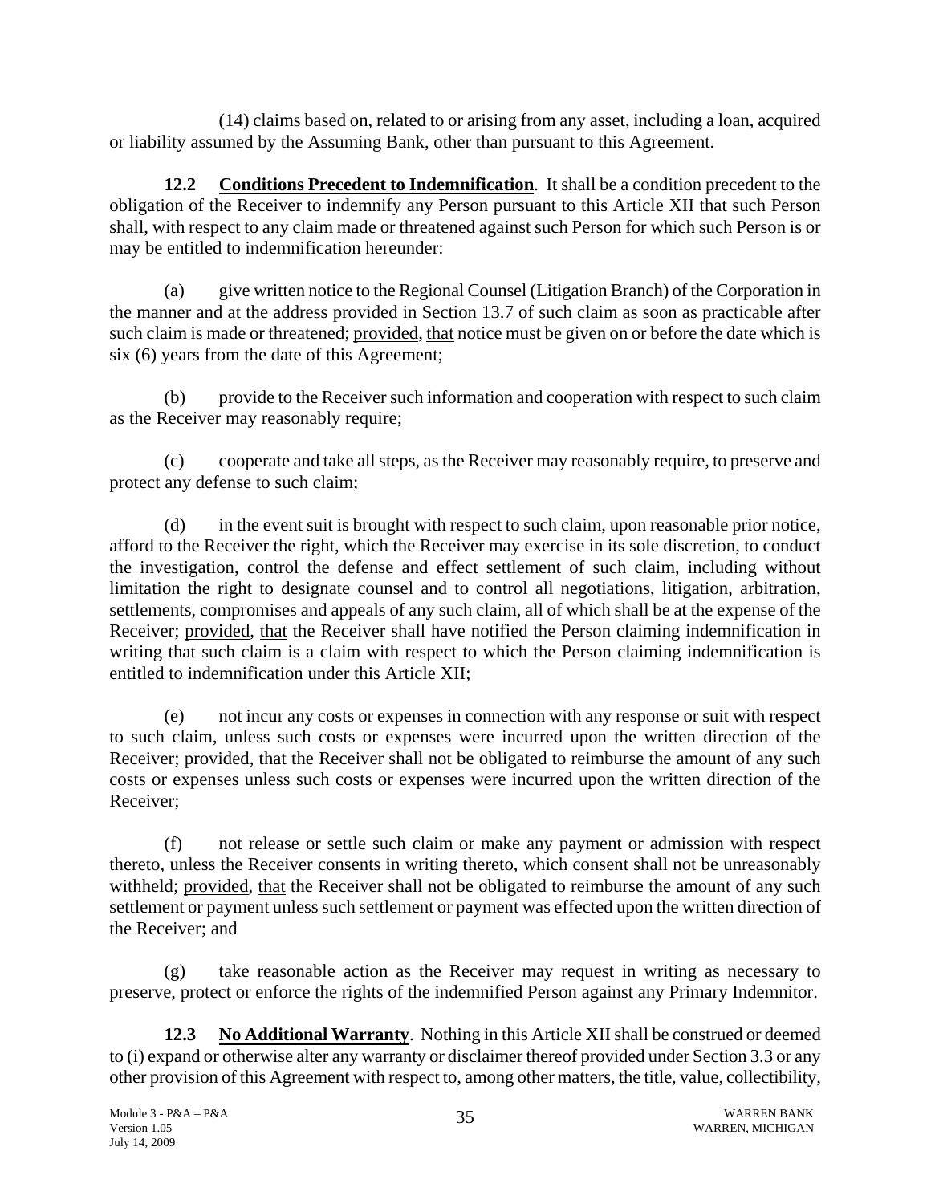(14) claims based on, related to or arising from any asset, including a loan, acquired or liability assumed by the Assuming Bank, other than pursuant to this Agreement.

**12.2 Conditions Precedent to Indemnification**. It shall be a condition precedent to the obligation of the Receiver to indemnify any Person pursuant to this Article XII that such Person shall, with respect to any claim made or threatened against such Person for which such Person is or may be entitled to indemnification hereunder:

(a) give written notice to the Regional Counsel (Litigation Branch) of the Corporation in the manner and at the address provided in Section 13.7 of such claim as soon as practicable after such claim is made or threatened; provided, that notice must be given on or before the date which is six (6) years from the date of this Agreement;

(b) provide to the Receiver such information and cooperation with respect to such claim as the Receiver may reasonably require;

(c) cooperate and take all steps, as the Receiver may reasonably require, to preserve and protect any defense to such claim;

(d) in the event suit is brought with respect to such claim, upon reasonable prior notice, afford to the Receiver the right, which the Receiver may exercise in its sole discretion, to conduct the investigation, control the defense and effect settlement of such claim, including without limitation the right to designate counsel and to control all negotiations, litigation, arbitration, settlements, compromises and appeals of any such claim, all of which shall be at the expense of the Receiver; provided, that the Receiver shall have notified the Person claiming indemnification in writing that such claim is a claim with respect to which the Person claiming indemnification is entitled to indemnification under this Article XII;

(e) not incur any costs or expenses in connection with any response or suit with respect to such claim, unless such costs or expenses were incurred upon the written direction of the Receiver; provided, that the Receiver shall not be obligated to reimburse the amount of any such costs or expenses unless such costs or expenses were incurred upon the written direction of the Receiver;

(f) not release or settle such claim or make any payment or admission with respect thereto, unless the Receiver consents in writing thereto, which consent shall not be unreasonably withheld; provided, that the Receiver shall not be obligated to reimburse the amount of any such settlement or payment unless such settlement or payment was effected upon the written direction of the Receiver; and

(g) take reasonable action as the Receiver may request in writing as necessary to preserve, protect or enforce the rights of the indemnified Person against any Primary Indemnitor.

**12.3 No Additional Warranty**. Nothing in this Article XII shall be construed or deemed to (i) expand or otherwise alter any warranty or disclaimer thereof provided under Section 3.3 or any other provision of this Agreement with respect to, among other matters, the title, value, collectibility,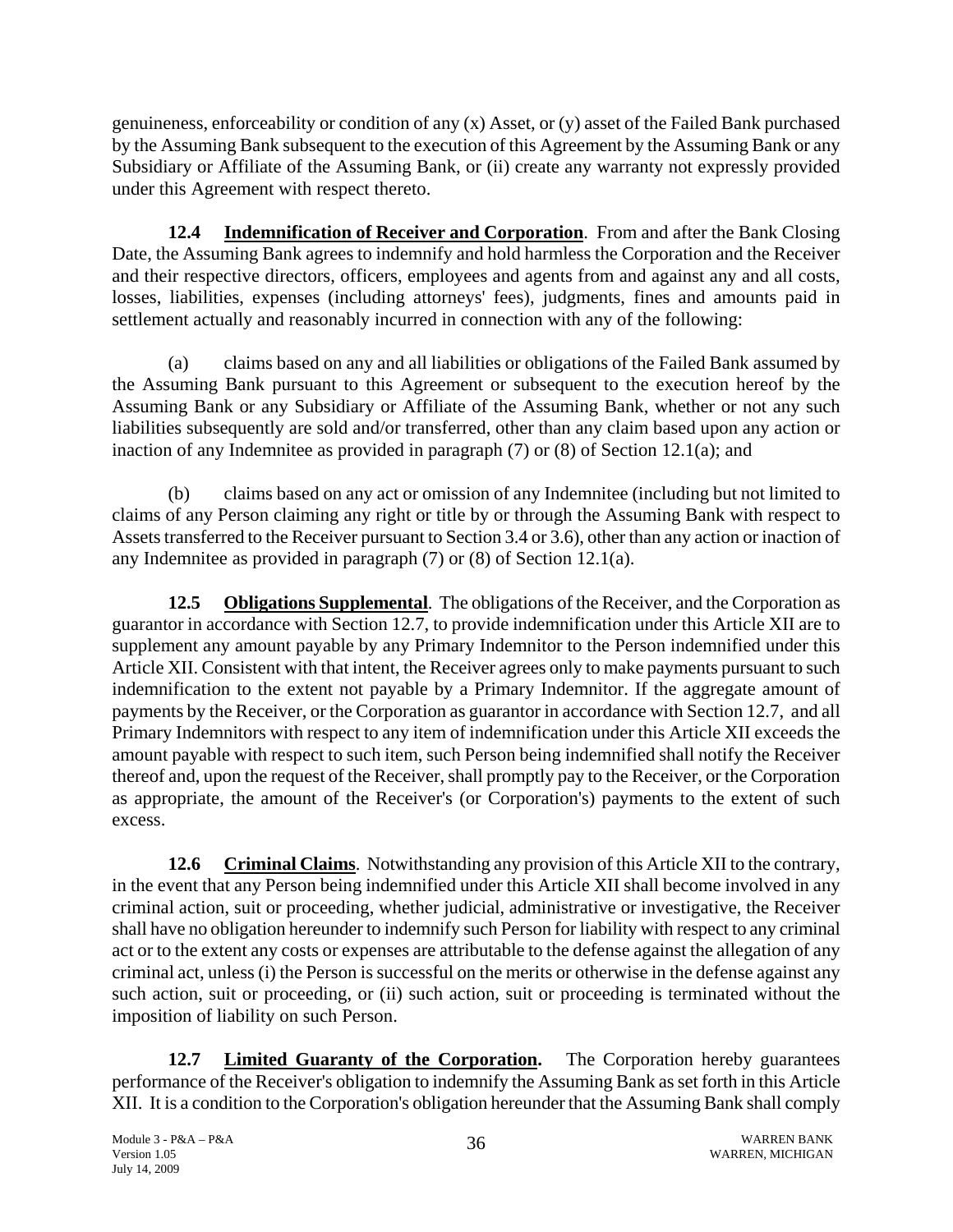genuineness, enforceability or condition of any (x) Asset, or (y) asset of the Failed Bank purchased by the Assuming Bank subsequent to the execution of this Agreement by the Assuming Bank or any Subsidiary or Affiliate of the Assuming Bank, or (ii) create any warranty not expressly provided under this Agreement with respect thereto.

**12.4 Indemnification of Receiver and Corporation**. From and after the Bank Closing Date, the Assuming Bank agrees to indemnify and hold harmless the Corporation and the Receiver and their respective directors, officers, employees and agents from and against any and all costs, losses, liabilities, expenses (including attorneys' fees), judgments, fines and amounts paid in settlement actually and reasonably incurred in connection with any of the following:

(a) claims based on any and all liabilities or obligations of the Failed Bank assumed by the Assuming Bank pursuant to this Agreement or subsequent to the execution hereof by the Assuming Bank or any Subsidiary or Affiliate of the Assuming Bank, whether or not any such liabilities subsequently are sold and/or transferred, other than any claim based upon any action or inaction of any Indemnitee as provided in paragraph (7) or (8) of Section 12.1(a); and

(b) claims based on any act or omission of any Indemnitee (including but not limited to claims of any Person claiming any right or title by or through the Assuming Bank with respect to Assets transferred to the Receiver pursuant to Section 3.4 or 3.6), other than any action or inaction of any Indemnitee as provided in paragraph (7) or (8) of Section 12.1(a).

**12.5 Obligations Supplemental**. The obligations of the Receiver, and the Corporation as guarantor in accordance with Section 12.7, to provide indemnification under this Article XII are to supplement any amount payable by any Primary Indemnitor to the Person indemnified under this Article XII. Consistent with that intent, the Receiver agrees only to make payments pursuant to such indemnification to the extent not payable by a Primary Indemnitor. If the aggregate amount of payments by the Receiver, or the Corporation as guarantor in accordance with Section 12.7, and all Primary Indemnitors with respect to any item of indemnification under this Article XII exceeds the amount payable with respect to such item, such Person being indemnified shall notify the Receiver thereof and, upon the request of the Receiver, shall promptly pay to the Receiver, or the Corporation as appropriate, the amount of the Receiver's (or Corporation's) payments to the extent of such excess.

**12.6 Criminal Claims**. Notwithstanding any provision of this Article XII to the contrary, in the event that any Person being indemnified under this Article XII shall become involved in any criminal action, suit or proceeding, whether judicial, administrative or investigative, the Receiver shall have no obligation hereunder to indemnify such Person for liability with respect to any criminal act or to the extent any costs or expenses are attributable to the defense against the allegation of any criminal act, unless (i) the Person is successful on the merits or otherwise in the defense against any such action, suit or proceeding, or (ii) such action, suit or proceeding is terminated without the imposition of liability on such Person.

**12.7 Limited Guaranty of the Corporation.** The Corporation hereby guarantees performance of the Receiver's obligation to indemnify the Assuming Bank as set forth in this Article XII. It is a condition to the Corporation's obligation hereunder that the Assuming Bank shall comply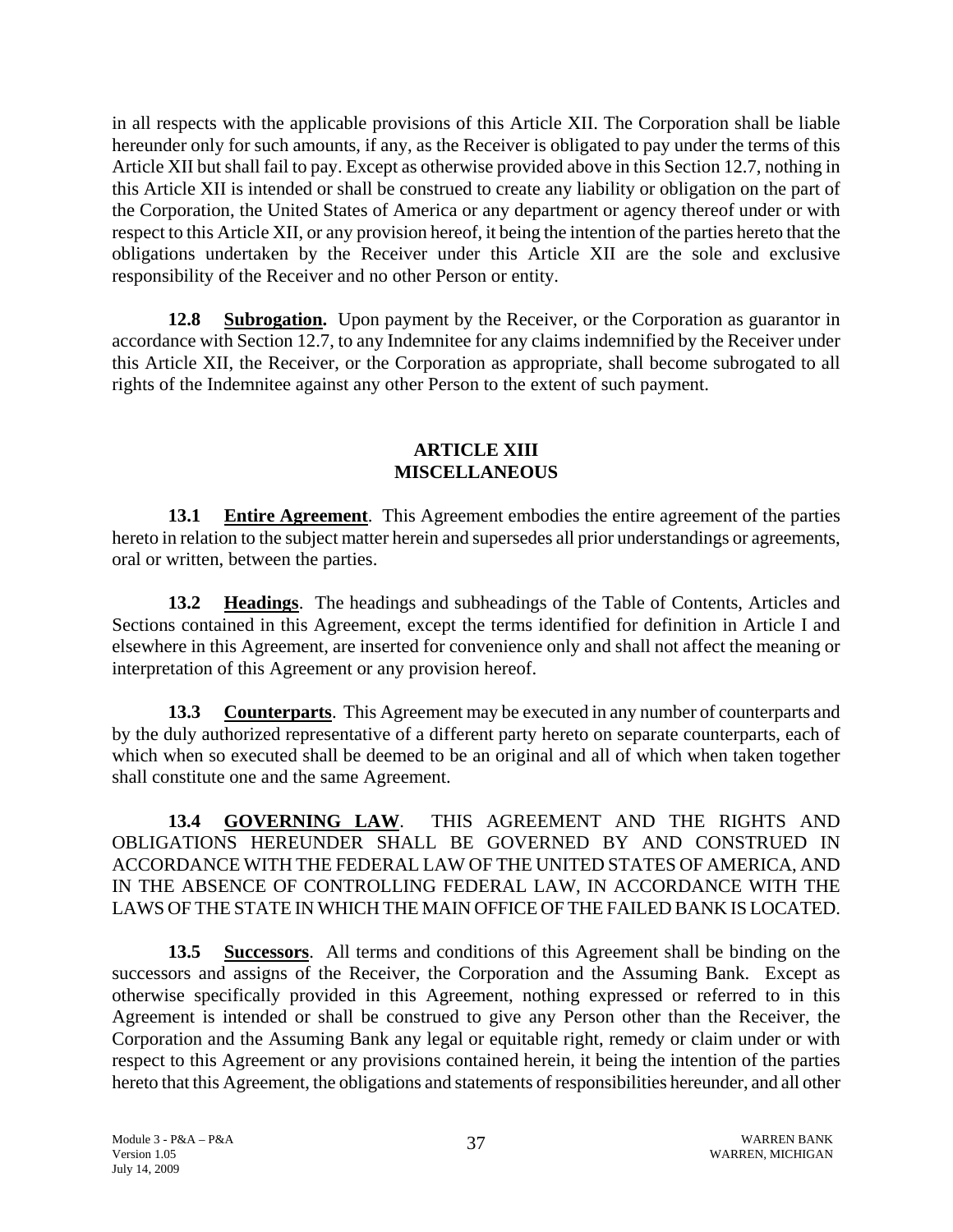in all respects with the applicable provisions of this Article XII. The Corporation shall be liable hereunder only for such amounts, if any, as the Receiver is obligated to pay under the terms of this Article XII but shall fail to pay. Except as otherwise provided above in this Section 12.7, nothing in this Article XII is intended or shall be construed to create any liability or obligation on the part of the Corporation, the United States of America or any department or agency thereof under or with respect to this Article XII, or any provision hereof, it being the intention of the parties hereto that the obligations undertaken by the Receiver under this Article XII are the sole and exclusive responsibility of the Receiver and no other Person or entity.

**12.8 Subrogation.** Upon payment by the Receiver, or the Corporation as guarantor in accordance with Section 12.7, to any Indemnitee for any claims indemnified by the Receiver under this Article XII, the Receiver, or the Corporation as appropriate, shall become subrogated to all rights of the Indemnitee against any other Person to the extent of such payment.

## ARTICLE XIII
## MISCELLANEOUS

**13.1 Entire Agreement**. This Agreement embodies the entire agreement of the parties hereto in relation to the subject matter herein and supersedes all prior understandings or agreements, oral or written, between the parties.

**13.2 Headings**. The headings and subheadings of the Table of Contents, Articles and Sections contained in this Agreement, except the terms identified for definition in Article I and elsewhere in this Agreement, are inserted for convenience only and shall not affect the meaning or interpretation of this Agreement or any provision hereof.

**13.3 Counterparts**. This Agreement may be executed in any number of counterparts and by the duly authorized representative of a different party hereto on separate counterparts, each of which when so executed shall be deemed to be an original and all of which when taken together shall constitute one and the same Agreement.

**13.4 GOVERNING LAW**. THIS AGREEMENT AND THE RIGHTS AND OBLIGATIONS HEREUNDER SHALL BE GOVERNED BY AND CONSTRUED IN ACCORDANCE WITH THE FEDERAL LAW OF THE UNITED STATES OF AMERICA, AND IN THE ABSENCE OF CONTROLLING FEDERAL LAW, IN ACCORDANCE WITH THE LAWS OF THE STATE IN WHICH THE MAIN OFFICE OF THE FAILED BANK IS LOCATED.

**13.5 Successors**. All terms and conditions of this Agreement shall be binding on the successors and assigns of the Receiver, the Corporation and the Assuming Bank. Except as otherwise specifically provided in this Agreement, nothing expressed or referred to in this Agreement is intended or shall be construed to give any Person other than the Receiver, the Corporation and the Assuming Bank any legal or equitable right, remedy or claim under or with respect to this Agreement or any provisions contained herein, it being the intention of the parties hereto that this Agreement, the obligations and statements of responsibilities hereunder, and all other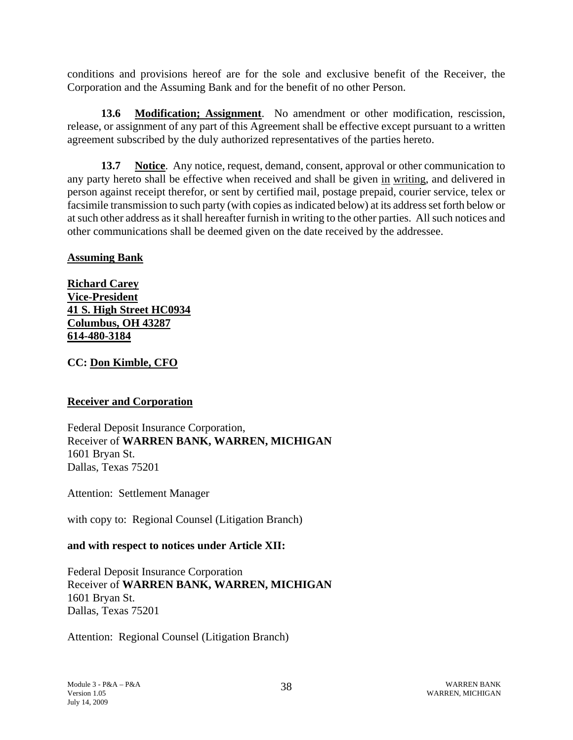conditions and provisions hereof are for the sole and exclusive benefit of the Receiver, the Corporation and the Assuming Bank and for the benefit of no other Person.

**13.6 Modification; Assignment**. No amendment or other modification, rescission, release, or assignment of any part of this Agreement shall be effective except pursuant to a written agreement subscribed by the duly authorized representatives of the parties hereto.

**13.7 Notice**. Any notice, request, demand, consent, approval or other communication to any party hereto shall be effective when received and shall be given in writing, and delivered in person against receipt therefor, or sent by certified mail, postage prepaid, courier service, telex or facsimile transmission to such party (with copies as indicated below) at its address set forth below or at such other address as it shall hereafter furnish in writing to the other parties. All such notices and other communications shall be deemed given on the date received by the addressee.

**Assuming Bank**

**Richard Carey**
**Vice-President**
**41 S. High Street HC0934**
**Columbus, OH 43287**
**614-480-3184**

**CC: Don Kimble, CFO**

**Receiver and Corporation**

Federal Deposit Insurance Corporation,
Receiver of **WARREN BANK, WARREN, MICHIGAN**
1601 Bryan St.
Dallas, Texas 75201

Attention: Settlement Manager

with copy to: Regional Counsel (Litigation Branch)

**and with respect to notices under Article XII:**

Federal Deposit Insurance Corporation
Receiver of **WARREN BANK, WARREN, MICHIGAN**
1601 Bryan St.
Dallas, Texas 75201

Attention: Regional Counsel (Litigation Branch)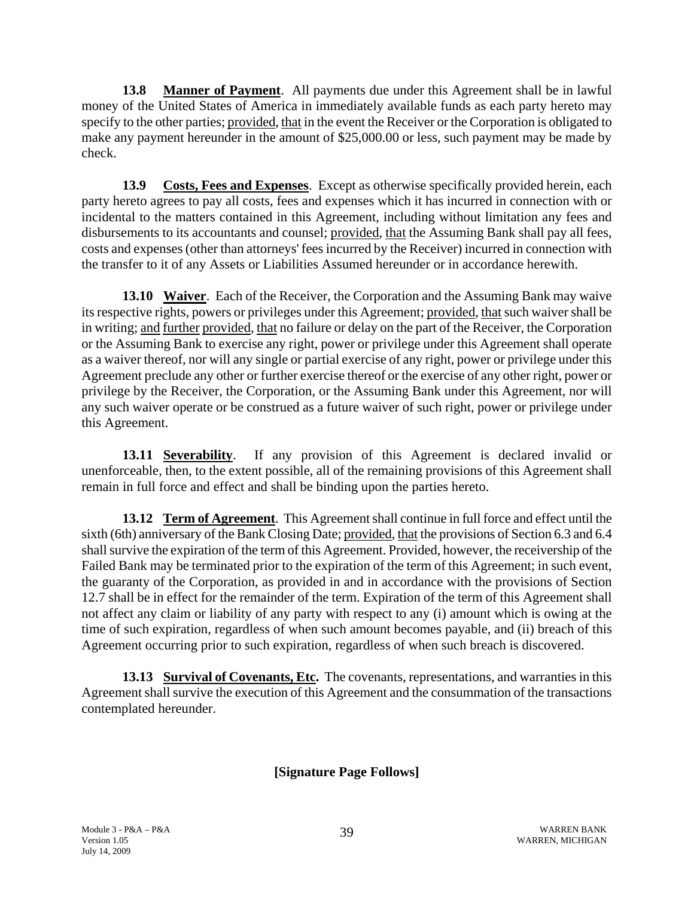**13.8 Manner of Payment**. All payments due under this Agreement shall be in lawful money of the United States of America in immediately available funds as each party hereto may specify to the other parties; provided, that in the event the Receiver or the Corporation is obligated to make any payment hereunder in the amount of $25,000.00 or less, such payment may be made by check.

**13.9 Costs, Fees and Expenses**. Except as otherwise specifically provided herein, each party hereto agrees to pay all costs, fees and expenses which it has incurred in connection with or incidental to the matters contained in this Agreement, including without limitation any fees and disbursements to its accountants and counsel; provided, that the Assuming Bank shall pay all fees, costs and expenses (other than attorneys' fees incurred by the Receiver) incurred in connection with the transfer to it of any Assets or Liabilities Assumed hereunder or in accordance herewith.

**13.10 Waiver**. Each of the Receiver, the Corporation and the Assuming Bank may waive its respective rights, powers or privileges under this Agreement; provided, that such waiver shall be in writing; and further provided, that no failure or delay on the part of the Receiver, the Corporation or the Assuming Bank to exercise any right, power or privilege under this Agreement shall operate as a waiver thereof, nor will any single or partial exercise of any right, power or privilege under this Agreement preclude any other or further exercise thereof or the exercise of any other right, power or privilege by the Receiver, the Corporation, or the Assuming Bank under this Agreement, nor will any such waiver operate or be construed as a future waiver of such right, power or privilege under this Agreement.

**13.11 Severability**. If any provision of this Agreement is declared invalid or unenforceable, then, to the extent possible, all of the remaining provisions of this Agreement shall remain in full force and effect and shall be binding upon the parties hereto.

**13.12 Term of Agreement**. This Agreement shall continue in full force and effect until the sixth (6th) anniversary of the Bank Closing Date; provided, that the provisions of Section 6.3 and 6.4 shall survive the expiration of the term of this Agreement. Provided, however, the receivership of the Failed Bank may be terminated prior to the expiration of the term of this Agreement; in such event, the guaranty of the Corporation, as provided in and in accordance with the provisions of Section 12.7 shall be in effect for the remainder of the term. Expiration of the term of this Agreement shall not affect any claim or liability of any party with respect to any (i) amount which is owing at the time of such expiration, regardless of when such amount becomes payable, and (ii) breach of this Agreement occurring prior to such expiration, regardless of when such breach is discovered.

**13.13 Survival of Covenants, Etc.** The covenants, representations, and warranties in this Agreement shall survive the execution of this Agreement and the consummation of the transactions contemplated hereunder.

**[Signature Page Follows]**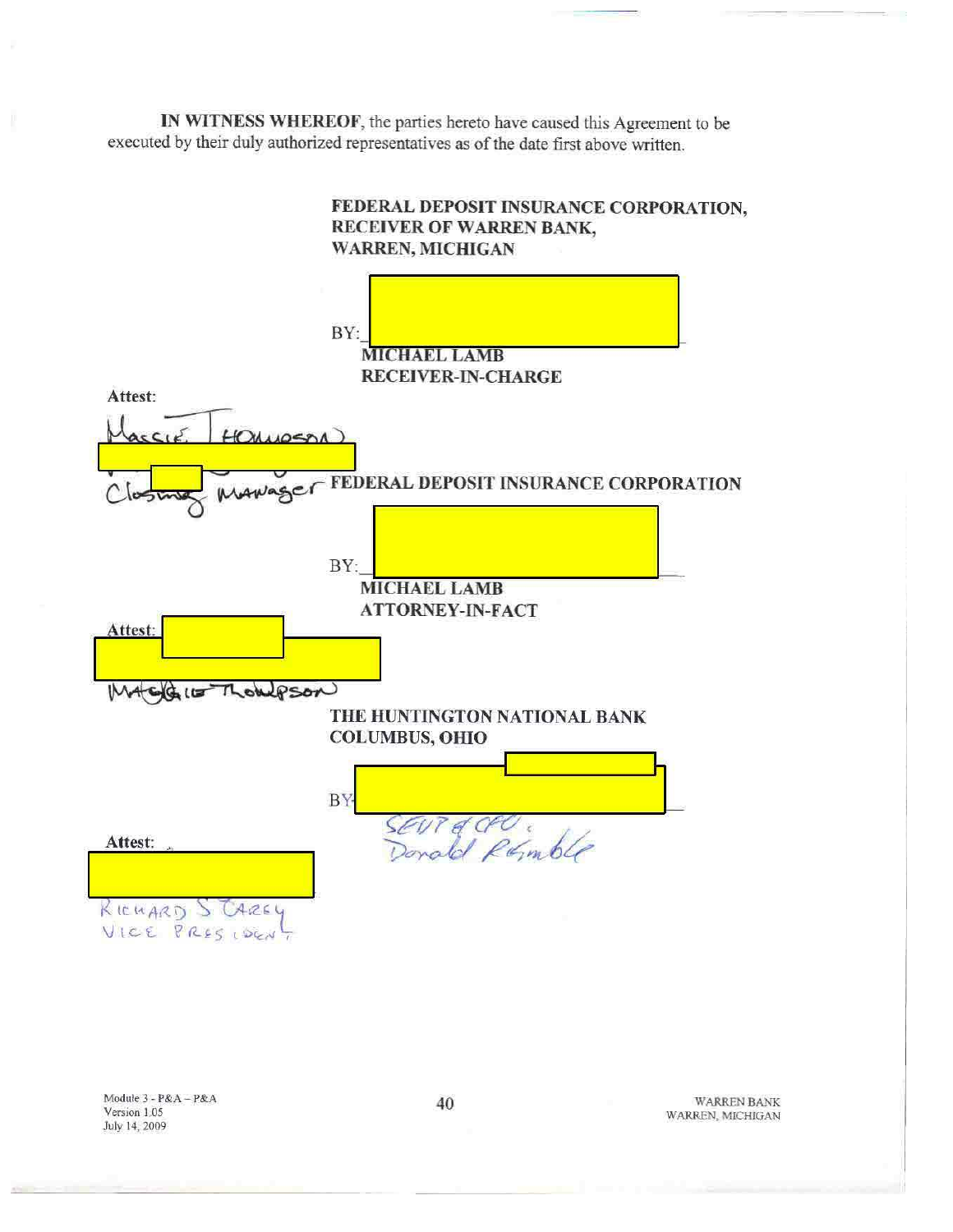**IN WITNESS WHEREOF**, the parties hereto have caused this Agreement to be executed by their duly authorized representatives as of the date first above written.

**FEDERAL DEPOSIT INSURANCE CORPORATION,**
**RECEIVER OF WARREN BANK,**
**WARREN, MICHIGAN**

BY:\_\_\_\_\_\_\_\_\_\_\_\_\_\_\_\_\_\_\_\_\_\_\_\_\_\_\_\_\_\_
**MICHAEL LAMB**
**RECEIVER-IN-CHARGE**

**Attest:**

Maggie Thompson
Closing Manager

**FEDERAL DEPOSIT INSURANCE CORPORATION**

BY:\_\_\_\_\_\_\_\_\_\_\_\_\_\_\_\_\_\_\_\_\_\_\_\_\_\_\_\_\_\_
**MICHAEL LAMB**
**ATTORNEY-IN-FACT**

**Attest:**

Maggie Thompson

**THE HUNTINGTON NATIONAL BANK**
**COLUMBUS, OHIO**

BY:\_\_\_\_\_\_\_\_\_\_\_\_\_\_\_\_\_\_\_\_\_\_\_\_\_\_\_\_\_\_
SEVP & CFO,
Donald Kimble

**Attest:**

Richard S Carey
Vice President

Module 3 - P&A – P&A
Version 1.05
July 14, 2009

WARREN BANK
WARREN, MICHIGAN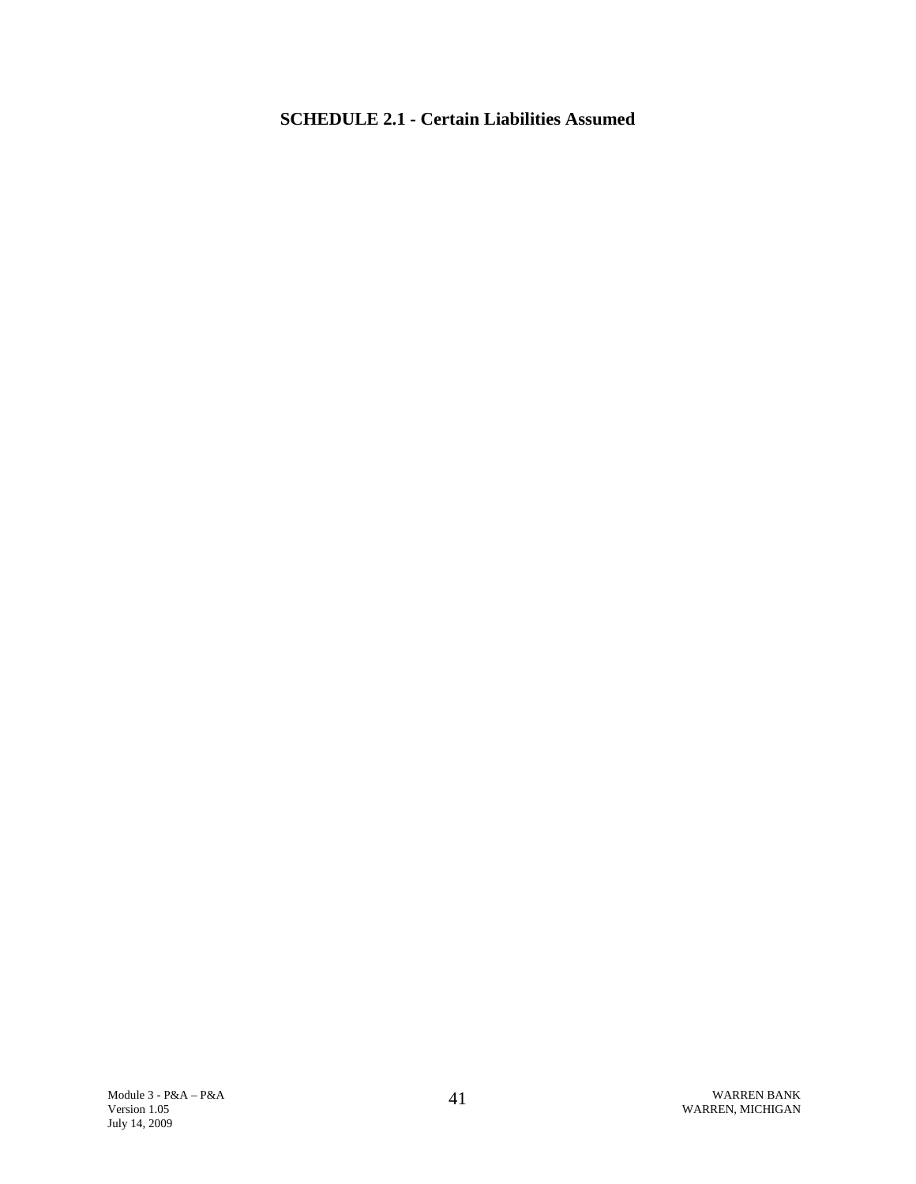**SCHEDULE 2.1 - Certain Liabilities Assumed**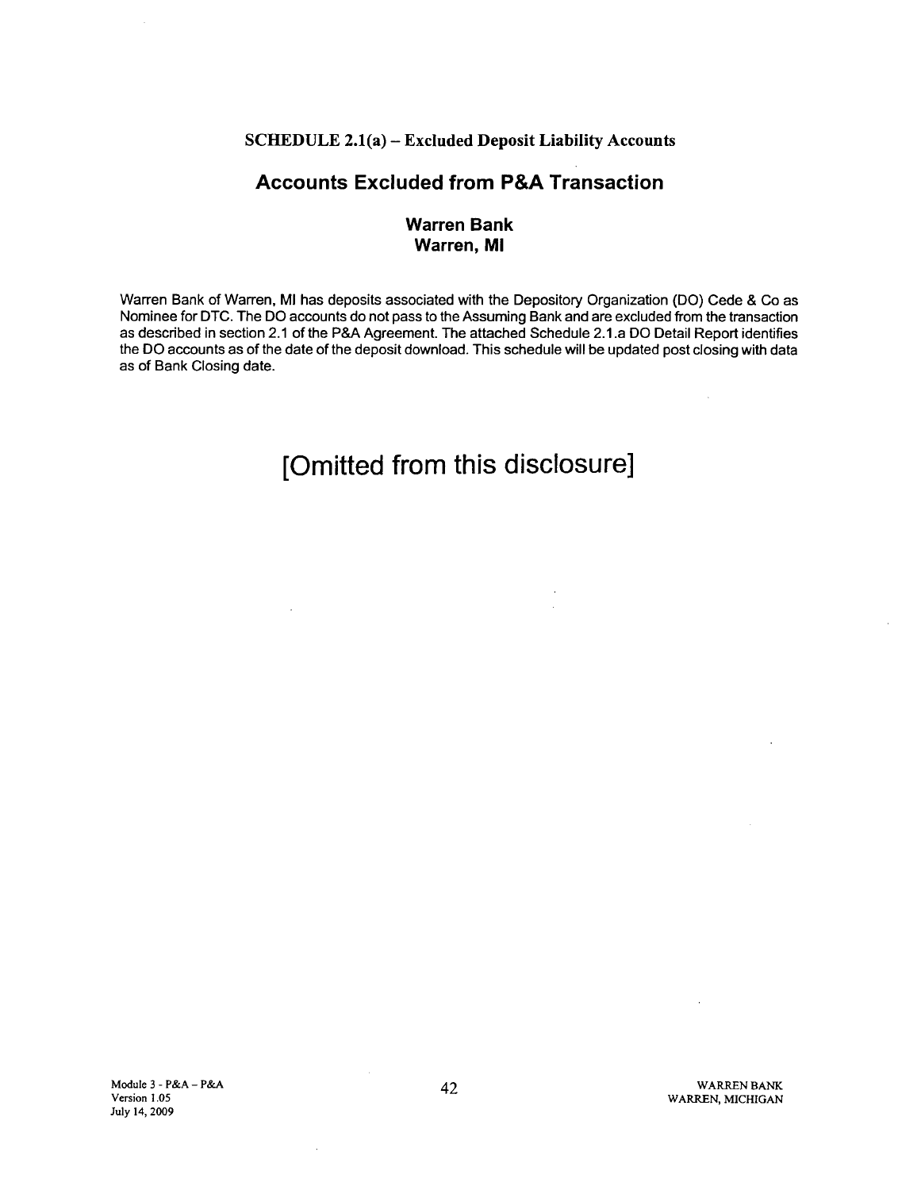### SCHEDULE 2.1(a) – Excluded Deposit Liability Accounts

## Accounts Excluded from P&A Transaction

### Warren Bank
### Warren, MI

Warren Bank of Warren, MI has deposits associated with the Depository Organization (DO) Cede & Co as Nominee for DTC. The DO accounts do not pass to the Assuming Bank and are excluded from the transaction as described in section 2.1 of the P&A Agreement. The attached Schedule 2.1.a DO Detail Report identifies the DO accounts as of the date of the deposit download. This schedule will be updated post closing with data as of Bank Closing date.

# [Omitted from this disclosure]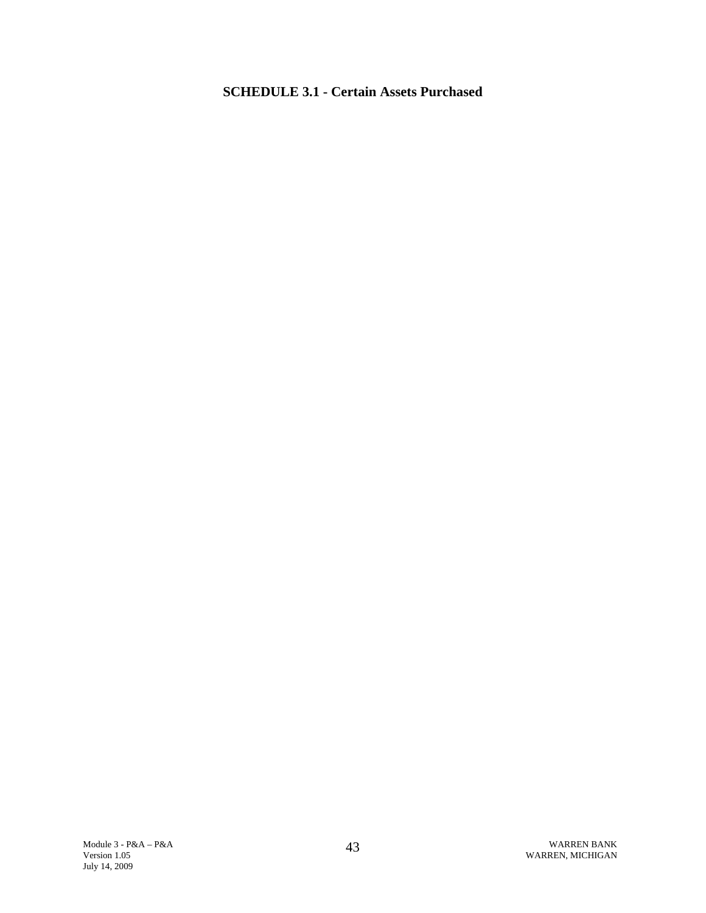**SCHEDULE 3.1 - Certain Assets Purchased**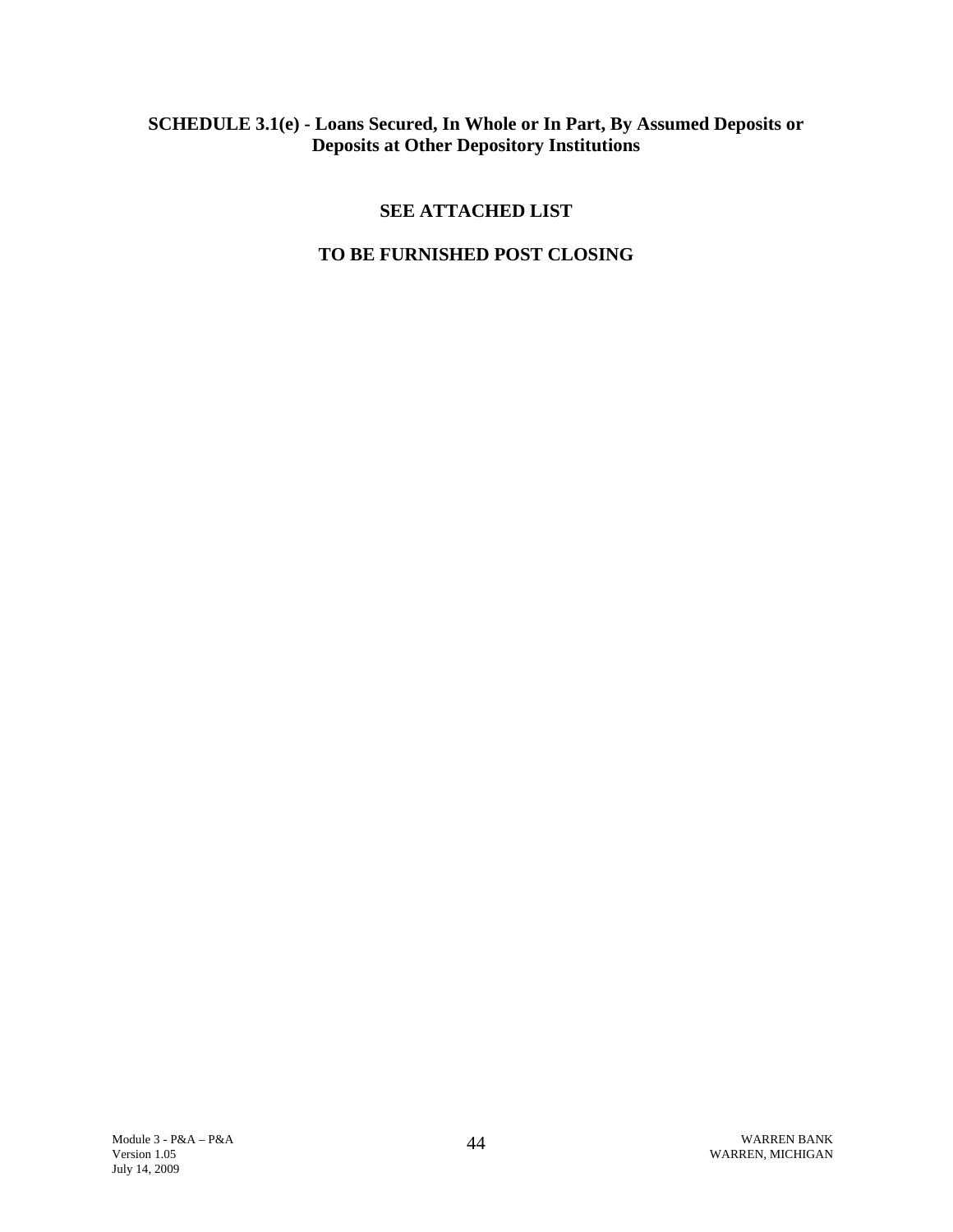## SCHEDULE 3.1(e) - Loans Secured, In Whole or In Part, By Assumed Deposits or Deposits at Other Depository Institutions

**SEE ATTACHED LIST**

**TO BE FURNISHED POST CLOSING**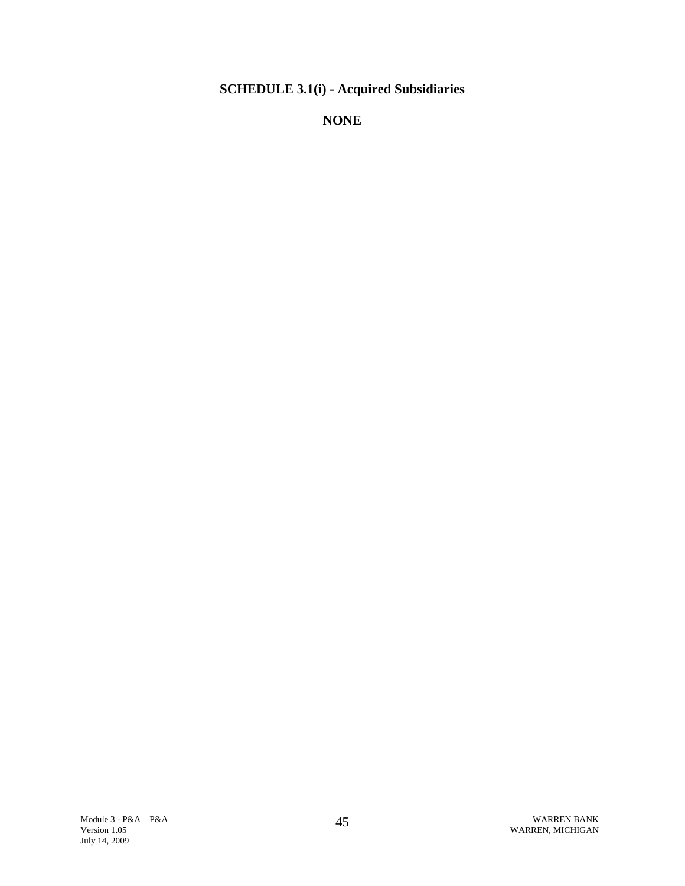## SCHEDULE 3.1(i) - Acquired Subsidiaries

**NONE**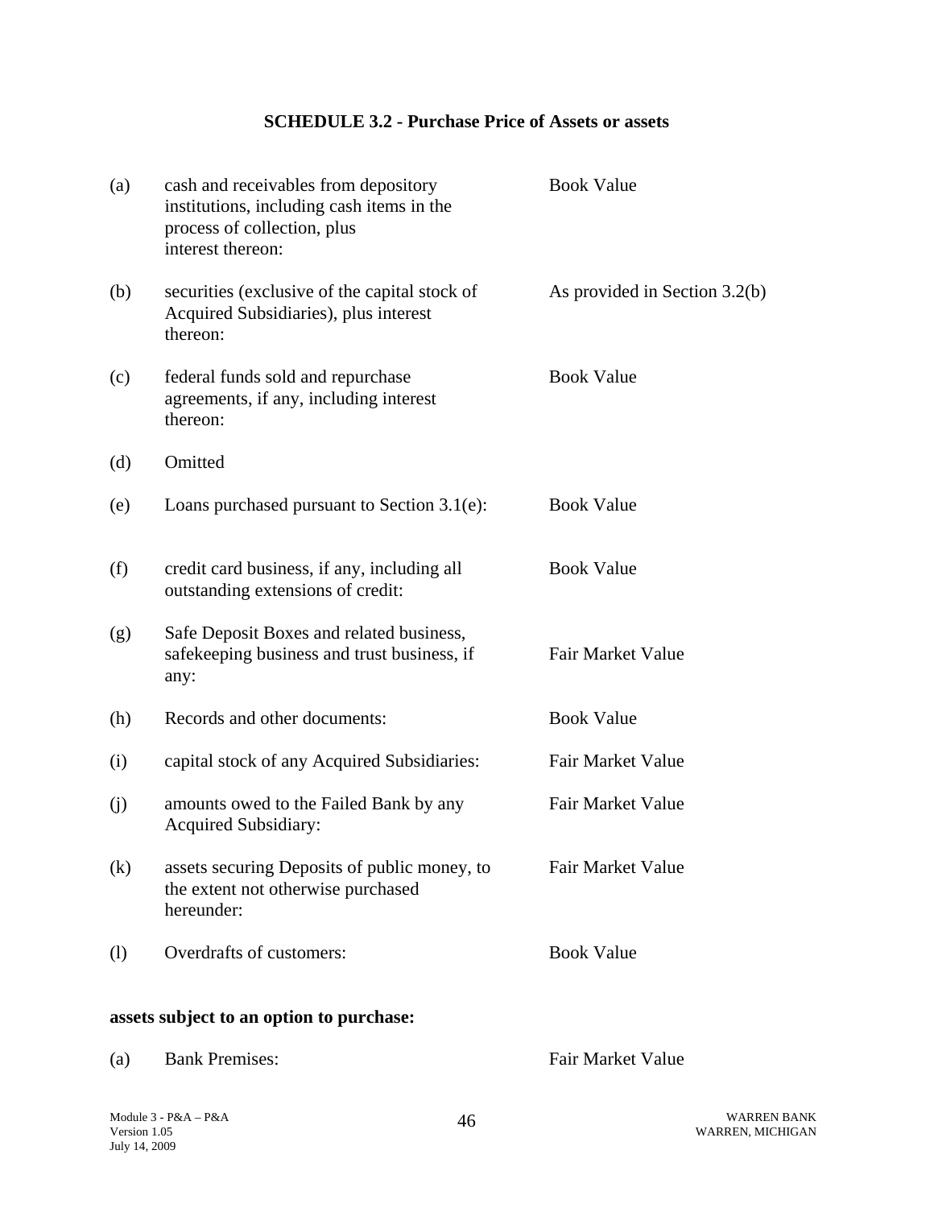# SCHEDULE 3.2 - Purchase Price of Assets or assets

| | | |
|---|---|---|
| (a) | cash and receivables from depository institutions, including cash items in the process of collection, plus interest thereon: | Book Value |
| (b) | securities (exclusive of the capital stock of Acquired Subsidiaries), plus interest thereon: | As provided in Section 3.2(b) |
| (c) | federal funds sold and repurchase agreements, if any, including interest thereon: | Book Value |
| (d) | Omitted | |
| (e) | Loans purchased pursuant to Section 3.1(e): | Book Value |
| (f) | credit card business, if any, including all outstanding extensions of credit: | Book Value |
| (g) | Safe Deposit Boxes and related business, safekeeping business and trust business, if any: | Fair Market Value |
| (h) | Records and other documents: | Book Value |
| (i) | capital stock of any Acquired Subsidiaries: | Fair Market Value |
| (j) | amounts owed to the Failed Bank by any Acquired Subsidiary: | Fair Market Value |
| (k) | assets securing Deposits of public money, to the extent not otherwise purchased hereunder: | Fair Market Value |
| (l) | Overdrafts of customers: | Book Value |

**assets subject to an option to purchase:**

| | | |
|---|---|---|
| (a) | Bank Premises: | Fair Market Value |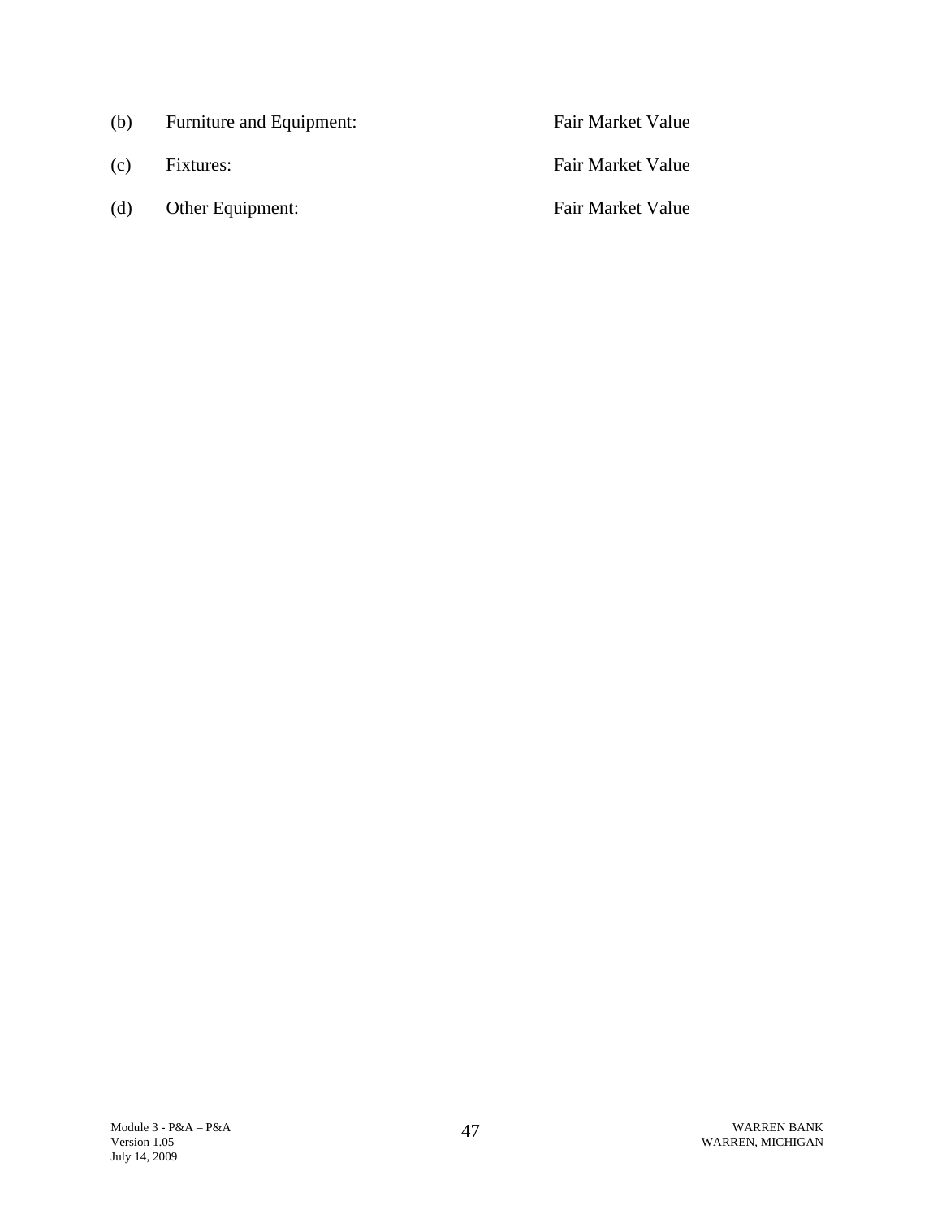| | | |
|---|---|---|
| (b) | Furniture and Equipment: | Fair Market Value |
| (c) | Fixtures: | Fair Market Value |
| (d) | Other Equipment: | Fair Market Value |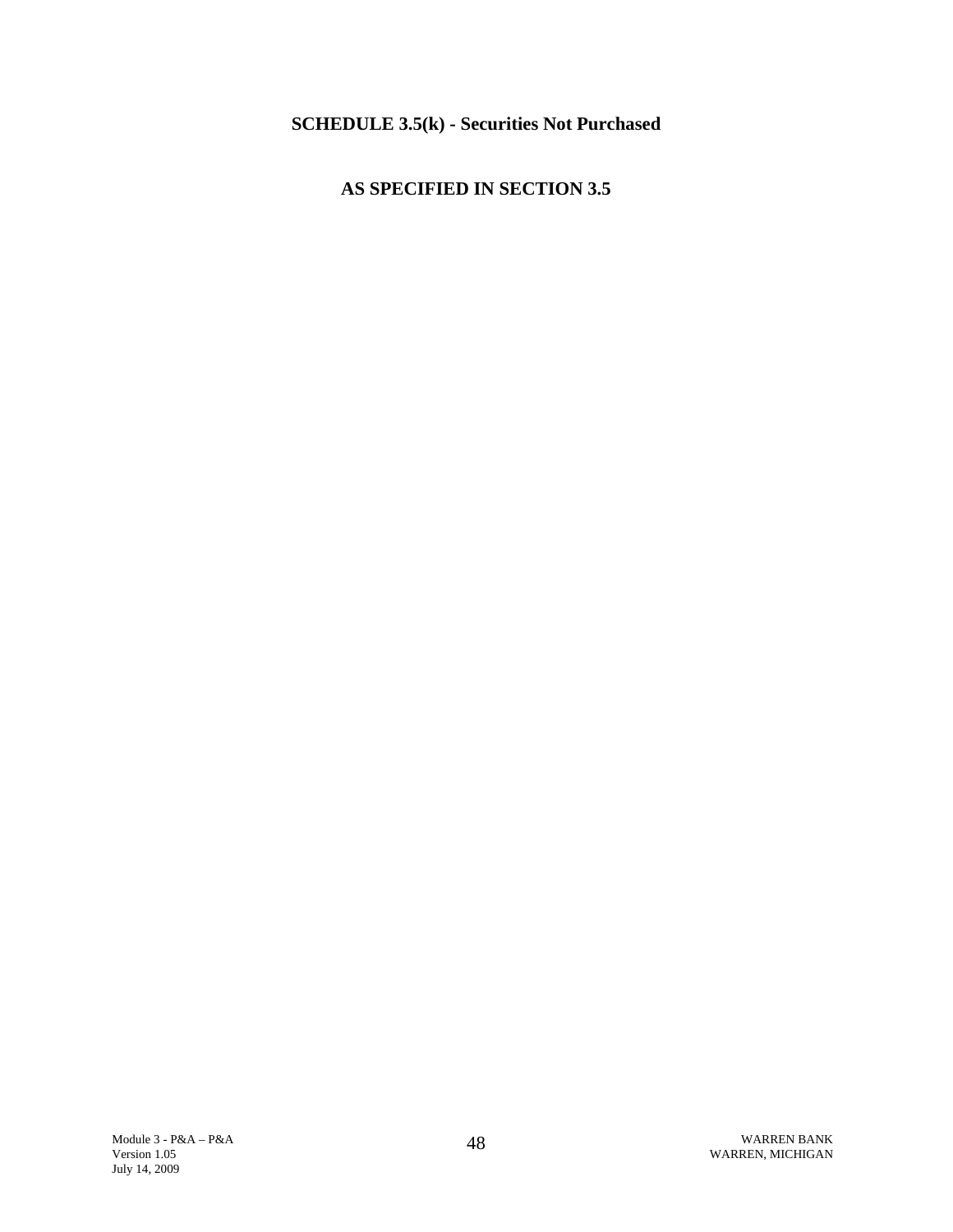**SCHEDULE 3.5(k) - Securities Not Purchased**

**AS SPECIFIED IN SECTION 3.5**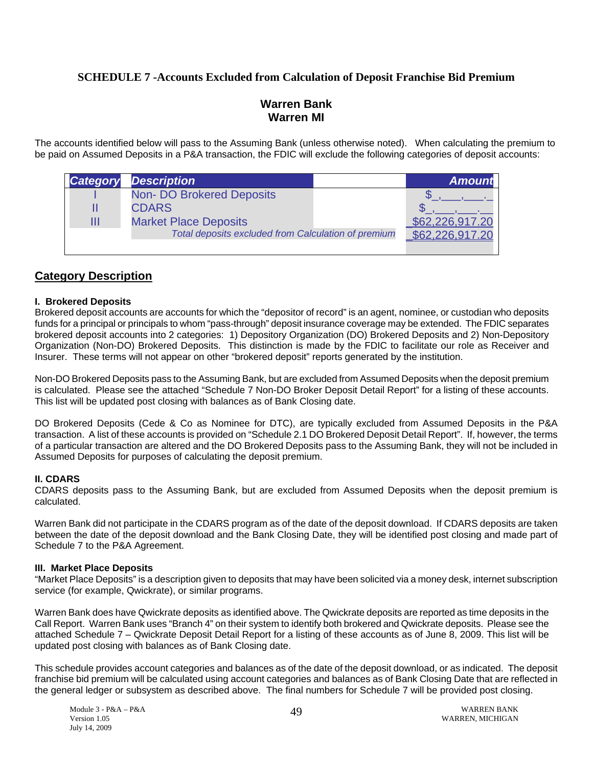### SCHEDULE 7 -Accounts Excluded from Calculation of Deposit Franchise Bid Premium

**Warren Bank**
**Warren MI**

The accounts identified below will pass to the Assuming Bank (unless otherwise noted). When calculating the premium to be paid on Assumed Deposits in a P&A transaction, the FDIC will exclude the following categories of deposit accounts:

| Category | Description | Amount |
|---|---|---|
| I | Non- DO Brokered Deposits | $_,___,___._ |
| II | CDARS | $_,___,___.__ |
| III | Market Place Deposits | $62,226,917.20 |
| | *Total deposits excluded from Calculation of premium* | $62,226,917.20 |

## Category Description

**I. Brokered Deposits**

Brokered deposit accounts are accounts for which the "depositor of record" is an agent, nominee, or custodian who deposits funds for a principal or principals to whom "pass-through" deposit insurance coverage may be extended. The FDIC separates brokered deposit accounts into 2 categories: 1) Depository Organization (DO) Brokered Deposits and 2) Non-Depository Organization (Non-DO) Brokered Deposits. This distinction is made by the FDIC to facilitate our role as Receiver and Insurer. These terms will not appear on other "brokered deposit" reports generated by the institution.

Non-DO Brokered Deposits pass to the Assuming Bank, but are excluded from Assumed Deposits when the deposit premium is calculated. Please see the attached "Schedule 7 Non-DO Broker Deposit Detail Report" for a listing of these accounts. This list will be updated post closing with balances as of Bank Closing date.

DO Brokered Deposits (Cede & Co as Nominee for DTC), are typically excluded from Assumed Deposits in the P&A transaction. A list of these accounts is provided on "Schedule 2.1 DO Brokered Deposit Detail Report". If, however, the terms of a particular transaction are altered and the DO Brokered Deposits pass to the Assuming Bank, they will not be included in Assumed Deposits for purposes of calculating the deposit premium.

**II. CDARS**

CDARS deposits pass to the Assuming Bank, but are excluded from Assumed Deposits when the deposit premium is calculated.

Warren Bank did not participate in the CDARS program as of the date of the deposit download. If CDARS deposits are taken between the date of the deposit download and the Bank Closing Date, they will be identified post closing and made part of Schedule 7 to the P&A Agreement.

**III. Market Place Deposits**

"Market Place Deposits" is a description given to deposits that may have been solicited via a money desk, internet subscription service (for example, Qwickrate), or similar programs.

Warren Bank does have Qwickrate deposits as identified above. The Qwickrate deposits are reported as time deposits in the Call Report. Warren Bank uses "Branch 4" on their system to identify both brokered and Qwickrate deposits. Please see the attached Schedule 7 – Qwickrate Deposit Detail Report for a listing of these accounts as of June 8, 2009. This list will be updated post closing with balances as of Bank Closing date.

This schedule provides account categories and balances as of the date of the deposit download, or as indicated. The deposit franchise bid premium will be calculated using account categories and balances as of Bank Closing Date that are reflected in the general ledger or subsystem as described above. The final numbers for Schedule 7 will be provided post closing.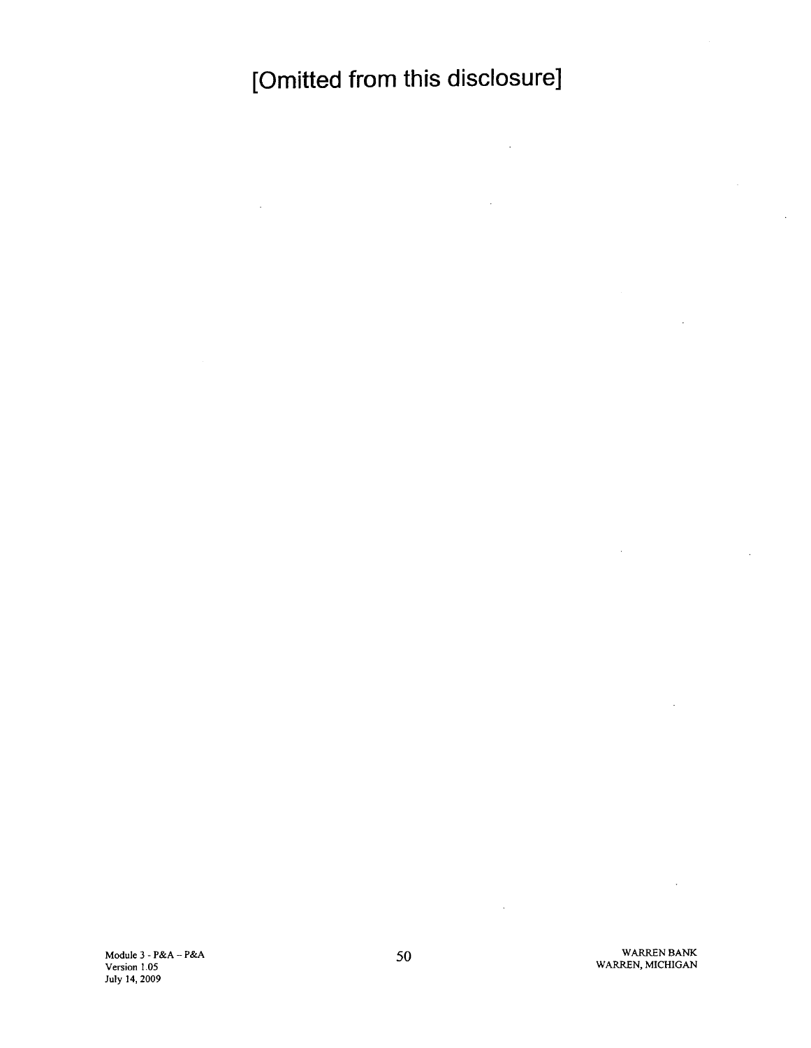# [Omitted from this disclosure]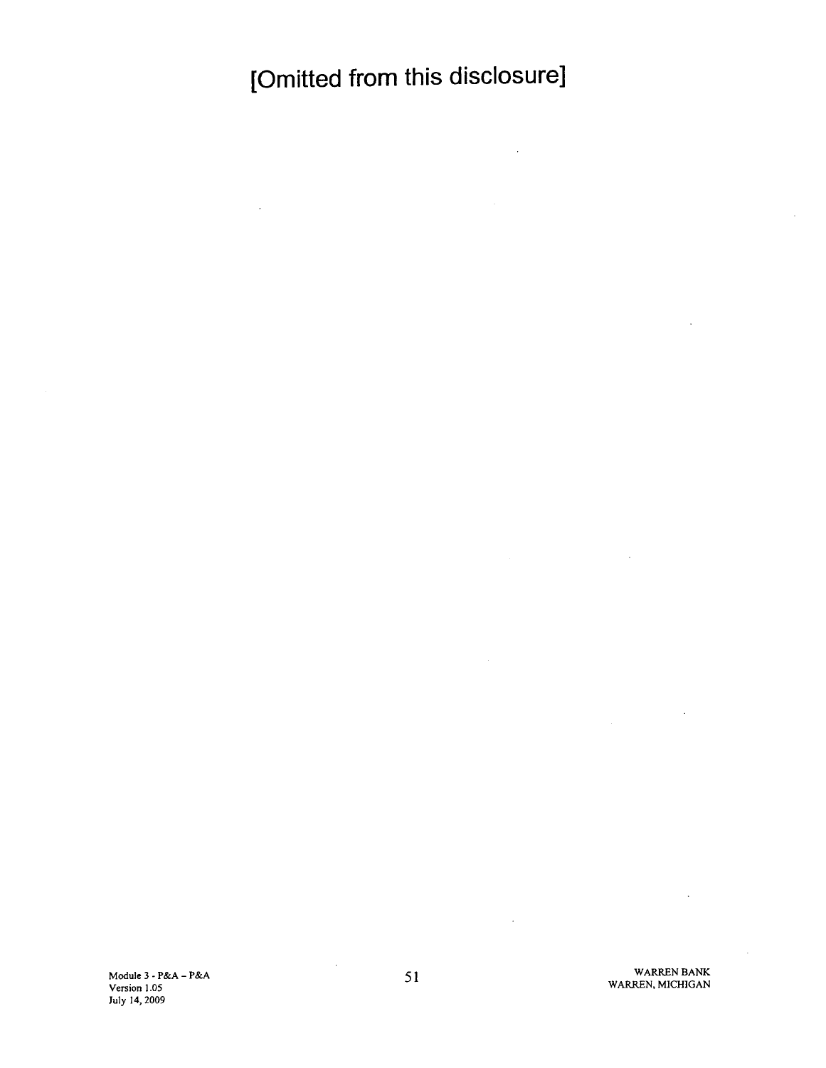# [Omitted from this disclosure]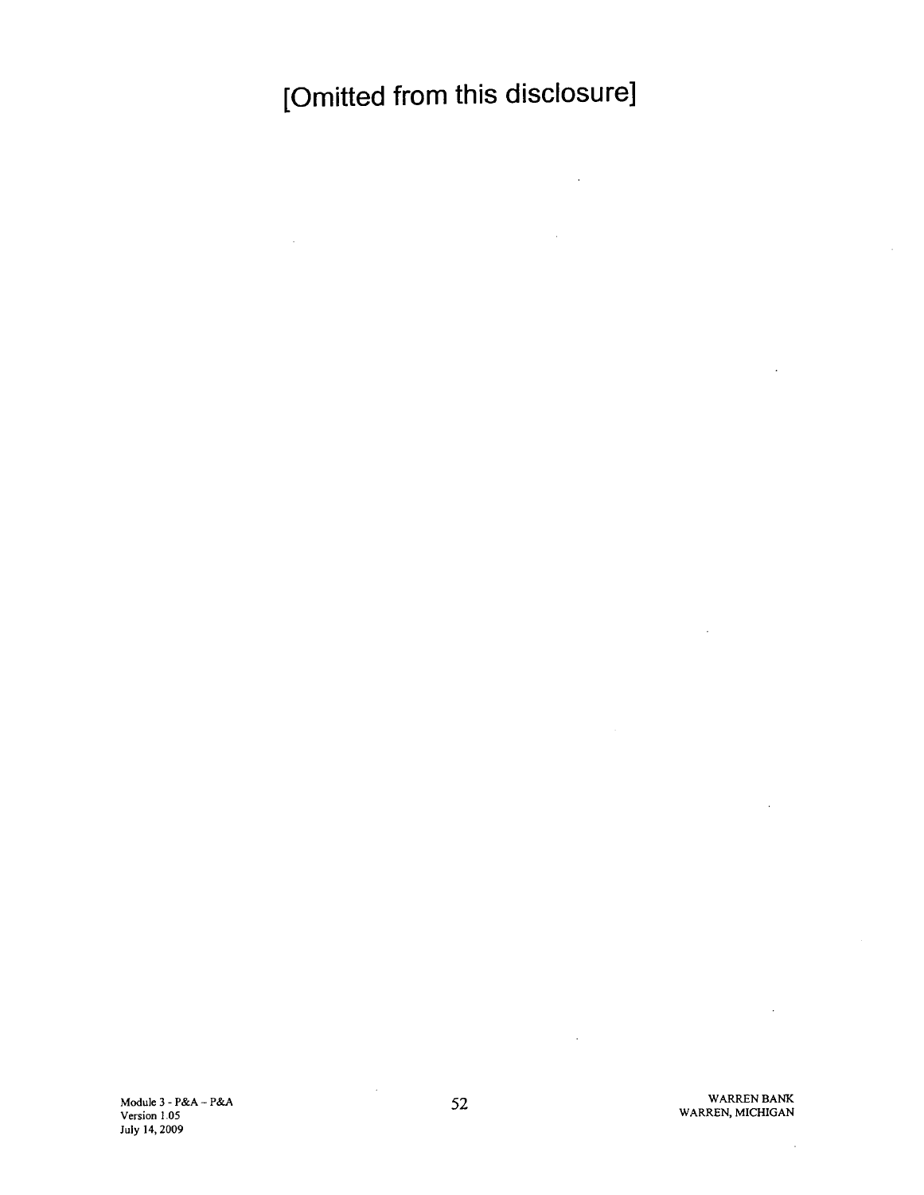[Omitted from this disclosure]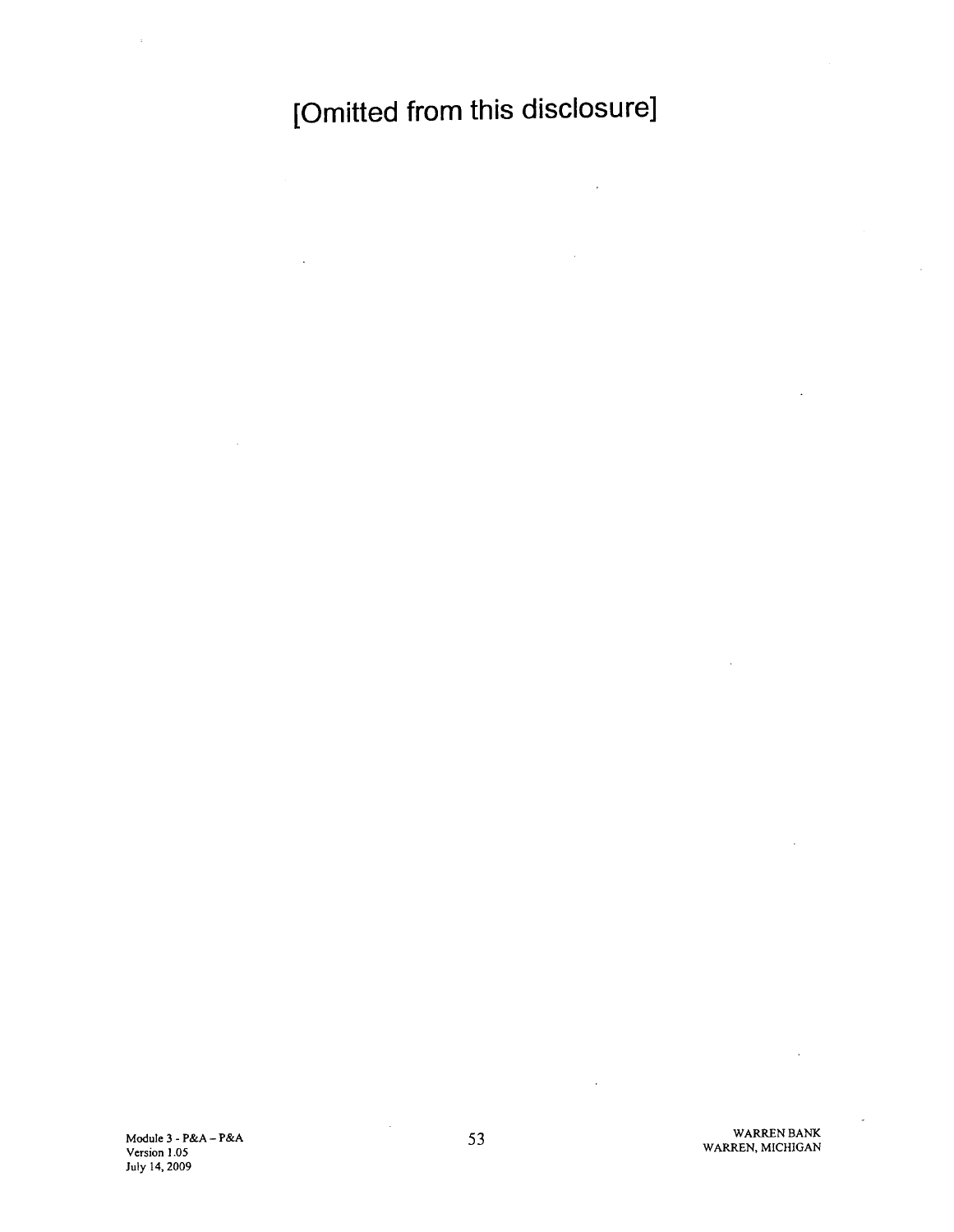[Omitted from this disclosure]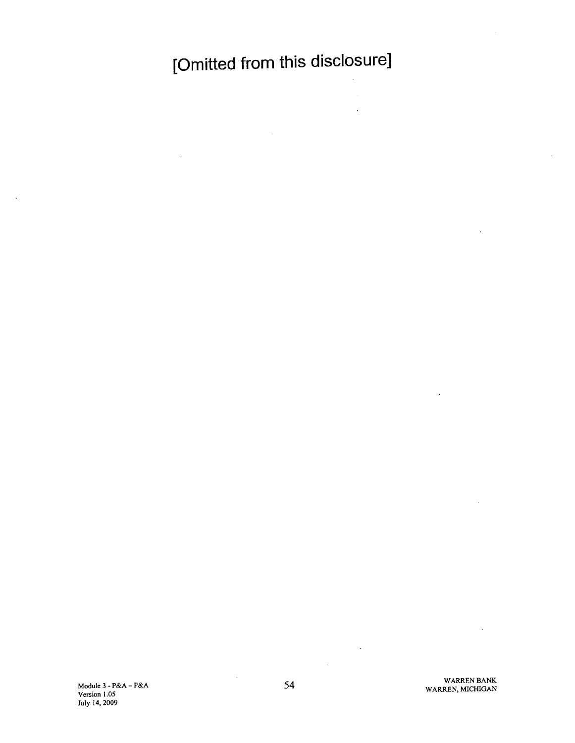[Omitted from this disclosure]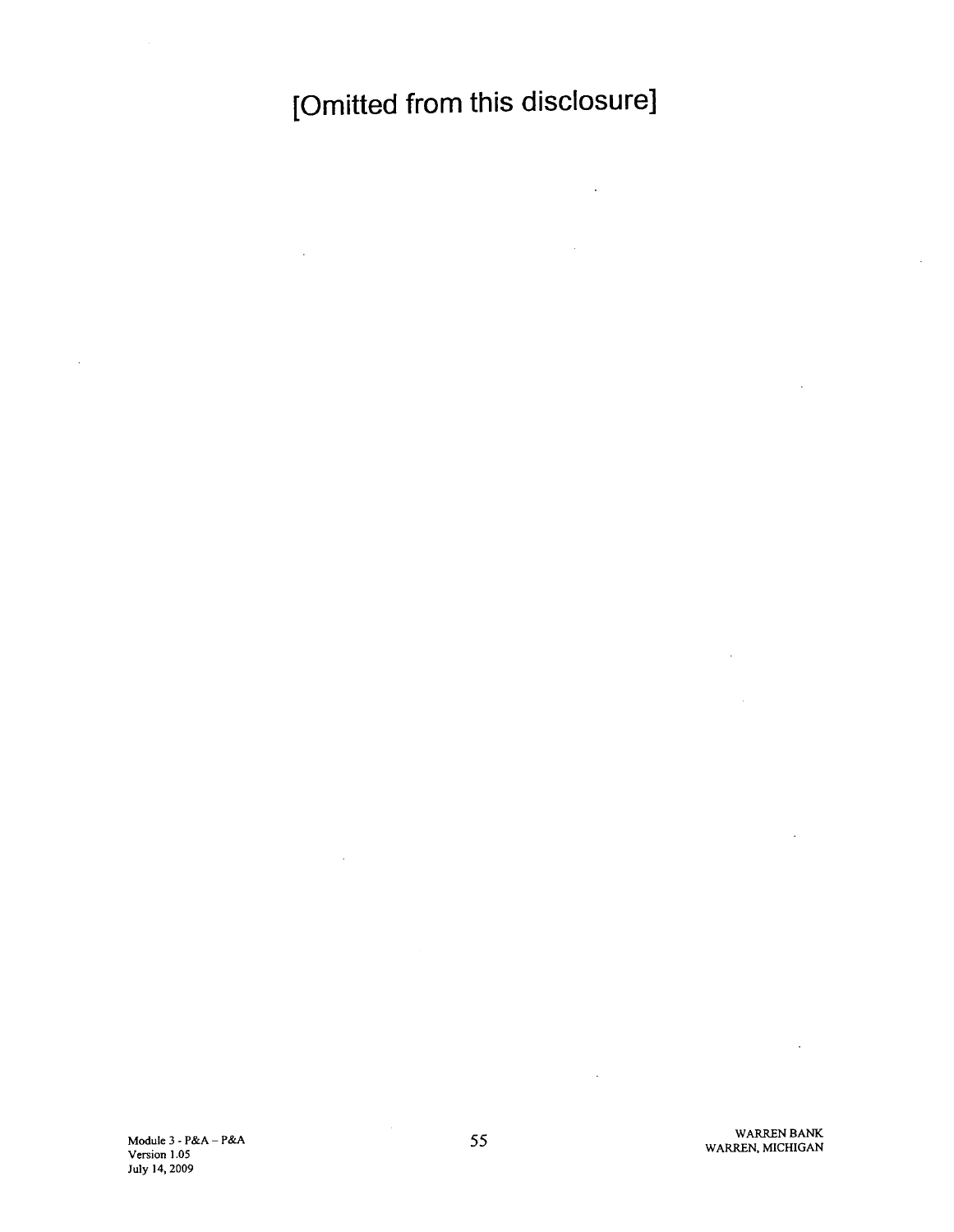[Omitted from this disclosure]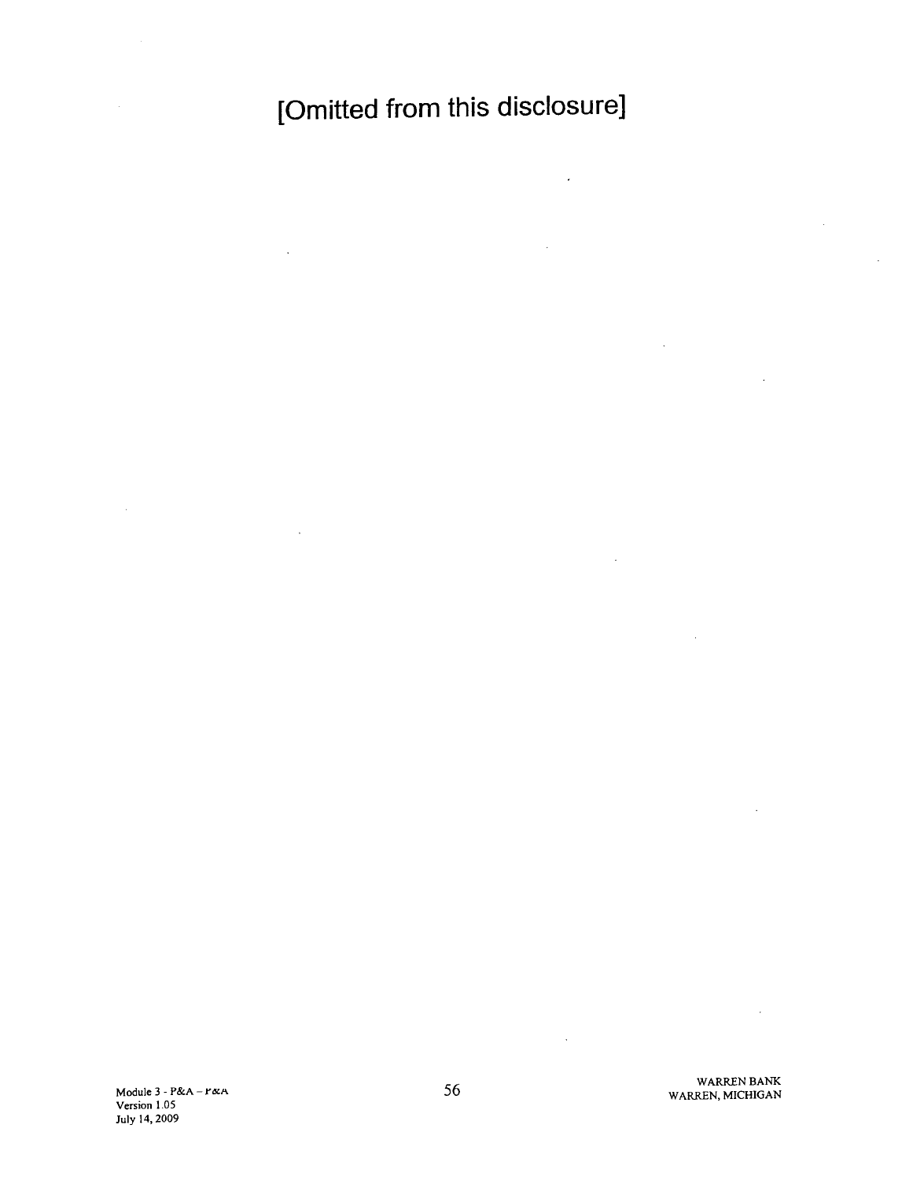[Omitted from this disclosure]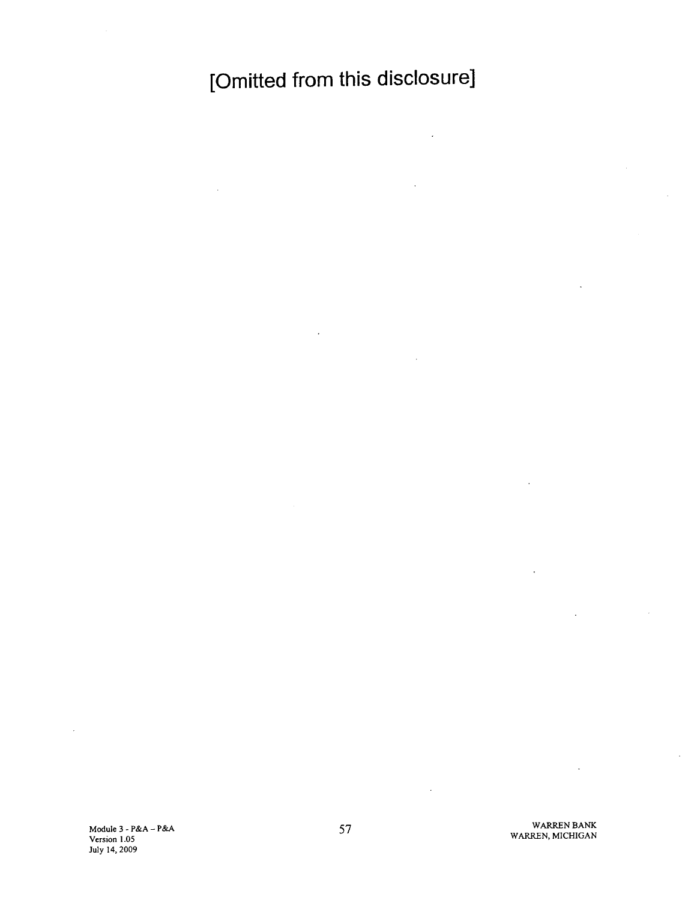[Omitted from this disclosure]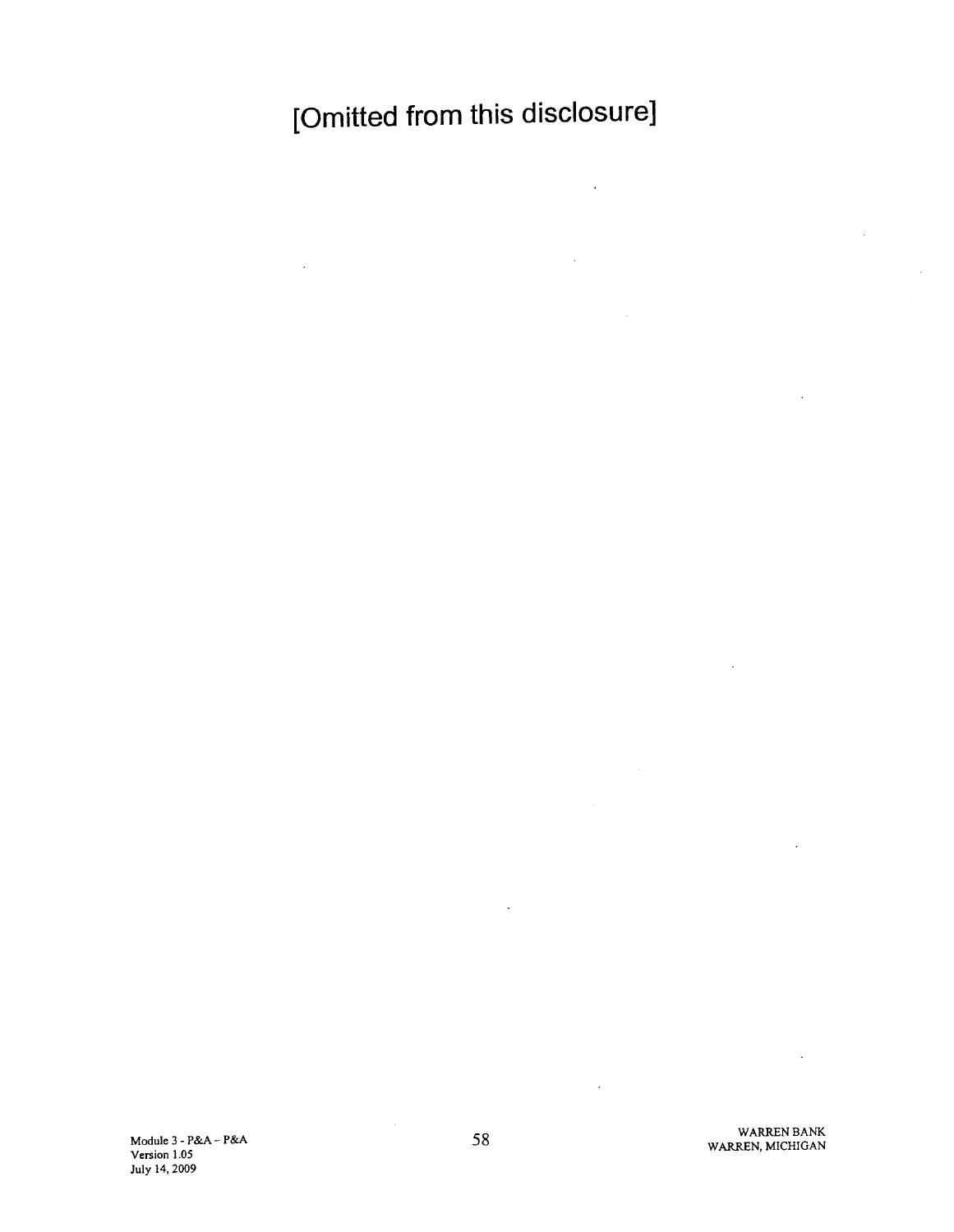# [Omitted from this disclosure]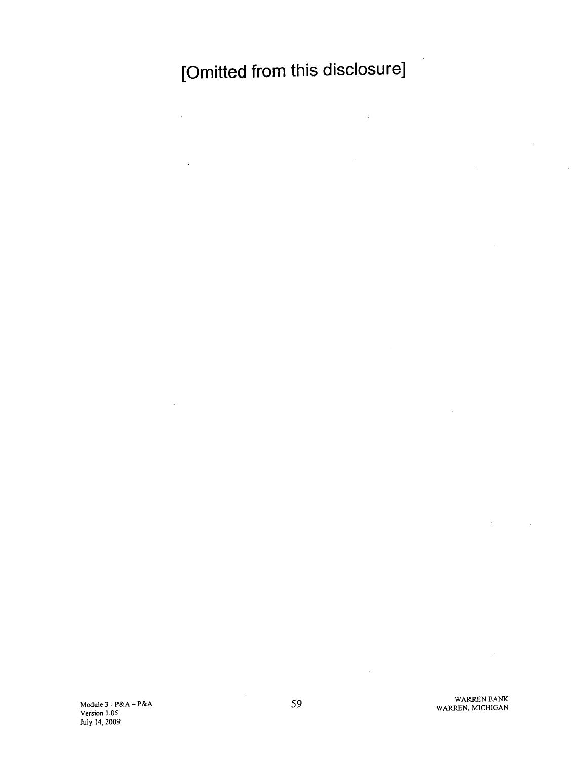[Omitted from this disclosure]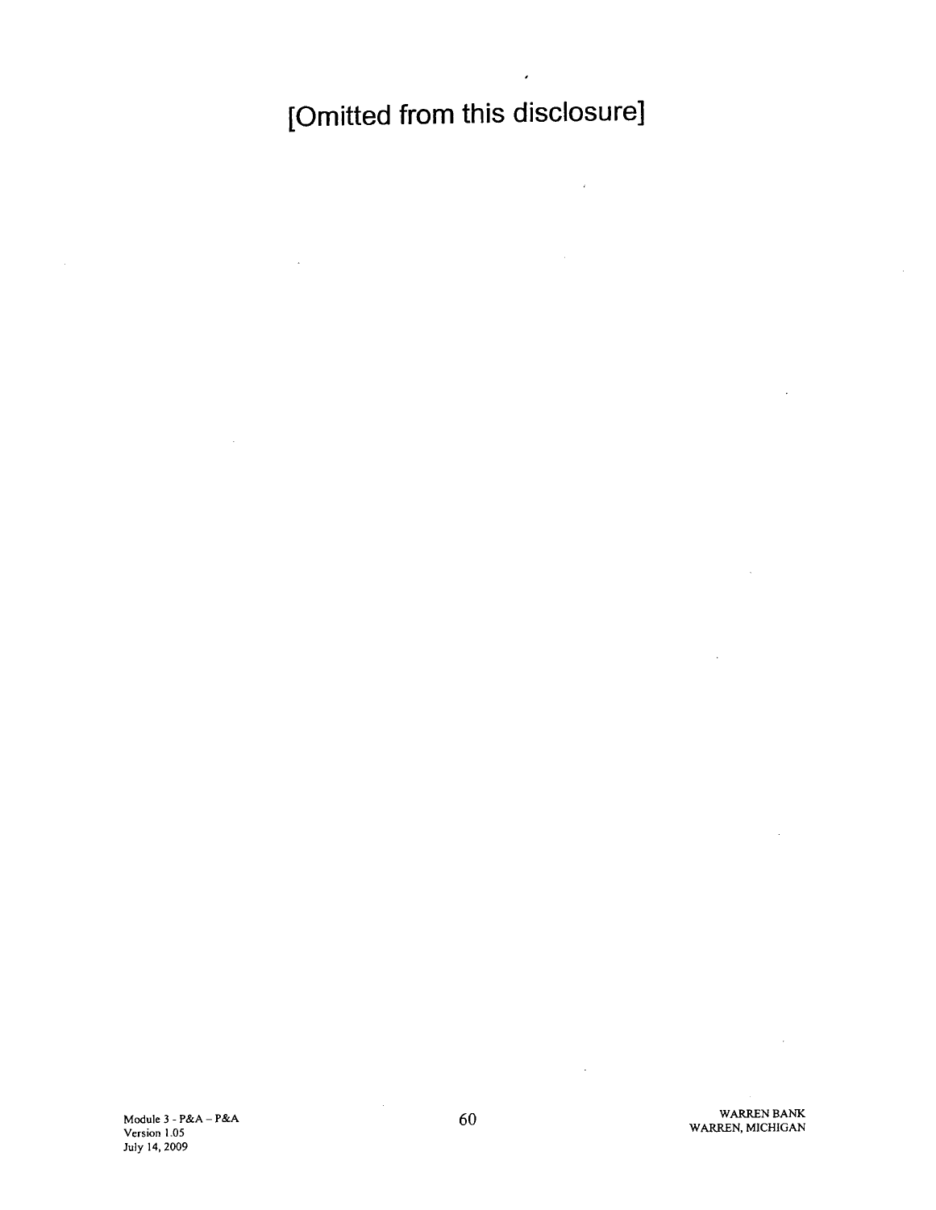[Omitted from this disclosure]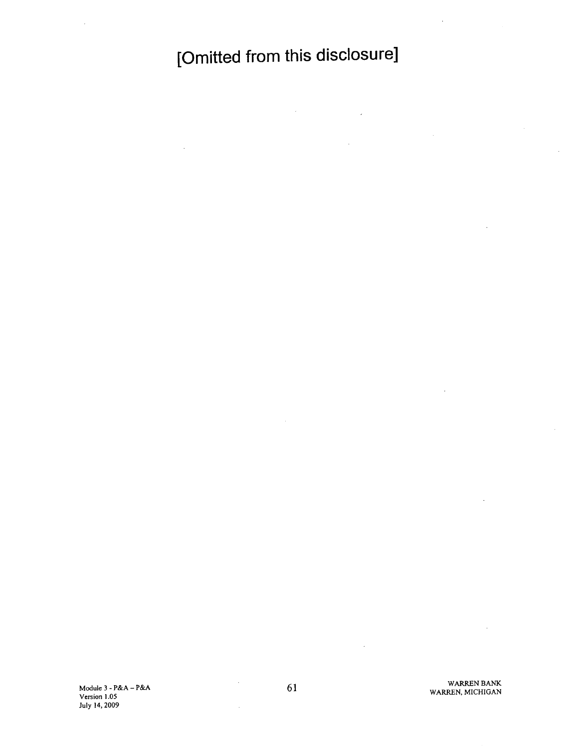[Omitted from this disclosure]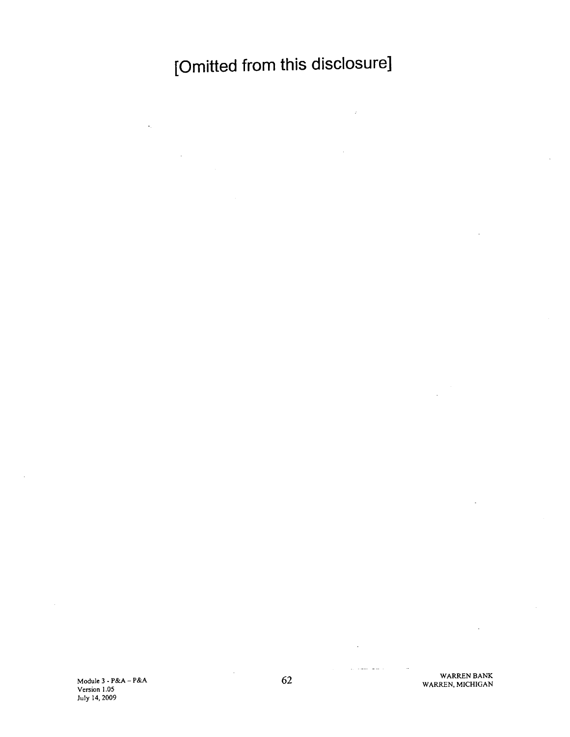[Omitted from this disclosure]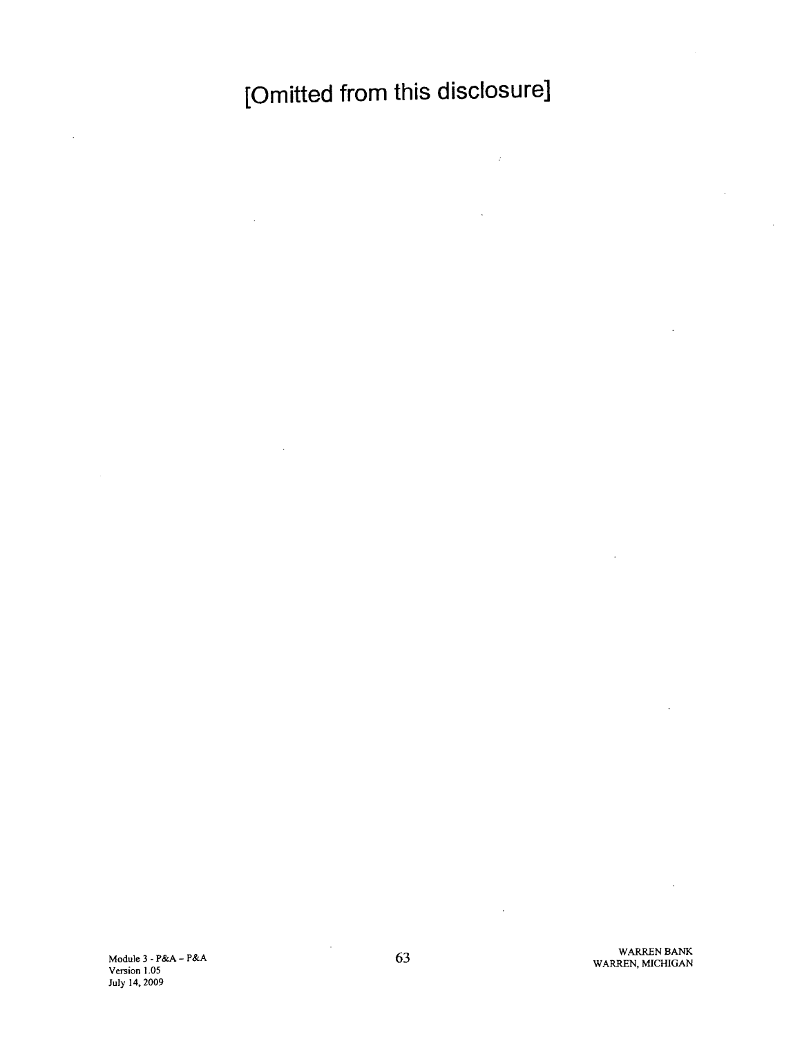[Omitted from this disclosure]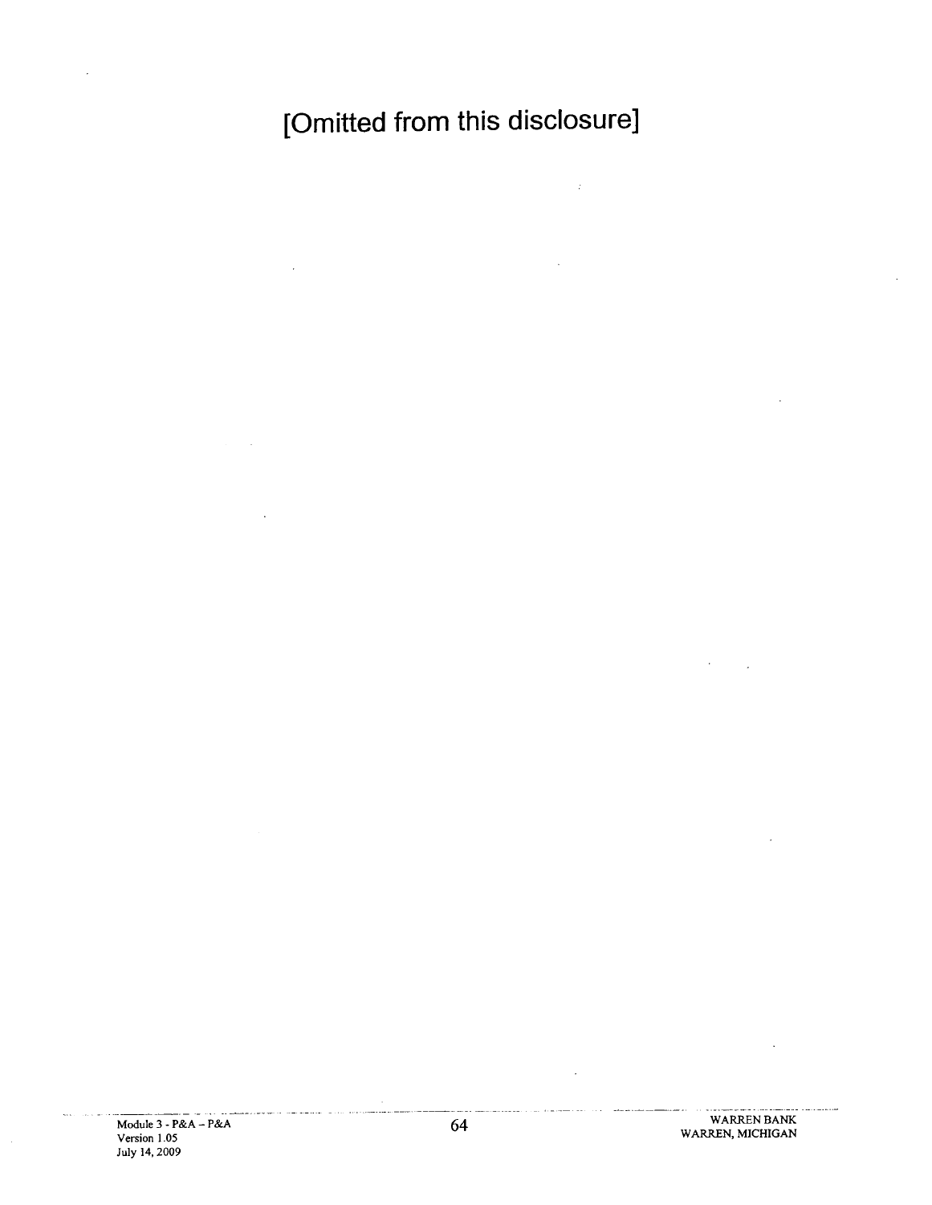[Omitted from this disclosure]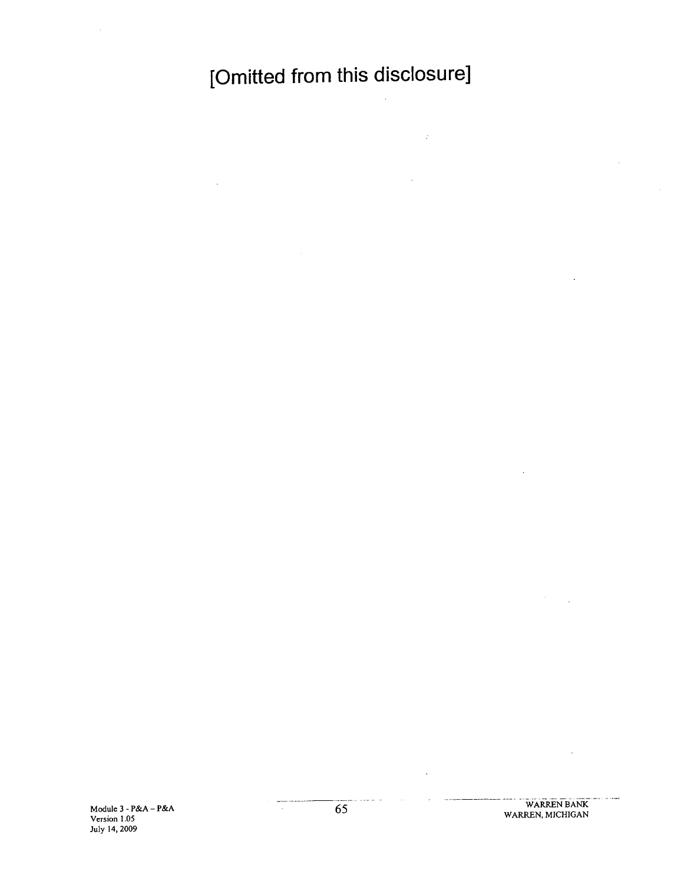[Omitted from this disclosure]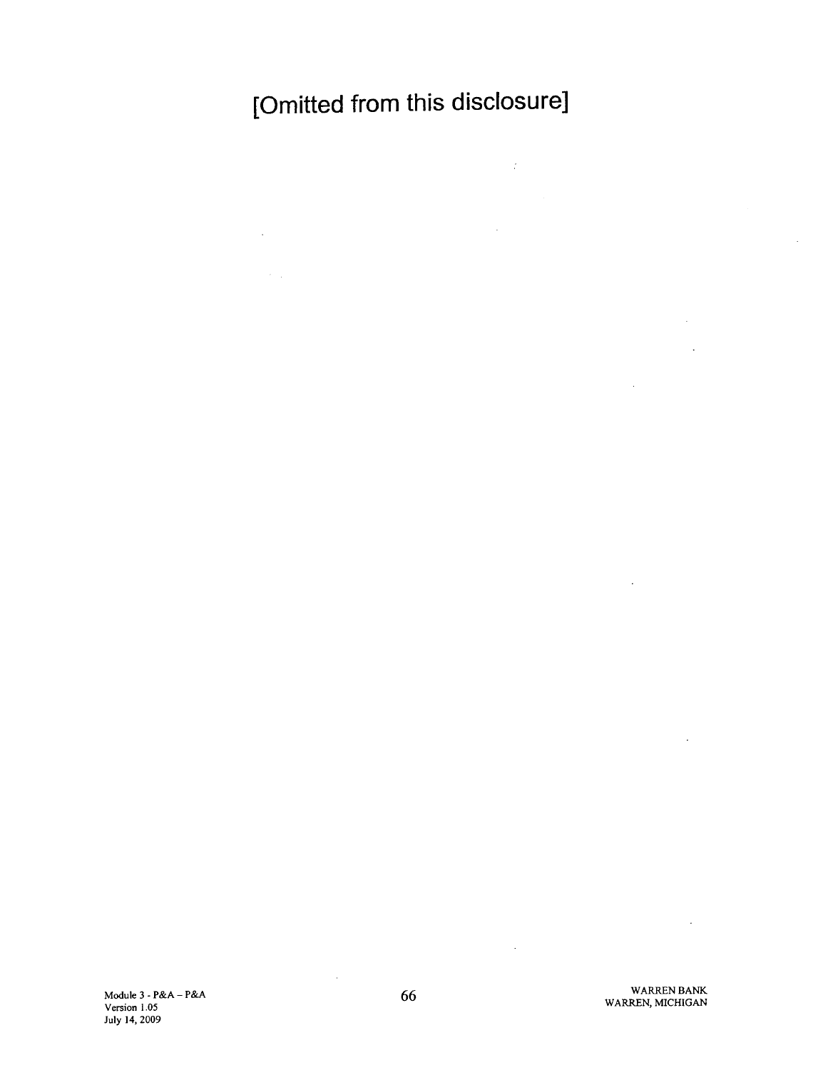[Omitted from this disclosure]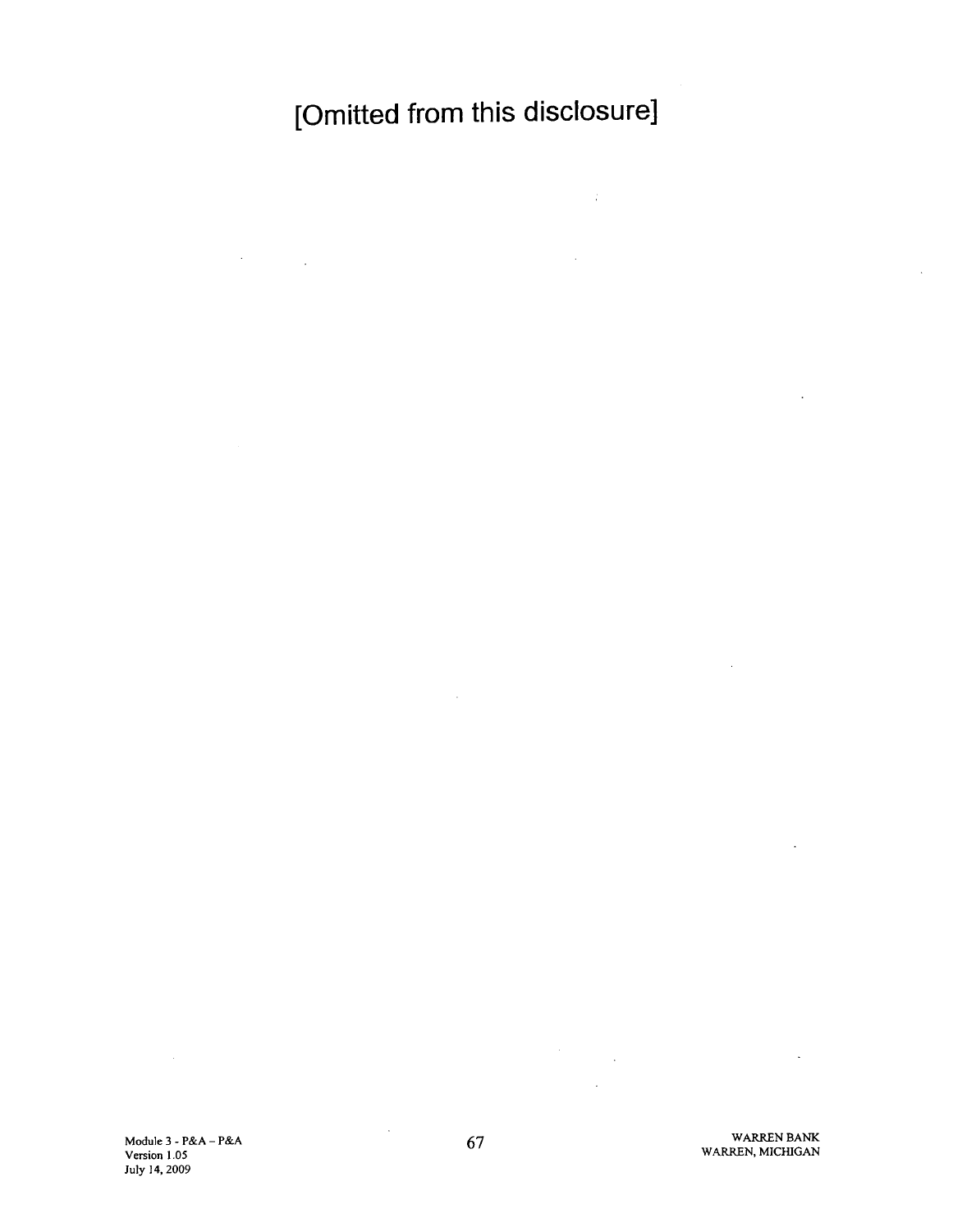[Omitted from this disclosure]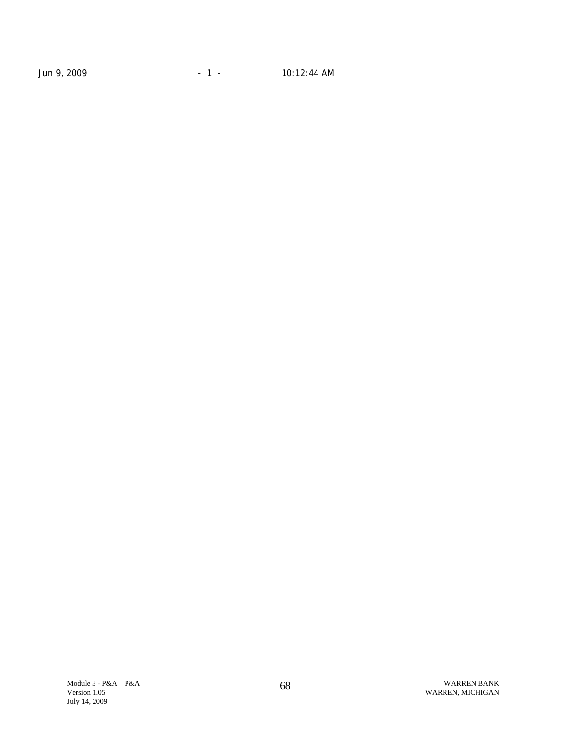Jun 9, 2009 - 1 - 10:12:44 AM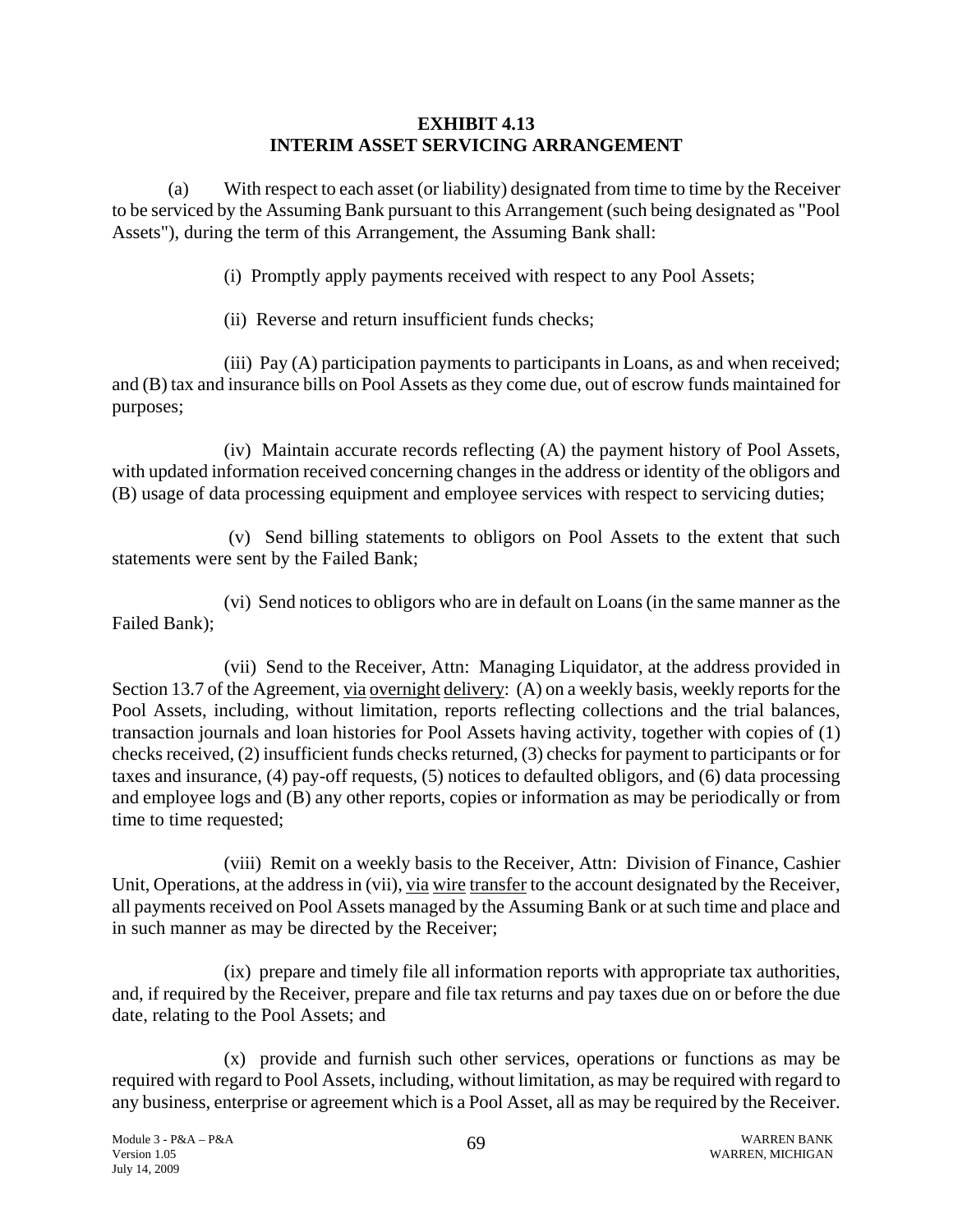**EXHIBIT 4.13**
**INTERIM ASSET SERVICING ARRANGEMENT**

(a) With respect to each asset (or liability) designated from time to time by the Receiver to be serviced by the Assuming Bank pursuant to this Arrangement (such being designated as "Pool Assets"), during the term of this Arrangement, the Assuming Bank shall:

(i) Promptly apply payments received with respect to any Pool Assets;

(ii) Reverse and return insufficient funds checks;

(iii) Pay (A) participation payments to participants in Loans, as and when received; and (B) tax and insurance bills on Pool Assets as they come due, out of escrow funds maintained for purposes;

(iv) Maintain accurate records reflecting (A) the payment history of Pool Assets, with updated information received concerning changes in the address or identity of the obligors and (B) usage of data processing equipment and employee services with respect to servicing duties;

(v) Send billing statements to obligors on Pool Assets to the extent that such statements were sent by the Failed Bank;

(vi) Send notices to obligors who are in default on Loans (in the same manner as the Failed Bank);

(vii) Send to the Receiver, Attn: Managing Liquidator, at the address provided in Section 13.7 of the Agreement, via overnight delivery: (A) on a weekly basis, weekly reports for the Pool Assets, including, without limitation, reports reflecting collections and the trial balances, transaction journals and loan histories for Pool Assets having activity, together with copies of (1) checks received, (2) insufficient funds checks returned, (3) checks for payment to participants or for taxes and insurance, (4) pay-off requests, (5) notices to defaulted obligors, and (6) data processing and employee logs and (B) any other reports, copies or information as may be periodically or from time to time requested;

(viii) Remit on a weekly basis to the Receiver, Attn: Division of Finance, Cashier Unit, Operations, at the address in (vii), via wire transfer to the account designated by the Receiver, all payments received on Pool Assets managed by the Assuming Bank or at such time and place and in such manner as may be directed by the Receiver;

(ix) prepare and timely file all information reports with appropriate tax authorities, and, if required by the Receiver, prepare and file tax returns and pay taxes due on or before the due date, relating to the Pool Assets; and

(x) provide and furnish such other services, operations or functions as may be required with regard to Pool Assets, including, without limitation, as may be required with regard to any business, enterprise or agreement which is a Pool Asset, all as may be required by the Receiver.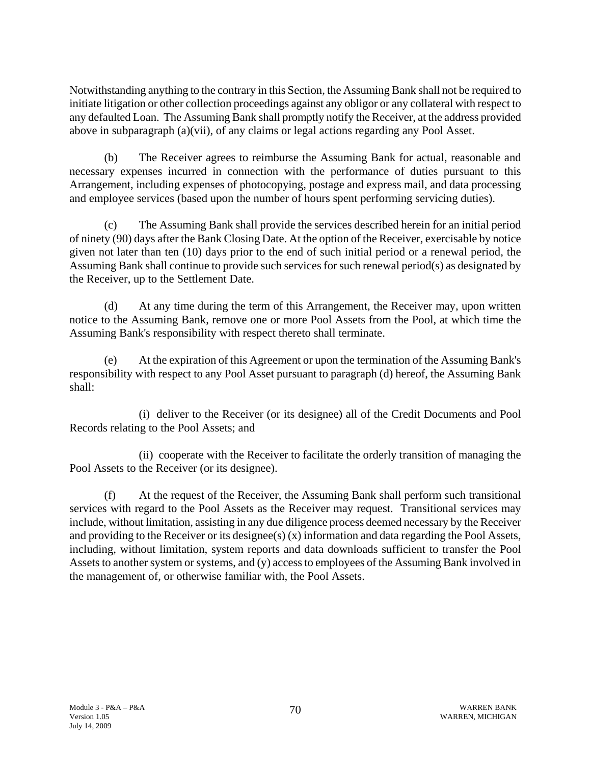Notwithstanding anything to the contrary in this Section, the Assuming Bank shall not be required to initiate litigation or other collection proceedings against any obligor or any collateral with respect to any defaulted Loan. The Assuming Bank shall promptly notify the Receiver, at the address provided above in subparagraph (a)(vii), of any claims or legal actions regarding any Pool Asset.

(b) The Receiver agrees to reimburse the Assuming Bank for actual, reasonable and necessary expenses incurred in connection with the performance of duties pursuant to this Arrangement, including expenses of photocopying, postage and express mail, and data processing and employee services (based upon the number of hours spent performing servicing duties).

(c) The Assuming Bank shall provide the services described herein for an initial period of ninety (90) days after the Bank Closing Date. At the option of the Receiver, exercisable by notice given not later than ten (10) days prior to the end of such initial period or a renewal period, the Assuming Bank shall continue to provide such services for such renewal period(s) as designated by the Receiver, up to the Settlement Date.

(d) At any time during the term of this Arrangement, the Receiver may, upon written notice to the Assuming Bank, remove one or more Pool Assets from the Pool, at which time the Assuming Bank's responsibility with respect thereto shall terminate.

(e) At the expiration of this Agreement or upon the termination of the Assuming Bank's responsibility with respect to any Pool Asset pursuant to paragraph (d) hereof, the Assuming Bank shall:

(i) deliver to the Receiver (or its designee) all of the Credit Documents and Pool Records relating to the Pool Assets; and

(ii) cooperate with the Receiver to facilitate the orderly transition of managing the Pool Assets to the Receiver (or its designee).

(f) At the request of the Receiver, the Assuming Bank shall perform such transitional services with regard to the Pool Assets as the Receiver may request. Transitional services may include, without limitation, assisting in any due diligence process deemed necessary by the Receiver and providing to the Receiver or its designee(s) (x) information and data regarding the Pool Assets, including, without limitation, system reports and data downloads sufficient to transfer the Pool Assets to another system or systems, and (y) access to employees of the Assuming Bank involved in the management of, or otherwise familiar with, the Pool Assets.